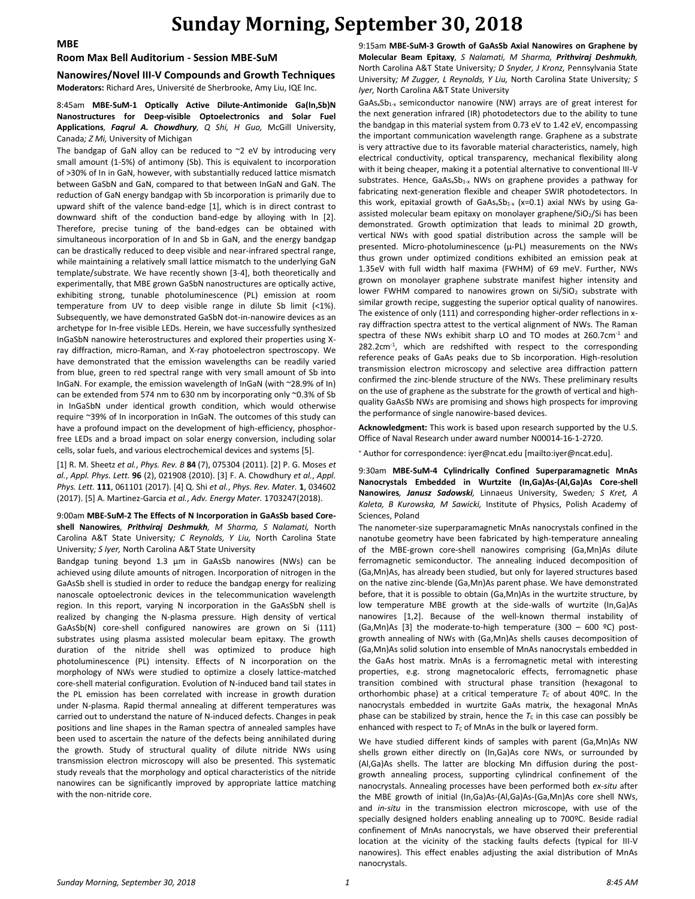# Sunday Morning, September 30, 2018

## MBE

### Room Max Bell Auditorium - Session MBE-SuM

### Nanowires/Novel III-V Compounds and Growth Techniques

**Moderators:** Richard Ares, Université de Sherbrooke, Amy Liu, IQE Inc.

8:45am **MBE-SuM-1 Optically Active Dilute-Antimonide Ga(In,Sb)N Nanostructures for Deep-visible Optoelectronics and Solar Fuel Applications**, ***Faqrul A. Chowdhury***, *Q Shi, H Guo,* McGill University, Canada*; Z Mi,* University of Michigan

The bandgap of GaN alloy can be reduced to ~2 eV by introducing very small amount (1-5%) of antimony (Sb). This is equivalent to incorporation of >30% of In in GaN, however, with substantially reduced lattice mismatch between GaSbN and GaN, compared to that between InGaN and GaN. The reduction of GaN energy bandgap with Sb incorporation is primarily due to upward shift of the valence band-edge [1], which is in direct contrast to downward shift of the conduction band-edge by alloying with In [2]. Therefore, precise tuning of the band-edges can be obtained with simultaneous incorporation of In and Sb in GaN, and the energy bandgap can be drastically reduced to deep visible and near-infrared spectral range, while maintaining a relatively small lattice mismatch to the underlying GaN template/substrate. We have recently shown [3-4], both theoretically and experimentally, that MBE grown GaSbN nanostructures are optically active, exhibiting strong, tunable photoluminescence (PL) emission at room temperature from UV to deep visible range in dilute Sb limit (<1%). Subsequently, we have demonstrated GaSbN dot-in-nanowire devices as an archetype for In-free visible LEDs. Herein, we have successfully synthesized InGaSbN nanowire heterostructures and explored their properties using X-ray diffraction, micro-Raman, and X-ray photoelectron spectroscopy. We have demonstrated that the emission wavelengths can be readily varied from blue, green to red spectral range with very small amount of Sb into InGaN. For example, the emission wavelength of InGaN (with ~28.9% of In) can be extended from 574 nm to 630 nm by incorporating only ~0.3% of Sb in InGaSbN under identical growth condition, which would otherwise require ~39% of In incorporation in InGaN. The outcomes of this study can have a profound impact on the development of high-efficiency, phosphor-free LEDs and a broad impact on solar energy conversion, including solar cells, solar fuels, and various electrochemical devices and systems [5].

[1] R. M. Sheetz *et al.*, *Phys. Rev. B* **84** (7), 075304 (2011). [2] P. G. Moses *et al.*, *Appl. Phys. Lett.* **96** (2), 021908 (2010). [3] F. A. Chowdhury *et al.*, *Appl. Phys. Lett.* **111**, 061101 (2017). [4] Q. Shi *et al.*, *Phys. Rev. Mater.* **1**, 034602 (2017). [5] A. Martinez-Garcia *et al.*, *Adv. Energy Mater.* 1703247(2018).

9:00am **MBE-SuM-2 The Effects of N Incorporation in GaAsSb based Core-shell Nanowires**, ***Prithviraj Deshmukh***, *M Sharma, S Nalamati,* North Carolina A&T State University*; C Reynolds, Y Liu,* North Carolina State University*; S Iyer,* North Carolina A&T State University

Bandgap tuning beyond 1.3 µm in GaAsSb nanowires (NWs) can be achieved using dilute amounts of nitrogen. Incorporation of nitrogen in the GaAsSb shell is studied in order to reduce the bandgap energy for realizing nanoscale optoelectronic devices in the telecommunication wavelength region. In this report, varying N incorporation in the GaAsSbN shell is realized by changing the N-plasma pressure. High density of vertical GaAsSb(N) core-shell configured nanowires are grown on Si (111) substrates using plasma assisted molecular beam epitaxy. The growth duration of the nitride shell was optimized to produce high photoluminescence (PL) intensity. Effects of N incorporation on the morphology of NWs were studied to optimize a closely lattice-matched core-shell material configuration. Evolution of N-induced band tail states in the PL emission has been correlated with increase in growth duration under N-plasma. Rapid thermal annealing at different temperatures was carried out to understand the nature of N-induced defects. Changes in peak positions and line shapes in the Raman spectra of annealed samples have been used to ascertain the nature of the defects being annihilated during the growth. Study of structural quality of dilute nitride NWs using transmission electron microscopy will also be presented. This systematic study reveals that the morphology and optical characteristics of the nitride nanowires can be significantly improved by appropriate lattice matching with the non-nitride core.

9:15am **MBE-SuM-3 Growth of GaAsSb Axial Nanowires on Graphene by Molecular Beam Epitaxy**, *S Nalamati, M Sharma,* ***Prithviraj Deshmukh***, North Carolina A&T State University*; D Snyder, J Kronz,* Pennsylvania State University*; M Zugger, L Reynolds, Y Liu,* North Carolina State University*; S Iyer,* North Carolina A&T State University

$GaAs_xSb_{1-x}$ semiconductor nanowire (NW) arrays are of great interest for the next generation infrared (IR) photodetectors due to the ability to tune the bandgap in this material system from 0.73 eV to 1.42 eV, encompassing the important communication wavelength range. Graphene as a substrate is very attractive due to its favorable material characteristics, namely, high electrical conductivity, optical transparency, mechanical flexibility along with it being cheaper, making it a potential alternative to conventional III-V substrates. Hence, $GaAs_xSb_{1-x}$ NWs on graphene provides a pathway for fabricating next-generation flexible and cheaper SWIR photodetectors. In this work, epitaxial growth of $GaAs_xSb_{1-x}$ (x=0.1) axial NWs by using Ga-assisted molecular beam epitaxy on monolayer graphene/$SiO_2$/Si has been demonstrated. Growth optimization that leads to minimal 2D growth, vertical NWs with good spatial distribution across the sample will be presented. Micro-photoluminescence (µ-PL) measurements on the NWs thus grown under optimized conditions exhibited an emission peak at 1.35eV with full width half maxima (FWHM) of 69 meV. Further, NWs grown on monolayer graphene substrate manifest higher intensity and lower FWHM compared to nanowires grown on Si/$SiO_2$ substrate with similar growth recipe, suggesting the superior optical quality of nanowires. The existence of only (111) and corresponding higher-order reflections in x-ray diffraction spectra attest to the vertical alignment of NWs. The Raman spectra of these NWs exhibit sharp LO and TO modes at 260.7cm$^{-1}$ and 282.2cm$^{-1}$, which are redshifted with respect to the corresponding reference peaks of GaAs peaks due to Sb incorporation. High-resolution transmission electron microscopy and selective area diffraction pattern confirmed the zinc-blende structure of the NWs. These preliminary results on the use of graphene as the substrate for the growth of vertical and high-quality GaAsSb NWs are promising and shows high prospects for improving the performance of single nanowire-based devices.

**Acknowledgment:** This work is based upon research supported by the U.S. Office of Naval Research under award number N00014-16-1-2720.

+ Author for correspondence: iyer@ncat.edu [mailto:iyer@ncat.edu].

9:30am **MBE-SuM-4 Cylindrically Confined Superparamagnetic MnAs Nanocrystals Embedded in Wurtzite (In,Ga)As-(Al,Ga)As Core-shell Nanowires**, ***Janusz Sadowski***, Linnaeus University, Sweden*; S Kret, A Kaleta, B Kurowska, M Sawicki,* Institute of Physics, Polish Academy of Sciences, Poland

The nanometer-size superparamagnetic MnAs nanocrystals confined in the nanotube geometry have been fabricated by high-temperature annealing of the MBE-grown core-shell nanowires comprising (Ga,Mn)As dilute ferromagnetic semiconductor. The annealing induced decomposition of (Ga,Mn)As, has already been studied, but only for layered structures based on the native zinc-blende (Ga,Mn)As parent phase. We have demonstrated before, that it is possible to obtain (Ga,Mn)As in the wurtzite structure, by low temperature MBE growth at the side-walls of wurtzite (In,Ga)As nanowires [1,2]. Because of the well-known thermal instability of (Ga,Mn)As [3] the moderate-to-high temperature (300 – 600 ºC) post-growth annealing of NWs with (Ga,Mn)As shells causes decomposition of (Ga,Mn)As solid solution into ensemble of MnAs nanocrystals embedded in the GaAs host matrix. MnAs is a ferromagnetic metal with interesting properties, e.g. strong magnetocaloric effects, ferromagnetic phase transition combined with structural phase transition (hexagonal to orthorhombic phase) at a critical temperature $T_C$ of about 40ºC. In the nanocrystals embedded in wurtzite GaAs matrix, the hexagonal MnAs phase can be stabilized by strain, hence the $T_C$ in this case can possibly be enhanced with respect to $T_C$ of MnAs in the bulk or layered form.

We have studied different kinds of samples with parent (Ga,Mn)As NW shells grown either directly on (In,Ga)As core NWs, or surrounded by (Al,Ga)As shells. The latter are blocking Mn diffusion during the post-growth annealing process, supporting cylindrical confinement of the nanocrystals. Annealing processes have been performed both *ex-situ* after the MBE growth of initial (In,Ga)As-(Al,Ga)As-(Ga,Mn)As core shell NWs, and *in-situ* in the transmission electron microscope, with use of the specially designed holders enabling annealing up to 700ºC. Beside radial confinement of MnAs nanocrystals, we have observed their preferential location at the vicinity of the stacking faults defects (typical for III-V nanowires). This effect enables adjusting the axial distribution of MnAs nanocrystals.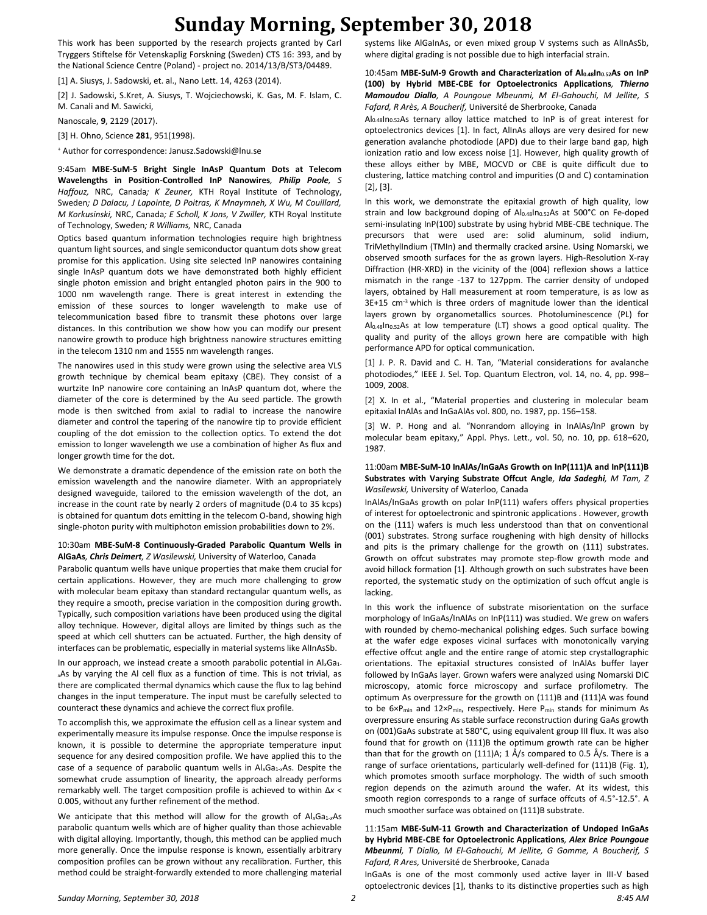This work has been supported by the research projects granted by Carl Tryggers Stiftelse för Vetenskaplig Forskning (Sweden) CTS 16: 393, and by the National Science Centre (Poland) - project no. 2014/13/B/ST3/04489.

[1] A. Siusys, J. Sadowski, et. al., Nano Lett. 14, 4263 (2014).

[2] J. Sadowski, S.Kret, A. Siusys, T. Wojciechowski, K. Gas, M. F. Islam, C. M. Canali and M. Sawicki,

Nanoscale, **9**, 2129 (2017).

[3] H. Ohno, Science **281**, 951(1998).

[+] Author for correspondence: Janusz.Sadowski@lnu.se

9:45am **MBE-SuM-5 Bright Single InAsP Quantum Dots at Telecom Wavelengths in Position-Controlled InP Nanowires**, ***Philip Poole**, S Haffouz,* NRC, Canada*; K Zeuner,* KTH Royal Institute of Technology, Sweden*; D Dalacu, J Lapointe, D Poitras, K Mnaymneh, X Wu, M Couillard, M Korkusinski,* NRC, Canada*; E Scholl, K Jons, V Zwiller,* KTH Royal Institute of Technology, Sweden*; R Williams,* NRC, Canada

Optics based quantum information technologies require high brightness quantum light sources, and single semiconductor quantum dots show great promise for this application. Using site selected InP nanowires containing single InAsP quantum dots we have demonstrated both highly efficient single photon emission and bright entangled photon pairs in the 900 to 1000 nm wavelength range. There is great interest in extending the emission of these sources to longer wavelength to make use of telecommunication based fibre to transmit these photons over large distances. In this contribution we show how you can modify our present nanowire growth to produce high brightness nanowire structures emitting in the telecom 1310 nm and 1555 nm wavelength ranges.

The nanowires used in this study were grown using the selective area VLS growth technique by chemical beam epitaxy (CBE). They consist of a wurtzite InP nanowire core containing an InAsP quantum dot, where the diameter of the core is determined by the Au seed particle. The growth mode is then switched from axial to radial to increase the nanowire diameter and control the tapering of the nanowire tip to provide efficient coupling of the dot emission to the collection optics. To extend the dot emission to longer wavelength we use a combination of higher As flux and longer growth time for the dot.

We demonstrate a dramatic dependence of the emission rate on both the emission wavelength and the nanowire diameter. With an appropriately designed waveguide, tailored to the emission wavelength of the dot, an increase in the count rate by nearly 2 orders of magnitude (0.4 to 35 kcps) is obtained for quantum dots emitting in the telecom O-band, showing high single-photon purity with multiphoton emission probabilities down to 2%.

10:30am **MBE-SuM-8 Continuously-Graded Parabolic Quantum Wells in AlGaAs**, ***Chris Deimert**, Z Wasilewski,* University of Waterloo, Canada

Parabolic quantum wells have unique properties that make them crucial for certain applications. However, they are much more challenging to grow with molecular beam epitaxy than standard rectangular quantum wells, as they require a smooth, precise variation in the composition during growth. Typically, such composition variations have been produced using the digital alloy technique. However, digital alloys are limited by things such as the speed at which cell shutters can be actuated. Further, the high density of interfaces can be problematic, especially in material systems like AlInAsSb.

In our approach, we instead create a smooth parabolic potential in $Al_xGa_{1-x}As$ by varying the Al cell flux as a function of time. This is not trivial, as there are complicated thermal dynamics which cause the flux to lag behind changes in the input temperature. The input must be carefully selected to counteract these dynamics and achieve the correct flux profile.

To accomplish this, we approximate the effusion cell as a linear system and experimentally measure its impulse response. Once the impulse response is known, it is possible to determine the appropriate temperature input sequence for any desired composition profile. We have applied this to the case of a sequence of parabolic quantum wells in $Al_xGa_{1-x}As$. Despite the somewhat crude assumption of linearity, the approach already performs remarkably well. The target composition profile is achieved to within $\Delta x < 0.005$, without any further refinement of the method.

We anticipate that this method will allow for the growth of $Al_xGa_{1-x}As$ parabolic quantum wells which are of higher quality than those achievable with digital alloying. Importantly, though, this method can be applied much more generally. Once the impulse response is known, essentially arbitrary composition profiles can be grown without any recalibration. Further, this method could be straight-forwardly extended to more challenging material systems like AlGaInAs, or even mixed group V systems such as AlInAsSb, where digital grading is not possible due to high interfacial strain.

10:45am **MBE-SuM-9 Growth and Characterization of $Al_{0.48}In_{0.52}As$ on InP (100) by Hybrid MBE-CBE for Optoelectronics Applications**, ***Thierno Mamoudou Diallo**, A Poungoue Mbeunmi, M El-Gahouchi, M Jellite, S Fafard, R Arès, A Boucherif,* Université de Sherbrooke, Canada

$Al_{0.48}In_{0.52}As$ ternary alloy lattice matched to InP is of great interest for optoelectronics devices [1]. In fact, AlInAs alloys are very desired for new generation avalanche photodiode (APD) due to their large band gap, high ionization ratio and low excess noise [1]. However, high quality growth of these alloys either by MBE, MOCVD or CBE is quite difficult due to clustering, lattice matching control and impurities (O and C) contamination [2], [3].

In this work, we demonstrate the epitaxial growth of high quality, low strain and low background doping of $Al_{0.48}In_{0.52}As$ at 500°C on Fe-doped semi-insulating InP(100) substrate by using hybrid MBE-CBE technique. The precursors that were used are: solid aluminum, solid indium, TriMethylIndium (TMIn) and thermally cracked arsine. Using Nomarski, we observed smooth surfaces for the as grown layers. High-Resolution X-ray Diffraction (HR-XRD) in the vicinity of the (004) reflexion shows a lattice mismatch in the range -137 to 127ppm. The carrier density of undoped layers, obtained by Hall measurement at room temperature, is as low as 3E+15 $cm^{-3}$ which is three orders of magnitude lower than the identical layers grown by organometallics sources. Photoluminescence (PL) for $Al_{0.48}In_{0.52}As$ at low temperature (LT) shows a good optical quality. The quality and purity of the alloys grown here are compatible with high performance APD for optical communication.

[1] J. P. R. David and C. H. Tan, "Material considerations for avalanche photodiodes," IEEE J. Sel. Top. Quantum Electron, vol. 14, no. 4, pp. 998–1009, 2008.

[2] X. In et al., "Material properties and clustering in molecular beam epitaxial InAlAs and InGaAlAs vol. 800, no. 1987, pp. 156–158.

[3] W. P. Hong and al. "Nonrandom alloying in InAlAs/InP grown by molecular beam epitaxy," Appl. Phys. Lett., vol. 50, no. 10, pp. 618–620, 1987.

11:00am **MBE-SuM-10 InAlAs/InGaAs Growth on InP(111)A and InP(111)B Substrates with Varying Substrate Offcut Angle**, ***Ida Sadeghi**, M Tam, Z Wasilewski,* University of Waterloo, Canada

InAlAs/InGaAs growth on polar InP(111) wafers offers physical properties of interest for optoelectronic and spintronic applications . However, growth on the (111) wafers is much less understood than that on conventional (001) substrates. Strong surface roughening with high density of hillocks and pits is the primary challenge for the growth on (111) substrates. Growth on offcut substrates may promote step-flow growth mode and avoid hillock formation [1]. Although growth on such substrates have been reported, the systematic study on the optimization of such offcut angle is lacking.

In this work the influence of substrate misorientation on the surface morphology of InGaAs/InAlAs on InP(111) was studied. We grew on wafers with rounded by chemo-mechanical polishing edges. Such surface bowing at the wafer edge exposes vicinal surfaces with monotonically varying effective offcut angle and the entire range of atomic step crystallographic orientations. The epitaxial structures consisted of InAlAs buffer layer followed by InGaAs layer. Grown wafers were analyzed using Nomarski DIC microscopy, atomic force microscopy and surface profilometry. The optimum As overpressure for the growth on (111)B and (111)A was found to be $6\times P_{min}$ and $12\times P_{min}$, respectively. Here $P_{min}$ stands for minimum As overpressure ensuring As stable surface reconstruction during GaAs growth on (001)GaAs substrate at 580°C, using equivalent group III flux. It was also found that for growth on (111)B the optimum growth rate can be higher than that for the growth on (111)A; 1 Å/s compared to 0.5 Å/s. There is a range of surface orientations, particularly well-defined for (111)B (Fig. 1), which promotes smooth surface morphology. The width of such smooth region depends on the azimuth around the wafer. At its widest, this smooth region corresponds to a range of surface offcuts of 4.5°-12.5°. A much smoother surface was obtained on (111)B substrate.

11:15am **MBE-SuM-11 Growth and Characterization of Undoped InGaAs by Hybrid MBE-CBE for Optoelectronic Applications**, ***Alex Brice Poungoue Mbeunmi**, T Diallo, M El-Gahouchi, M Jellite, G Gomme, A Boucherif, S Fafard, R Ares,* Université de Sherbrooke, Canada

InGaAs is one of the most commonly used active layer in III-V based optoelectronic devices [1], thanks to its distinctive properties such as high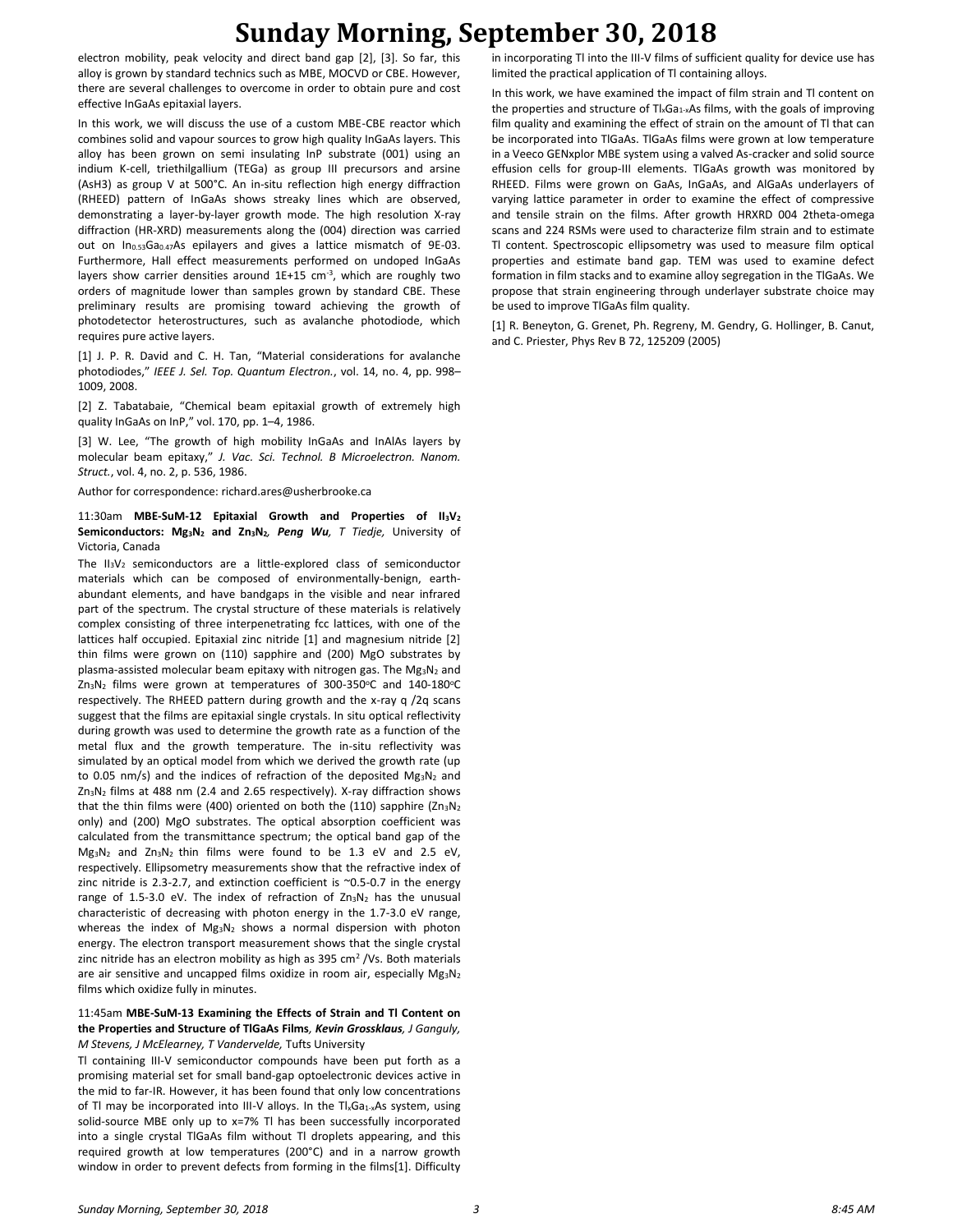electron mobility, peak velocity and direct band gap [2], [3]. So far, this alloy is grown by standard technics such as MBE, MOCVD or CBE. However, there are several challenges to overcome in order to obtain pure and cost effective InGaAs epitaxial layers.

In this work, we will discuss the use of a custom MBE-CBE reactor which combines solid and vapour sources to grow high quality InGaAs layers. This alloy has been grown on semi insulating InP substrate (001) using an indium K-cell, triethilgallium (TEGa) as group III precursors and arsine (AsH3) as group V at 500°C. An in-situ reflection high energy diffraction (RHEED) pattern of InGaAs shows streaky lines which are observed, demonstrating a layer-by-layer growth mode. The high resolution X-ray diffraction (HR-XRD) measurements along the (004) direction was carried out on $In_{0.53}Ga_{0.47}As$ epilayers and gives a lattice mismatch of 9E-03. Furthermore, Hall effect measurements performed on undoped InGaAs layers show carrier densities around 1E+15 $cm^{-3}$, which are roughly two orders of magnitude lower than samples grown by standard CBE. These preliminary results are promising toward achieving the growth of photodetector heterostructures, such as avalanche photodiode, which requires pure active layers.

[1] J. P. R. David and C. H. Tan, "Material considerations for avalanche photodiodes," *IEEE J. Sel. Top. Quantum Electron.*, vol. 14, no. 4, pp. 998–1009, 2008.

[2] Z. Tabatabaie, "Chemical beam epitaxial growth of extremely high quality InGaAs on InP," vol. 170, pp. 1–4, 1986.

[3] W. Lee, "The growth of high mobility InGaAs and InAlAs layers by molecular beam epitaxy," *J. Vac. Sci. Technol. B Microelectron. Nanom. Struct.*, vol. 4, no. 2, p. 536, 1986.

Author for correspondence: richard.ares@usherbrooke.ca

11:30am **MBE-SuM-12 Epitaxial Growth and Properties of $II_3V_2$ Semiconductors: $Mg_3N_2$ and $Zn_3N_2$**, ***Peng Wu**, T Tiedje,* University of Victoria, Canada

The $II_3V_2$ semiconductors are a little-explored class of semiconductor materials which can be composed of environmentally-benign, earth-abundant elements, and have bandgaps in the visible and near infrared part of the spectrum. The crystal structure of these materials is relatively complex consisting of three interpenetrating fcc lattices, with one of the lattices half occupied. Epitaxial zinc nitride [1] and magnesium nitride [2] thin films were grown on (110) sapphire and (200) MgO substrates by plasma-assisted molecular beam epitaxy with nitrogen gas. The $Mg_3N_2$ and $Zn_3N_2$ films were grown at temperatures of 300-350°C and 140-180°C respectively. The RHEED pattern during growth and the x-ray q /2q scans suggest that the films are epitaxial single crystals. In situ optical reflectivity during growth was used to determine the growth rate as a function of the metal flux and the growth temperature. The in-situ reflectivity was simulated by an optical model from which we derived the growth rate (up to 0.05 nm/s) and the indices of refraction of the deposited $Mg_3N_2$ and $Zn_3N_2$ films at 488 nm (2.4 and 2.65 respectively). X-ray diffraction shows that the thin films were (400) oriented on both the (110) sapphire ($Zn_3N_2$ only) and (200) MgO substrates. The optical absorption coefficient was calculated from the transmittance spectrum; the optical band gap of the $Mg_3N_2$ and $Zn_3N_2$ thin films were found to be 1.3 eV and 2.5 eV, respectively. Ellipsometry measurements show that the refractive index of zinc nitride is 2.3-2.7, and extinction coefficient is ~0.5-0.7 in the energy range of 1.5-3.0 eV. The index of refraction of $Zn_3N_2$ has the unusual characteristic of decreasing with photon energy in the 1.7-3.0 eV range, whereas the index of $Mg_3N_2$ shows a normal dispersion with photon energy. The electron transport measurement shows that the single crystal zinc nitride has an electron mobility as high as 395 $cm^2$ /Vs. Both materials are air sensitive and uncapped films oxidize in room air, especially $Mg_3N_2$ films which oxidize fully in minutes.

11:45am **MBE-SuM-13 Examining the Effects of Strain and Tl Content on the Properties and Structure of TlGaAs Films**, ***Kevin Grossklaus**, J Ganguly, M Stevens, J McElearney, T Vandervelde,* Tufts University

Tl containing III-V semiconductor compounds have been put forth as a promising material set for small band-gap optoelectronic devices active in the mid to far-IR. However, it has been found that only low concentrations of Tl may be incorporated into III-V alloys. In the $Tl_xGa_{1-x}As$ system, using solid-source MBE only up to x=7% Tl has been successfully incorporated into a single crystal TlGaAs film without Tl droplets appearing, and this required growth at low temperatures (200°C) and in a narrow growth window in order to prevent defects from forming in the films[1]. Difficulty in incorporating Tl into the III-V films of sufficient quality for device use has limited the practical application of Tl containing alloys.

In this work, we have examined the impact of film strain and Tl content on the properties and structure of $Tl_xGa_{1-x}As$ films, with the goals of improving film quality and examining the effect of strain on the amount of Tl that can be incorporated into TlGaAs. TlGaAs films were grown at low temperature in a Veeco GENxplor MBE system using a valved As-cracker and solid source effusion cells for group-III elements. TlGaAs growth was monitored by RHEED. Films were grown on GaAs, InGaAs, and AlGaAs underlayers of varying lattice parameter in order to examine the effect of compressive and tensile strain on the films. After growth HRXRD 004 2theta-omega scans and 224 RSMs were used to characterize film strain and to estimate Tl content. Spectroscopic ellipsometry was used to measure film optical properties and estimate band gap. TEM was used to examine defect formation in film stacks and to examine alloy segregation in the TlGaAs. We propose that strain engineering through underlayer substrate choice may be used to improve TlGaAs film quality.

[1] R. Beneyton, G. Grenet, Ph. Regreny, M. Gendry, G. Hollinger, B. Canut, and C. Priester, Phys Rev B 72, 125209 (2005)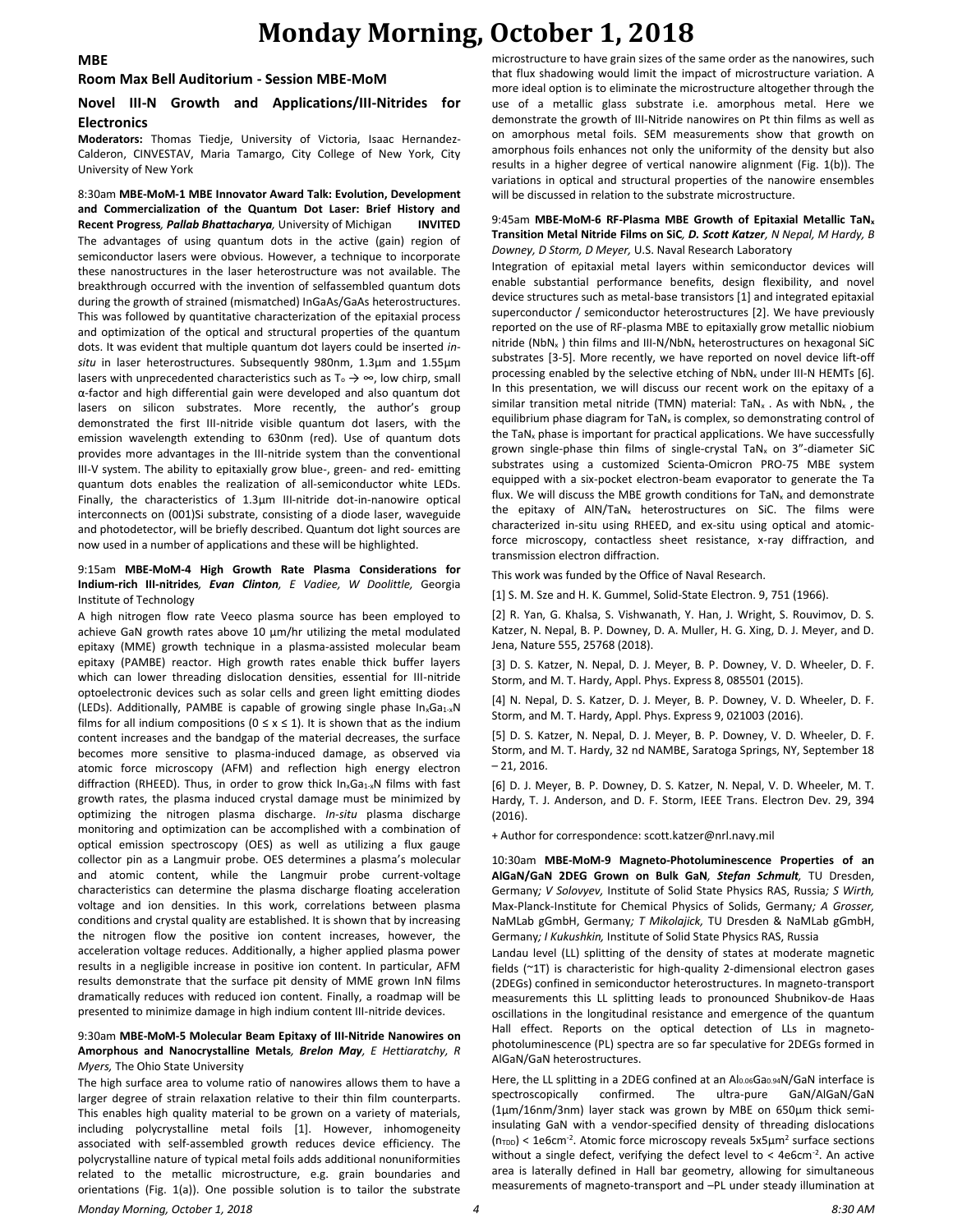# Monday Morning, October 1, 2018

## MBE

### Room Max Bell Auditorium - Session MBE-MoM

### Novel III-N Growth and Applications/III-Nitrides for Electronics

**Moderators:** Thomas Tiedje, University of Victoria, Isaac Hernandez-Calderon, CINVESTAV, Maria Tamargo, City College of New York, City University of New York

8:30am **MBE-MoM-1 MBE Innovator Award Talk: Evolution, Development and Commercialization of the Quantum Dot Laser: Brief History and Recent Progress*, Pallab Bhattacharya,*** University of Michigan **INVITED**

The advantages of using quantum dots in the active (gain) region of semiconductor lasers were obvious. However, a technique to incorporate these nanostructures in the laser heterostructure was not available. The breakthrough occurred with the invention of selfassembled quantum dots during the growth of strained (mismatched) InGaAs/GaAs heterostructures. This was followed by quantitative characterization of the epitaxial process and optimization of the optical and structural properties of the quantum dots. It was evident that multiple quantum dot layers could be inserted *in-situ* in laser heterostructures. Subsequently 980nm, 1.3μm and 1.55μm lasers with unprecedented characteristics such as $T_o \rightarrow \infty$, low chirp, small α-factor and high differential gain were developed and also quantum dot lasers on silicon substrates. More recently, the author's group demonstrated the first III-nitride visible quantum dot lasers, with the emission wavelength extending to 630nm (red). Use of quantum dots provides more advantages in the III-nitride system than the conventional III-V system. The ability to epitaxially grow blue-, green- and red- emitting quantum dots enables the realization of all-semiconductor white LEDs. Finally, the characteristics of 1.3μm III-nitride dot-in-nanowire optical interconnects on (001)Si substrate, consisting of a diode laser, waveguide and photodetector, will be briefly described. Quantum dot light sources are now used in a number of applications and these will be highlighted.

9:15am **MBE-MoM-4 High Growth Rate Plasma Considerations for Indium-rich III-nitrides*, Evan Clinton,*** *E Vadiee, W Doolittle,* Georgia Institute of Technology

A high nitrogen flow rate Veeco plasma source has been employed to achieve GaN growth rates above 10 μm/hr utilizing the metal modulated epitaxy (MME) growth technique in a plasma-assisted molecular beam epitaxy (PAMBE) reactor. High growth rates enable thick buffer layers which can lower threading dislocation densities, essential for III-nitride optoelectronic devices such as solar cells and green light emitting diodes (LEDs). Additionally, PAMBE is capable of growing single phase $In_xGa_{1-x}N$ films for all indium compositions ($0 \le x \le 1$). It is shown that as the indium content increases and the bandgap of the material decreases, the surface becomes more sensitive to plasma-induced damage, as observed via atomic force microscopy (AFM) and reflection high energy electron diffraction (RHEED). Thus, in order to grow thick $In_xGa_{1-x}N$ films with fast growth rates, the plasma induced crystal damage must be minimized by optimizing the nitrogen plasma discharge. *In-situ* plasma discharge monitoring and optimization can be accomplished with a combination of optical emission spectroscopy (OES) as well as utilizing a flux gauge collector pin as a Langmuir probe. OES determines a plasma's molecular and atomic content, while the Langmuir probe current-voltage characteristics can determine the plasma discharge floating acceleration voltage and ion densities. In this work, correlations between plasma conditions and crystal quality are established. It is shown that by increasing the nitrogen flow the positive ion content increases, however, the acceleration voltage reduces. Additionally, a higher applied plasma power results in a negligible increase in positive ion content. In particular, AFM results demonstrate that the surface pit density of MME grown InN films dramatically reduces with reduced ion content. Finally, a roadmap will be presented to minimize damage in high indium content III-nitride devices.

9:30am **MBE-MoM-5 Molecular Beam Epitaxy of III-Nitride Nanowires on Amorphous and Nanocrystalline Metals*, Brelon May*,** *E Hettiaratchy, R Myers,* The Ohio State University

The high surface area to volume ratio of nanowires allows them to have a larger degree of strain relaxation relative to their thin film counterparts. This enables high quality material to be grown on a variety of materials, including polycrystalline metal foils [1]. However, inhomogeneity associated with self-assembled growth reduces device efficiency. The polycrystalline nature of typical metal foils adds additional nonuniformities related to the metallic microstructure, e.g. grain boundaries and orientations (Fig. 1(a)). One possible solution is to tailor the substrate microstructure to have grain sizes of the same order as the nanowires, such that flux shadowing would limit the impact of microstructure variation. A more ideal option is to eliminate the microstructure altogether through the use of a metallic glass substrate i.e. amorphous metal. Here we demonstrate the growth of III-Nitride nanowires on Pt thin films as well as on amorphous metal foils. SEM measurements show that growth on amorphous foils enhances not only the uniformity of the density but also results in a higher degree of vertical nanowire alignment (Fig. 1(b)). The variations in optical and structural properties of the nanowire ensembles will be discussed in relation to the substrate microstructure.

9:45am **MBE-MoM-6 RF-Plasma MBE Growth of Epitaxial Metallic $TaN_x$ Transition Metal Nitride Films on SiC*, D. Scott Katzer*,** *N Nepal, M Hardy, B Downey, D Storm, D Meyer,* U.S. Naval Research Laboratory

Integration of epitaxial metal layers within semiconductor devices will enable substantial performance benefits, design flexibility, and novel device structures such as metal-base transistors [1] and integrated epitaxial superconductor / semiconductor heterostructures [2]. We have previously reported on the use of RF-plasma MBE to epitaxially grow metallic niobium nitride ($NbN_x$ ) thin films and III-N/$NbN_x$ heterostructures on hexagonal SiC substrates [3-5]. More recently, we have reported on novel device lift-off processing enabled by the selective etching of $NbN_x$ under III-N HEMTs [6]. In this presentation, we will discuss our recent work on the epitaxy of a similar transition metal nitride (TMN) material: $TaN_x$ . As with $NbN_x$ , the equilibrium phase diagram for $TaN_x$ is complex, so demonstrating control of the $TaN_x$ phase is important for practical applications. We have successfully grown single-phase thin films of single-crystal $TaN_x$ on 3"-diameter SiC substrates using a customized Scienta-Omicron PRO-75 MBE system equipped with a six-pocket electron-beam evaporator to generate the Ta flux. We will discuss the MBE growth conditions for $TaN_x$ and demonstrate the epitaxy of AlN/$TaN_x$ heterostructures on SiC. The films were characterized in-situ using RHEED, and ex-situ using optical and atomic-force microscopy, contactless sheet resistance, x-ray diffraction, and transmission electron diffraction.

This work was funded by the Office of Naval Research.

[1] S. M. Sze and H. K. Gummel, Solid-State Electron. 9, 751 (1966).

[2] R. Yan, G. Khalsa, S. Vishwanath, Y. Han, J. Wright, S. Rouvimov, D. S. Katzer, N. Nepal, B. P. Downey, D. A. Muller, H. G. Xing, D. J. Meyer, and D. Jena, Nature 555, 25768 (2018).

[3] D. S. Katzer, N. Nepal, D. J. Meyer, B. P. Downey, V. D. Wheeler, D. F. Storm, and M. T. Hardy, Appl. Phys. Express 8, 085501 (2015).

[4] N. Nepal, D. S. Katzer, D. J. Meyer, B. P. Downey, V. D. Wheeler, D. F. Storm, and M. T. Hardy, Appl. Phys. Express 9, 021003 (2016).

[5] D. S. Katzer, N. Nepal, D. J. Meyer, B. P. Downey, V. D. Wheeler, D. F. Storm, and M. T. Hardy, 32 nd NAMBE, Saratoga Springs, NY, September 18 – 21, 2016.

[6] D. J. Meyer, B. P. Downey, D. S. Katzer, N. Nepal, V. D. Wheeler, M. T. Hardy, T. J. Anderson, and D. F. Storm, IEEE Trans. Electron Dev. 29, 394 (2016).

+ Author for correspondence: scott.katzer@nrl.navy.mil

10:30am **MBE-MoM-9 Magneto-Photoluminescence Properties of an AlGaN/GaN 2DEG Grown on Bulk GaN*, Stefan Schmult*,** TU Dresden, Germany*; V Solovyev,* Institute of Solid State Physics RAS, Russia*; S Wirth,* Max-Planck-Institute for Chemical Physics of Solids, Germany*; A Grosser,* NaMLab gGmbH, Germany*; T Mikolajick,* TU Dresden & NaMLab gGmbH, Germany*; I Kukushkin,* Institute of Solid State Physics RAS, Russia

Landau level (LL) splitting of the density of states at moderate magnetic fields (~1T) is characteristic for high-quality 2-dimensional electron gases (2DEGs) confined in semiconductor heterostructures. In magneto-transport measurements this LL splitting leads to pronounced Shubnikov-de Haas oscillations in the longitudinal resistance and emergence of the quantum Hall effect. Reports on the optical detection of LLs in magneto-photoluminescence (PL) spectra are so far speculative for 2DEGs formed in AlGaN/GaN heterostructures.

Here, the LL splitting in a 2DEG confined at an $Al_{0.06}Ga_{0.94}N$/GaN interface is spectroscopically confirmed. The ultra-pure GaN/AlGaN/GaN (1μm/16nm/3nm) layer stack was grown by MBE on 650μm thick semi-insulating GaN with a vendor-specified density of threading dislocations ($n_{TDD}$) < 1e6cm$^{-2}$. Atomic force microscopy reveals 5x5μm$^2$ surface sections without a single defect, verifying the defect level to < 4e6cm$^{-2}$. An active area is laterally defined in Hall bar geometry, allowing for simultaneous measurements of magneto-transport and –PL under steady illumination at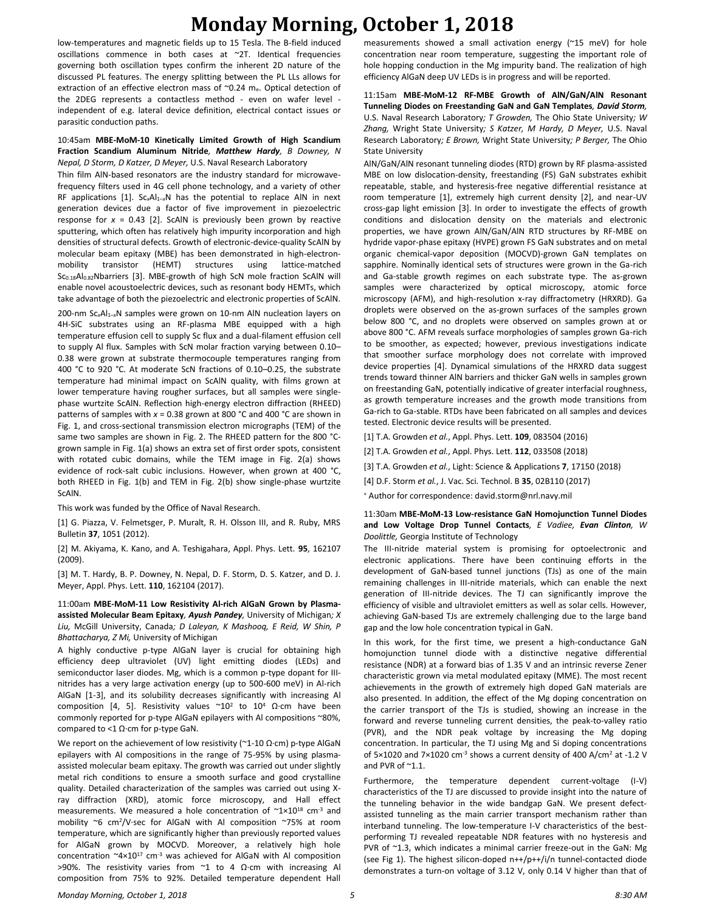low-temperatures and magnetic fields up to 15 Tesla. The B-field induced oscillations commence in both cases at ~2T. Identical frequencies governing both oscillation types confirm the inherent 2D nature of the discussed PL features. The energy splitting between the PL LLs allows for extraction of an effective electron mass of ~0.24 $m_e$. Optical detection of the 2DEG represents a contactless method - even on wafer level - independent of e.g. lateral device definition, electrical contact issues or parasitic conduction paths.

10:45am **MBE-MoM-10 Kinetically Limited Growth of High Scandium Fraction Scandium Aluminum Nitride**, ***Matthew Hardy**, B Downey, N Nepal, D Storm, D Katzer, D Meyer,* U.S. Naval Research Laboratory

Thin film AlN-based resonators are the industry standard for microwave-frequency filters used in 4G cell phone technology, and a variety of other RF applications [1]. $Sc_xAl_{1-x}N$ has the potential to replace AlN in next generation devices due a factor of five improvement in piezoelectric response for $x$ = 0.43 [2]. ScAlN is previously been grown by reactive sputtering, which often has relatively high impurity incorporation and high densities of structural defects. Growth of electronic-device-quality ScAlN by molecular beam epitaxy (MBE) has been demonstrated in high-electron-mobility transistor (HEMT) structures using lattice-matched $Sc_{0.18}Al_{0.82}N$barriers [3]. MBE-growth of high ScN mole fraction ScAlN will enable novel acoustoelectric devices, such as resonant body HEMTs, which take advantage of both the piezoelectric and electronic properties of ScAlN.

200-nm $Sc_xAl_{1-x}N$ samples were grown on 10-nm AlN nucleation layers on 4H-SiC substrates using an RF-plasma MBE equipped with a high temperature effusion cell to supply Sc flux and a dual-filament effusion cell to supply Al flux. Samples with ScN molar fraction varying between 0.10–0.38 were grown at substrate thermocouple temperatures ranging from 400 °C to 920 °C. At moderate ScN fractions of 0.10–0.25, the substrate temperature had minimal impact on ScAlN quality, with films grown at lower temperature having rougher surfaces, but all samples were single-phase wurtzite ScAlN. Reflection high-energy electron diffraction (RHEED) patterns of samples with $x$ = 0.38 grown at 800 °C and 400 °C are shown in Fig. 1, and cross-sectional transmission electron micrographs (TEM) of the same two samples are shown in Fig. 2. The RHEED pattern for the 800 °C-grown sample in Fig. 1(a) shows an extra set of first order spots, consistent with rotated cubic domains, while the TEM image in Fig. 2(a) shows evidence of rock-salt cubic inclusions. However, when grown at 400 °C, both RHEED in Fig. 1(b) and TEM in Fig. 2(b) show single-phase wurtzite ScAlN.

This work was funded by the Office of Naval Research.

[1] G. Piazza, V. Felmetsger, P. Muralt, R. H. Olsson III, and R. Ruby, MRS Bulletin **37**, 1051 (2012).

[2] M. Akiyama, K. Kano, and A. Teshigahara, Appl. Phys. Lett. **95**, 162107 (2009).

[3] M. T. Hardy, B. P. Downey, N. Nepal, D. F. Storm, D. S. Katzer, and D. J. Meyer, Appl. Phys. Lett. **110**, 162104 (2017).

11:00am **MBE-MoM-11 Low Resistivity Al-rich AlGaN Grown by Plasma-assisted Molecular Beam Epitaxy**, ***Ayush Pandey**,* University of Michigan*; X Liu,* McGill University, Canada*; D Laleyan, K Mashooq, E Reid, W Shin, P Bhattacharya, Z Mi,* University of Michigan

A highly conductive p-type AlGaN layer is crucial for obtaining high efficiency deep ultraviolet (UV) light emitting diodes (LEDs) and semiconductor laser diodes. Mg, which is a common p-type dopant for III-nitrides has a very large activation energy (up to 500-600 meV) in Al-rich AlGaN [1-3], and its solubility decreases significantly with increasing Al composition [4, 5]. Resistivity values ~$10^2$ to $10^4$ Ω·cm have been commonly reported for p-type AlGaN epilayers with Al compositions ~80%, compared to <1 Ω·cm for p-type GaN.

We report on the achievement of low resistivity (~1-10 Ω·cm) p-type AlGaN epilayers with Al compositions in the range of 75-95% by using plasma-assisted molecular beam epitaxy. The growth was carried out under slightly metal rich conditions to ensure a smooth surface and good crystalline quality. Detailed characterization of the samples was carried out using X-ray diffraction (XRD), atomic force microscopy, and Hall effect measurements. We measured a hole concentration of ~$1\times10^{18}$ cm$^{-3}$ and mobility ~6 cm$^2$/V·sec for AlGaN with Al composition ~75% at room temperature, which are significantly higher than previously reported values for AlGaN grown by MOCVD. Moreover, a relatively high hole concentration ~$4\times10^{17}$ cm$^{-3}$ was achieved for AlGaN with Al composition >90%. The resistivity varies from ~1 to 4 Ω·cm with increasing Al composition from 75% to 92%. Detailed temperature dependent Hall measurements showed a small activation energy (~15 meV) for hole concentration near room temperature, suggesting the important role of hole hopping conduction in the Mg impurity band. The realization of high efficiency AlGaN deep UV LEDs is in progress and will be reported.

11:15am **MBE-MoM-12 RF-MBE Growth of AlN/GaN/AlN Resonant Tunneling Diodes on Freestanding GaN and GaN Templates**, ***David Storm**,* U.S. Naval Research Laboratory*; T Growden,* The Ohio State University*; W Zhang,* Wright State University*; S Katzer, M Hardy, D Meyer,* U.S. Naval Research Laboratory*; E Brown,* Wright State University*; P Berger,* The Ohio State University

AlN/GaN/AlN resonant tunneling diodes (RTD) grown by RF plasma-assisted MBE on low dislocation-density, freestanding (FS) GaN substrates exhibit repeatable, stable, and hysteresis-free negative differential resistance at room temperature [1], extremely high current density [2], and near-UV cross-gap light emission [3]. In order to investigate the effects of growth conditions and dislocation density on the materials and electronic properties, we have grown AlN/GaN/AlN RTD structures by RF-MBE on hydride vapor-phase epitaxy (HVPE) grown FS GaN substrates and on metal organic chemical-vapor deposition (MOCVD)-grown GaN templates on sapphire. Nominally identical sets of structures were grown in the Ga-rich and Ga-stable growth regimes on each substrate type. The as-grown samples were characterized by optical microscopy, atomic force microscopy (AFM), and high-resolution x-ray diffractometry (HRXRD). Ga droplets were observed on the as-grown surfaces of the samples grown below 800 °C, and no droplets were observed on samples grown at or above 800 °C. AFM reveals surface morphologies of samples grown Ga-rich to be smoother, as expected; however, previous investigations indicate that smoother surface morphology does not correlate with improved device properties [4]. Dynamical simulations of the HRXRD data suggest trends toward thinner AlN barriers and thicker GaN wells in samples grown on freestanding GaN, potentially indicative of greater interfacial roughness, as growth temperature increases and the growth mode transitions from Ga-rich to Ga-stable. RTDs have been fabricated on all samples and devices tested. Electronic device results will be presented.

[1] T.A. Growden *et al.*, Appl. Phys. Lett. **109**, 083504 (2016)

[2] T.A. Growden *et al.*, Appl. Phys. Lett. **112**, 033508 (2018)

[3] T.A. Growden *et al.*, Light: Science & Applications **7**, 17150 (2018)

[4] D.F. Storm *et al.*, J. Vac. Sci. Technol. B **35**, 02B110 (2017)

[+] Author for correspondence: david.storm@nrl.navy.mil

11:30am **MBE-MoM-13 Low-resistance GaN Homojunction Tunnel Diodes and Low Voltage Drop Tunnel Contacts**, *E Vadiee, **Evan Clinton**, W Doolittle,* Georgia Institute of Technology

The III-nitride material system is promising for optoelectronic and electronic applications. There have been continuing efforts in the development of GaN-based tunnel junctions (TJs) as one of the main remaining challenges in III-nitride materials, which can enable the next generation of III-nitride devices. The TJ can significantly improve the efficiency of visible and ultraviolet emitters as well as solar cells. However, achieving GaN-based TJs are extremely challenging due to the large band gap and the low hole concentration typical in GaN.

In this work, for the first time, we present a high-conductance GaN homojunction tunnel diode with a distinctive negative differential resistance (NDR) at a forward bias of 1.35 V and an intrinsic reverse Zener characteristic grown via metal modulated epitaxy (MME). The most recent achievements in the growth of extremely high doped GaN materials are also presented. In addition, the effect of the Mg doping concentration on the carrier transport of the TJs is studied, showing an increase in the forward and reverse tunneling current densities, the peak-to-valley ratio (PVR), and the NDR peak voltage by increasing the Mg doping concentration. In particular, the TJ using Mg and Si doping concentrations of 5×1020 and 7×1020 cm$^{-3}$ shows a current density of 400 A/cm$^2$ at -1.2 V and PVR of ~1.1.

Furthermore, the temperature dependent current-voltage (I-V) characteristics of the TJ are discussed to provide insight into the nature of the tunneling behavior in the wide bandgap GaN. We present defect-assisted tunneling as the main carrier transport mechanism rather than interband tunneling. The low-temperature I-V characteristics of the best-performing TJ revealed repeatable NDR features with no hysteresis and PVR of ~1.3, which indicates a minimal carrier freeze-out in the GaN: Mg (see Fig 1). The highest silicon-doped n++/p++/i/n tunnel-contacted diode demonstrates a turn-on voltage of 3.12 V, only 0.14 V higher than that of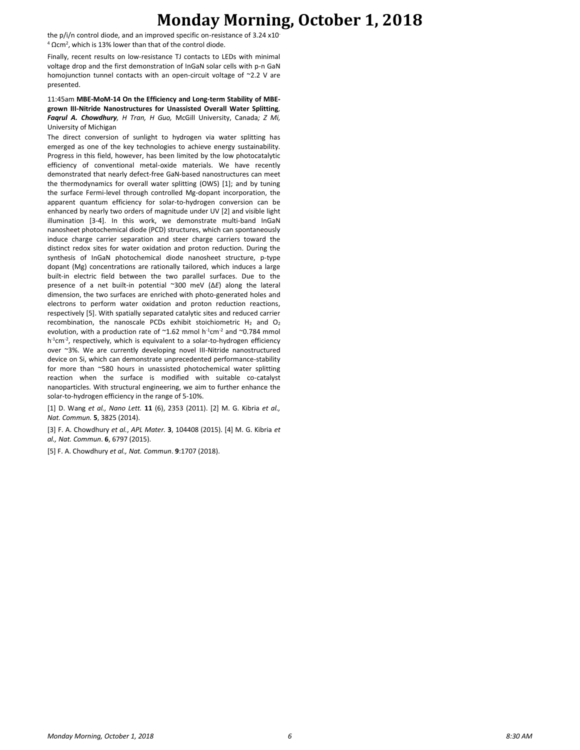the p/i/n control diode, and an improved specific on-resistance of 3.24 x10$^{-4}$ $\Omega cm^2$, which is 13% lower than that of the control diode.

Finally, recent results on low-resistance TJ contacts to LEDs with minimal voltage drop and the first demonstration of InGaN solar cells with p-n GaN homojunction tunnel contacts with an open-circuit voltage of ~2.2 V are presented.

11:45am **MBE-MoM-14 On the Efficiency and Long-term Stability of MBE-grown III-Nitride Nanostructures for Unassisted Overall Water Splitting**, ***Faqrul A. Chowdhury****, H Tran, H Guo,* McGill University, Canada*; Z Mi,* University of Michigan

The direct conversion of sunlight to hydrogen via water splitting has emerged as one of the key technologies to achieve energy sustainability. Progress in this field, however, has been limited by the low photocatalytic efficiency of conventional metal-oxide materials. We have recently demonstrated that nearly defect-free GaN-based nanostructures can meet the thermodynamics for overall water splitting (OWS) [1]; and by tuning the surface Fermi-level through controlled Mg-dopant incorporation, the apparent quantum efficiency for solar-to-hydrogen conversion can be enhanced by nearly two orders of magnitude under UV [2] and visible light illumination [3-4]. In this work, we demonstrate multi-band InGaN nanosheet photochemical diode (PCD) structures, which can spontaneously induce charge carrier separation and steer charge carriers toward the distinct redox sites for water oxidation and proton reduction. During the synthesis of InGaN photochemical diode nanosheet structure, p-type dopant (Mg) concentrations are rationally tailored, which induces a large built-in electric field between the two parallel surfaces. Due to the presence of a net built-in potential ~300 meV ($\Delta E$) along the lateral dimension, the two surfaces are enriched with photo-generated holes and electrons to perform water oxidation and proton reduction reactions, respectively [5]. With spatially separated catalytic sites and reduced carrier recombination, the nanoscale PCDs exhibit stoichiometric $H_2$ and $O_2$ evolution, with a production rate of ~1.62 mmol $h^{-1}cm^{-2}$ and ~0.784 mmol $h^{-1}cm^{-2}$, respectively, which is equivalent to a solar-to-hydrogen efficiency over ~3%. We are currently developing novel III-Nitride nanostructured device on Si, which can demonstrate unprecedented performance-stability for more than ~580 hours in unassisted photochemical water splitting reaction when the surface is modified with suitable co-catalyst nanoparticles. With structural engineering, we aim to further enhance the solar-to-hydrogen efficiency in the range of 5-10%.

[1] D. Wang *et al., Nano Lett.* **11** (6), 2353 (2011). [2] M. G. Kibria *et al., Nat. Commun.* **5**, 3825 (2014).

[3] F. A. Chowdhury *et al.*, *APL Mater.* **3**, 104408 (2015). [4] M. G. Kibria *et al., Nat. Commun*. **6**, 6797 (2015).

[5] F. A. Chowdhury *et al., Nat. Commun*. **9**:1707 (2018).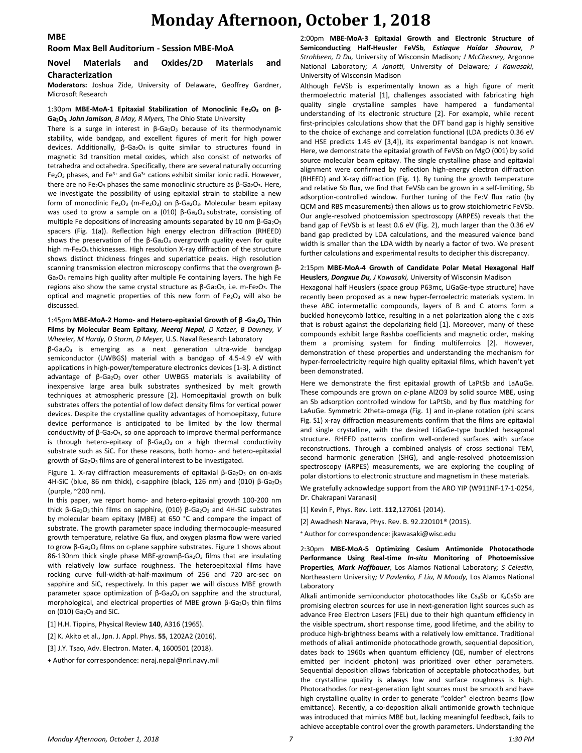# Monday Afternoon, October 1, 2018

## MBE

### Room Max Bell Auditorium - Session MBE-MoA

### Novel Materials and Oxides/2D Materials and Characterization

**Moderators:** Joshua Zide, University of Delaware, Geoffrey Gardner, Microsoft Research

1:30pm **MBE-MoA-1 Epitaxial Stabilization of Monoclinic $Fe_2O_3$ on $\beta$-$Ga_2O_3$**, ***John Jamison**, B May, R Myers,* The Ohio State University

There is a surge in interest in $\beta$-$Ga_2O_3$ because of its thermodynamic stability, wide bandgap, and excellent figures of merit for high power devices. Additionally, $\beta$-$Ga_2O_3$ is quite similar to structures found in magnetic 3d transition metal oxides, which also consist of networks of tetrahedra and octahedra. Specifically, there are several naturally occurring $Fe_2O_3$ phases, and $Fe^{3+}$ and $Ga^{3+}$ cations exhibit similar ionic radii. However, there are no $Fe_2O_3$ phases the same monoclinic structure as $\beta$-$Ga_2O_3$. Here, we investigate the possibility of using epitaxial strain to stabilize a new form of monoclinic $Fe_2O_3$ (m-$Fe_2O_3$) on $\beta$-$Ga_2O_3$. Molecular beam epitaxy was used to grow a sample on a (010) $\beta$-$Ga_2O_3$ substrate, consisting of multiple Fe depositions of increasing amounts separated by 10 nm $\beta$-$Ga_2O_3$ spacers (Fig. 1(a)). Reflection high energy electron diffraction (RHEED) shows the preservation of the $\beta$-$Ga_2O_3$ overgrowth quality even for quite high m-$Fe_2O_3$ thicknesses. High resolution X-ray diffraction of the structure shows distinct thickness fringes and superlattice peaks. High resolution scanning transmission electron microscopy confirms that the overgrown $\beta$-$Ga_2O_3$ remains high quality after multiple Fe containing layers. The high Fe regions also show the same crystal structure as $\beta$-$Ga_2O_3$, i.e. m-$Fe_2O_3$. The optical and magnetic properties of this new form of $Fe_2O_3$ will also be discussed.

1:45pm **MBE-MoA-2 Homo- and Hetero-epitaxial Growth of $\beta$ -$Ga_2O_3$ Thin Films by Molecular Beam Epitaxy**, ***Neeraj Nepal**, D Katzer, B Downey, V Wheeler, M Hardy, D Storm, D Meyer,* U.S. Naval Research Laboratory

$\beta$-$Ga_2O_3$ is emerging as a next generation ultra-wide bandgap semiconductor (UWBGS) material with a bandgap of 4.5-4.9 eV with applications in high-power/temperature electronics devices [1-3]. A distinct advantage of $\beta$-$Ga_2O_3$ over other UWBGS materials is availability of inexpensive large area bulk substrates synthesized by melt growth techniques at atmospheric pressure [2]. Homoepitaxial growth on bulk substrates offers the potential of low defect density films for vertical power devices. Despite the crystalline quality advantages of homoepitaxy, future device performance is anticipated to be limited by the low thermal conductivity of $\beta$-$Ga_2O_3$, so one approach to improve thermal performance is through hetero-epitaxy of $\beta$-$Ga_2O_3$ on a high thermal conductivity substrate such as SiC. For these reasons, both homo- and hetero-epitaxial growth of $Ga_2O_3$ films are of general interest to be investigated.

Figure 1. X-ray diffraction measurements of epitaxial $\beta$-$Ga_2O_3$ on on-axis 4H-SiC (blue, 86 nm thick), c-sapphire (black, 126 nm) and (010) $\beta$-$Ga_2O_3$ (purple, ~200 nm).

In this paper, we report homo- and hetero-epitaxial growth 100-200 nm thick $\beta$-$Ga_2O_3$ thin films on sapphire, (010) $\beta$-$Ga_2O_3$ and 4H-SiC substrates by molecular beam epitaxy (MBE) at 650 °C and compare the impact of substrate. The growth parameter space including thermocouple-measured growth temperature, relative Ga flux, and oxygen plasma flow were varied to grow $\beta$-$Ga_2O_3$ films on c-plane sapphire substrates. Figure 1 shows about 86-130nm thick single phase MBE-grown$\beta$-$Ga_2O_3$ films that are insulating with relatively low surface roughness. The heteroepitaxial films have rocking curve full-width-at-half-maximum of 256 and 720 arc-sec on sapphire and SiC, respectively. In this paper we will discuss MBE growth parameter space optimization of $\beta$-$Ga_2O_3$ on sapphire and the structural, morphological, and electrical properties of MBE grown $\beta$-$Ga_2O_3$ thin films on (010) $Ga_2O_3$ and SiC.

[1] H.H. Tippins, Physical Review **140**, A316 (1965).

[2] K. Akito et al., Jpn. J. Appl. Phys. **55**, 1202A2 (2016).

[3] J.Y. Tsao, Adv. Electron. Mater. **4**, 1600501 (2018).

+ Author for correspondence: neraj.nepal@nrl.navy.mil

2:00pm **MBE-MoA-3 Epitaxial Growth and Electronic Structure of Semiconducting Half-Heusler FeVSb**, ***Estiaque Haidar Shourov**, P Strohbeen, D Du,* University of Wisconsin Madison*; J McChesney,* Argonne National Laboratory*; A Janotti,* University of Delaware*; J Kawasaki,* University of Wisconsin Madison

Although FeVSb is experimentally known as a high figure of merit thermoelectric material [1], challenges associated with fabricating high quality single crystalline samples have hampered a fundamental understanding of its electronic structure [2]. For example, while recent first-principles calculations show that the DFT band gap is highly sensitive to the choice of exchange and correlation functional (LDA predicts 0.36 eV and HSE predicts 1.45 eV [3,4]), its experimental bandgap is not known. Here, we demonstrate the epitaxial growth of FeVSb on MgO (001) by solid source molecular beam epitaxy. The single crystalline phase and epitaxial alignment were confirmed by reflection high-energy electron diffraction (RHEED) and X-ray diffraction (Fig. 1). By tuning the growth temperature and relative Sb flux, we find that FeVSb can be grown in a self-limiting, Sb adsorption-controlled window. Further tuning of the Fe:V flux ratio (by QCM and RBS measurements) then allows us to grow stoichiometric FeVSb. Our angle-resolved photoemission spectroscopy (ARPES) reveals that the band gap of FeVSb is at least 0.6 eV (Fig. 2), much larger than the 0.36 eV band gap predicted by LDA calculations, and the measured valence band width is smaller than the LDA width by nearly a factor of two. We present further calculations and experimental results to decipher this discrepancy.

2:15pm **MBE-MoA-4 Growth of Candidate Polar Metal Hexagonal Half Heuslers**, ***Dongxue Du**, J Kawasaki,* University of Wisconsin Madison

Hexagonal half Heuslers (space group P63mc, LiGaGe-type structure) have recently been proposed as a new hyper-ferroelectric materials system. In these ABC intermetallic compounds, layers of B and C atoms form a buckled honeycomb lattice, resulting in a net polarization along the c axis that is robust against the depolarizing field [1]. Moreover, many of these compounds exhibit large Rashba coefficients and magnetic order, making them a promising system for finding multiferroics [2]. However, demonstration of these properties and understanding the mechanism for hyper-ferroelectricity require high quality epitaxial films, which haven't yet been demonstrated.

Here we demonstrate the first epitaxial growth of LaPtSb and LaAuGe. These compounds are grown on *c*-plane Al2O3 by solid source MBE, using an Sb adsorption controlled window for LaPtSb, and by flux matching for LaAuGe. Symmetric 2theta-omega (Fig. 1) and in-plane rotation (phi scans Fig. S1) x-ray diffraction measurements confirm that the films are epitaxial and single crystalline, with the desired LiGaGe-type buckled hexagonal structure. RHEED patterns confirm well-ordered surfaces with surface reconstructions. Through a combined analysis of cross sectional TEM, second harmonic generation (SHG), and angle-resolved photoemission spectroscopy (ARPES) measurements, we are exploring the coupling of polar distortions to electronic structure and magnetism in these materials.

We gratefully acknowledge support from the ARO YIP (W911NF-17-1-0254, Dr. Chakrapani Varanasi)

[1] Kevin F, Phys. Rev. Lett. **112**,127061 (2014).

[2] Awadhesh Narava, Phys. Rev. B. 92.220101® (2015).

+ Author for correspondence: jkawasaki@wisc.edu

2:30pm **MBE-MoA-5 Optimizing Cesium Antimonide Photocathode Performance Using Real-time *In-situ* Monitoring of Photoemissive Properties**, ***Mark Hoffbauer**,* Los Alamos National Laboratory*; S Celestin,* Northeastern University*; V Pavlenko, F Liu, N Moody,* Los Alamos National Laboratory

Alkali antimonide semiconductor photocathodes like $Cs_3Sb$ or $K_2CsSb$ are promising electron sources for use in next-generation light sources such as advance Free Electron Lasers (FEL) due to their high quantum efficiency in the visible spectrum, short response time, good lifetime, and the ability to produce high-brightness beams with a relatively low emittance. Traditional methods of alkali antimonide photocathode growth, sequential deposition, dates back to 1960s when quantum efficiency (QE, number of electrons emitted per incident photon) was prioritized over other parameters. Sequential deposition allows fabrication of acceptable photocathodes, but the crystalline quality is always low and surface roughness is high. Photocathodes for next-generation light sources must be smooth and have high crystalline quality in order to generate "colder" electron beams (low emittance). Recently, a co-deposition alkali antimonide growth technique was introduced that mimics MBE but, lacking meaningful feedback, fails to achieve acceptable control over the growth parameters. Understanding the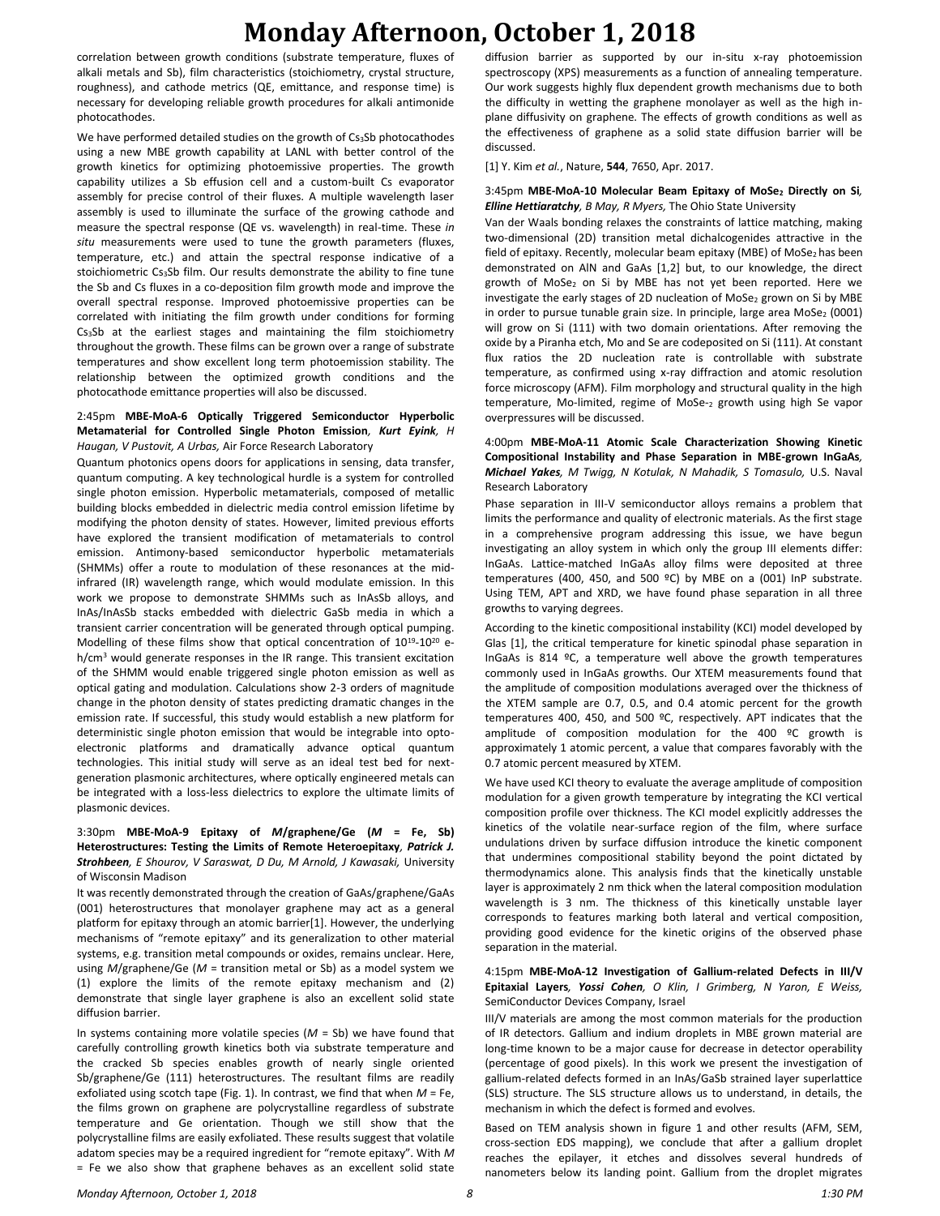correlation between growth conditions (substrate temperature, fluxes of alkali metals and Sb), film characteristics (stoichiometry, crystal structure, roughness), and cathode metrics (QE, emittance, and response time) is necessary for developing reliable growth procedures for alkali antimonide photocathodes.

We have performed detailed studies on the growth of $Cs_3Sb$ photocathodes using a new MBE growth capability at LANL with better control of the growth kinetics for optimizing photoemissive properties. The growth capability utilizes a Sb effusion cell and a custom-built Cs evaporator assembly for precise control of their fluxes. A multiple wavelength laser assembly is used to illuminate the surface of the growing cathode and measure the spectral response (QE vs. wavelength) in real-time. These *in situ* measurements were used to tune the growth parameters (fluxes, temperature, etc.) and attain the spectral response indicative of a stoichiometric $Cs_3Sb$ film. Our results demonstrate the ability to fine tune the Sb and Cs fluxes in a co-deposition film growth mode and improve the overall spectral response. Improved photoemissive properties can be correlated with initiating the film growth under conditions for forming $Cs_3Sb$ at the earliest stages and maintaining the film stoichiometry throughout the growth. These films can be grown over a range of substrate temperatures and show excellent long term photoemission stability. The relationship between the optimized growth conditions and the photocathode emittance properties will also be discussed.

### 2:45pm **MBE-MoA-6 Optically Triggered Semiconductor Hyperbolic Metamaterial for Controlled Single Photon Emission**, ***Kurt Eyink***, *H Haugan, V Pustovit, A Urbas,* Air Force Research Laboratory

Quantum photonics opens doors for applications in sensing, data transfer, quantum computing. A key technological hurdle is a system for controlled single photon emission. Hyperbolic metamaterials, composed of metallic building blocks embedded in dielectric media control emission lifetime by modifying the photon density of states. However, limited previous efforts have explored the transient modification of metamaterials to control emission. Antimony-based semiconductor hyperbolic metamaterials (SHMMs) offer a route to modulation of these resonances at the mid-infrared (IR) wavelength range, which would modulate emission. In this work we propose to demonstrate SHMMs such as InAsSb alloys, and InAs/InAsSb stacks embedded with dielectric GaSb media in which a transient carrier concentration will be generated through optical pumping. Modelling of these films show that optical concentration of $10^{19}$-$10^{20}$ e-h/cm$^3$ would generate responses in the IR range. This transient excitation of the SHMM would enable triggered single photon emission as well as optical gating and modulation. Calculations show 2-3 orders of magnitude change in the photon density of states predicting dramatic changes in the emission rate. If successful, this study would establish a new platform for deterministic single photon emission that would be integrable into opto-electronic platforms and dramatically advance optical quantum technologies. This initial study will serve as an ideal test bed for next-generation plasmonic architectures, where optically engineered metals can be integrated with a loss-less dielectrics to explore the ultimate limits of plasmonic devices.

### 3:30pm **MBE-MoA-9 Epitaxy of *M*/graphene/Ge (*M* = Fe, Sb) Heterostructures: Testing the Limits of Remote Heteroepitaxy**, ***Patrick J. Strohbeen***, *E Shourov, V Saraswat, D Du, M Arnold, J Kawasaki,* University of Wisconsin Madison

It was recently demonstrated through the creation of GaAs/graphene/GaAs (001) heterostructures that monolayer graphene may act as a general platform for epitaxy through an atomic barrier[1]. However, the underlying mechanisms of "remote epitaxy" and its generalization to other material systems, e.g. transition metal compounds or oxides, remains unclear. Here, using *M*/graphene/Ge (*M* = transition metal or Sb) as a model system we (1) explore the limits of the remote epitaxy mechanism and (2) demonstrate that single layer graphene is also an excellent solid state diffusion barrier.

In systems containing more volatile species (*M* = Sb) we have found that carefully controlling growth kinetics both via substrate temperature and the cracked Sb species enables growth of nearly single oriented Sb/graphene/Ge (111) heterostructures. The resultant films are readily exfoliated using scotch tape (Fig. 1). In contrast, we find that when *M* = Fe, the films grown on graphene are polycrystalline regardless of substrate temperature and Ge orientation. Though we still show that the polycrystalline films are easily exfoliated. These results suggest that volatile adatom species may be a required ingredient for "remote epitaxy". With *M* = Fe we also show that graphene behaves as an excellent solid state diffusion barrier as supported by our in-situ x-ray photoemission spectroscopy (XPS) measurements as a function of annealing temperature. Our work suggests highly flux dependent growth mechanisms due to both the difficulty in wetting the graphene monolayer as well as the high in-plane diffusivity on graphene. The effects of growth conditions as well as the effectiveness of graphene as a solid state diffusion barrier will be discussed.

[1] Y. Kim *et al.*, Nature, **544**, 7650, Apr. 2017.

### 3:45pm **MBE-MoA-10 Molecular Beam Epitaxy of $MoSe_2$ Directly on Si**, ***Elline Hettiaratchy***, *B May, R Myers,* The Ohio State University

Van der Waals bonding relaxes the constraints of lattice matching, making two-dimensional (2D) transition metal dichalcogenides attractive in the field of epitaxy. Recently, molecular beam epitaxy (MBE) of $MoSe_2$ has been demonstrated on AlN and GaAs [1,2] but, to our knowledge, the direct growth of $MoSe_2$ on Si by MBE has not yet been reported. Here we investigate the early stages of 2D nucleation of $MoSe_2$ grown on Si by MBE in order to pursue tunable grain size. In principle, large area $MoSe_2$ (0001) will grow on Si (111) with two domain orientations. After removing the oxide by a Piranha etch, Mo and Se are codeposited on Si (111). At constant flux ratios the 2D nucleation rate is controllable with substrate temperature, as confirmed using x-ray diffraction and atomic resolution force microscopy (AFM). Film morphology and structural quality in the high temperature, Mo-limited, regime of MoSe-$_2$ growth using high Se vapor overpressures will be discussed.

### 4:00pm **MBE-MoA-11 Atomic Scale Characterization Showing Kinetic Compositional Instability and Phase Separation in MBE-grown InGaAs**, ***Michael Yakes***, *M Twigg, N Kotulak, N Mahadik, S Tomasulo,* U.S. Naval Research Laboratory

Phase separation in III-V semiconductor alloys remains a problem that limits the performance and quality of electronic materials. As the first stage in a comprehensive program addressing this issue, we have begun investigating an alloy system in which only the group III elements differ: InGaAs. Lattice-matched InGaAs alloy films were deposited at three temperatures (400, 450, and 500 ºC) by MBE on a (001) InP substrate. Using TEM, APT and XRD, we have found phase separation in all three growths to varying degrees.

According to the kinetic compositional instability (KCI) model developed by Glas [1], the critical temperature for kinetic spinodal phase separation in InGaAs is 814 ºC, a temperature well above the growth temperatures commonly used in InGaAs growths. Our XTEM measurements found that the amplitude of composition modulations averaged over the thickness of the XTEM sample are 0.7, 0.5, and 0.4 atomic percent for the growth temperatures 400, 450, and 500 ºC, respectively. APT indicates that the amplitude of composition modulation for the 400 ºC growth is approximately 1 atomic percent, a value that compares favorably with the 0.7 atomic percent measured by XTEM.

We have used KCI theory to evaluate the average amplitude of composition modulation for a given growth temperature by integrating the KCI vertical composition profile over thickness. The KCI model explicitly addresses the kinetics of the volatile near-surface region of the film, where surface undulations driven by surface diffusion introduce the kinetic component that undermines compositional stability beyond the point dictated by thermodynamics alone. This analysis finds that the kinetically unstable layer is approximately 2 nm thick when the lateral composition modulation wavelength is 3 nm. The thickness of this kinetically unstable layer corresponds to features marking both lateral and vertical composition, providing good evidence for the kinetic origins of the observed phase separation in the material.

### 4:15pm **MBE-MoA-12 Investigation of Gallium-related Defects in III/V Epitaxial Layers**, ***Yossi Cohen***, *O Klin, I Grimberg, N Yaron, E Weiss,* SemiConductor Devices Company, Israel

III/V materials are among the most common materials for the production of IR detectors. Gallium and indium droplets in MBE grown material are long-time known to be a major cause for decrease in detector operability (percentage of good pixels). In this work we present the investigation of gallium-related defects formed in an InAs/GaSb strained layer superlattice (SLS) structure. The SLS structure allows us to understand, in details, the mechanism in which the defect is formed and evolves.

Based on TEM analysis shown in figure 1 and other results (AFM, SEM, cross-section EDS mapping), we conclude that after a gallium droplet reaches the epilayer, it etches and dissolves several hundreds of nanometers below its landing point. Gallium from the droplet migrates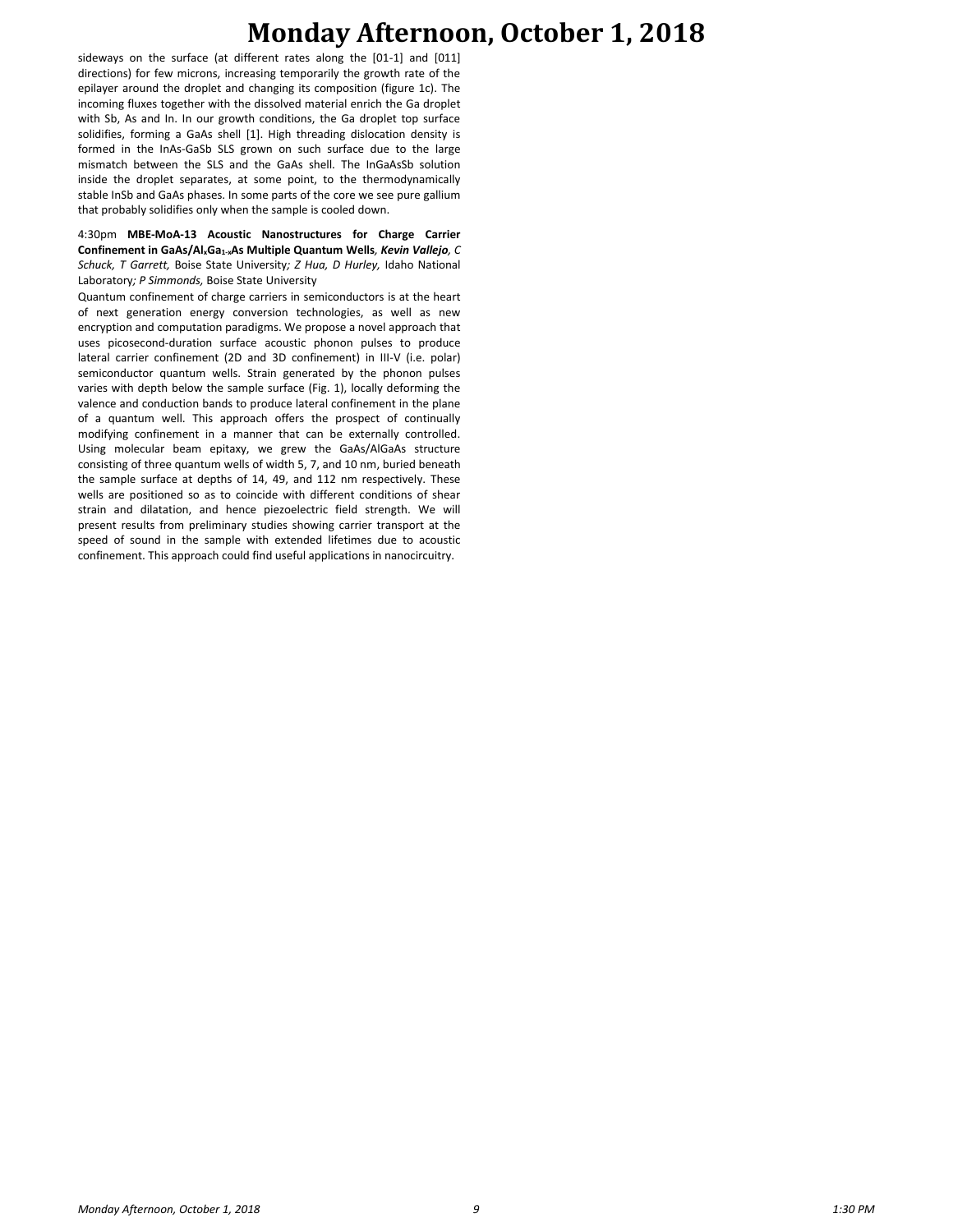sideways on the surface (at different rates along the [01-1] and [011] directions) for few microns, increasing temporarily the growth rate of the epilayer around the droplet and changing its composition (figure 1c). The incoming fluxes together with the dissolved material enrich the Ga droplet with Sb, As and In. In our growth conditions, the Ga droplet top surface solidifies, forming a GaAs shell [1]. High threading dislocation density is formed in the InAs-GaSb SLS grown on such surface due to the large mismatch between the SLS and the GaAs shell. The InGaAsSb solution inside the droplet separates, at some point, to the thermodynamically stable InSb and GaAs phases. In some parts of the core we see pure gallium that probably solidifies only when the sample is cooled down.

4:30pm **MBE-MoA-13 Acoustic Nanostructures for Charge Carrier Confinement in GaAs/$Al_xGa_{1-x}$As Multiple Quantum Wells**, ***Kevin Vallejo***, *C Schuck, T Garrett,* Boise State University*; Z Hua, D Hurley,* Idaho National Laboratory*; P Simmonds,* Boise State University

Quantum confinement of charge carriers in semiconductors is at the heart of next generation energy conversion technologies, as well as new encryption and computation paradigms. We propose a novel approach that uses picosecond-duration surface acoustic phonon pulses to produce lateral carrier confinement (2D and 3D confinement) in III-V (i.e. polar) semiconductor quantum wells. Strain generated by the phonon pulses varies with depth below the sample surface (Fig. 1), locally deforming the valence and conduction bands to produce lateral confinement in the plane of a quantum well. This approach offers the prospect of continually modifying confinement in a manner that can be externally controlled. Using molecular beam epitaxy, we grew the GaAs/AlGaAs structure consisting of three quantum wells of width 5, 7, and 10 nm, buried beneath the sample surface at depths of 14, 49, and 112 nm respectively. These wells are positioned so as to coincide with different conditions of shear strain and dilatation, and hence piezoelectric field strength. We will present results from preliminary studies showing carrier transport at the speed of sound in the sample with extended lifetimes due to acoustic confinement. This approach could find useful applications in nanocircuitry.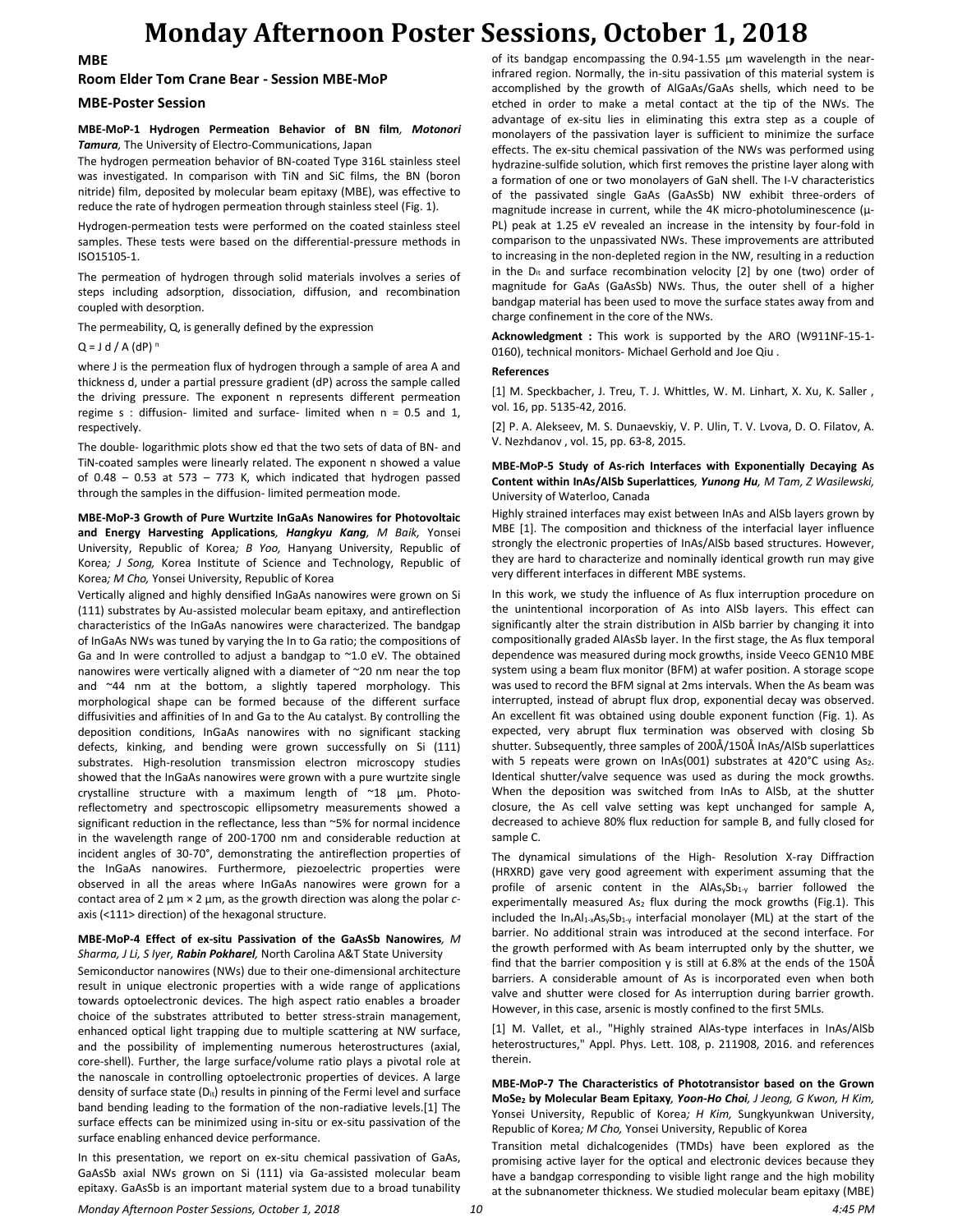# Monday Afternoon Poster Sessions, October 1, 2018

## MBE

### Room Elder Tom Crane Bear - Session MBE-MoP

### MBE-Poster Session

**MBE-MoP-1 Hydrogen Permeation Behavior of BN film*, Motonori Tamura*,** The University of Electro-Communications, Japan

The hydrogen permeation behavior of BN-coated Type 316L stainless steel was investigated. In comparison with TiN and SiC films, the BN (boron nitride) film, deposited by molecular beam epitaxy (MBE), was effective to reduce the rate of hydrogen permeation through stainless steel (Fig. 1).

Hydrogen-permeation tests were performed on the coated stainless steel samples. These tests were based on the differential-pressure methods in ISO15105-1.

The permeation of hydrogen through solid materials involves a series of steps including adsorption, dissociation, diffusion, and recombination coupled with desorption.

The permeability, Q, is generally defined by the expression

$Q = J\,d / A\,(dP)^{n}$

where J is the permeation flux of hydrogen through a sample of area A and thickness d, under a partial pressure gradient (dP) across the sample called the driving pressure. The exponent n represents different permeation regime s : diffusion- limited and surface- limited when n = 0.5 and 1, respectively.

The double- logarithmic plots show ed that the two sets of data of BN- and TiN-coated samples were linearly related. The exponent n showed a value of 0.48 – 0.53 at 573 – 773 K, which indicated that hydrogen passed through the samples in the diffusion- limited permeation mode.

**MBE-MoP-3 Growth of Pure Wurtzite InGaAs Nanowires for Photovoltaic and Energy Harvesting Applications*, Hangkyu Kang, M Baik,*** Yonsei University, Republic of Korea*; B Yoo,* Hanyang University, Republic of Korea*; J Song,* Korea Institute of Science and Technology, Republic of Korea*; M Cho,* Yonsei University, Republic of Korea

Vertically aligned and highly densified InGaAs nanowires were grown on Si (111) substrates by Au-assisted molecular beam epitaxy, and antireflection characteristics of the InGaAs nanowires were characterized. The bandgap of InGaAs NWs was tuned by varying the In to Ga ratio; the compositions of Ga and In were controlled to adjust a bandgap to ~1.0 eV. The obtained nanowires were vertically aligned with a diameter of ~20 nm near the top and ~44 nm at the bottom, a slightly tapered morphology. This morphological shape can be formed because of the different surface diffusivities and affinities of In and Ga to the Au catalyst. By controlling the deposition conditions, InGaAs nanowires with no significant stacking defects, kinking, and bending were grown successfully on Si (111) substrates. High-resolution transmission electron microscopy studies showed that the InGaAs nanowires were grown with a pure wurtzite single crystalline structure with a maximum length of ~18 µm. Photo-reflectometry and spectroscopic ellipsometry measurements showed a significant reduction in the reflectance, less than ~5% for normal incidence in the wavelength range of 200-1700 nm and considerable reduction at incident angles of 30-70°, demonstrating the antireflection properties of the InGaAs nanowires. Furthermore, piezoelectric properties were observed in all the areas where InGaAs nanowires were grown for a contact area of 2 µm × 2 µm, as the growth direction was along the polar *c*-axis (<111> direction) of the hexagonal structure.

**MBE-MoP-4 Effect of ex-situ Passivation of the GaAsSb Nanowires*, M Sharma, J Li, S Iyer, Rabin Pokharel,*** North Carolina A&T State University

Semiconductor nanowires (NWs) due to their one-dimensional architecture result in unique electronic properties with a wide range of applications towards optoelectronic devices. The high aspect ratio enables a broader choice of the substrates attributed to better stress-strain management, enhanced optical light trapping due to multiple scattering at NW surface, and the possibility of implementing numerous heterostructures (axial, core-shell). Further, the large surface/volume ratio plays a pivotal role at the nanoscale in controlling optoelectronic properties of devices. A large density of surface state ($D_{it}$) results in pinning of the Fermi level and surface band bending leading to the formation of the non-radiative levels.[1] The surface effects can be minimized using in-situ or ex-situ passivation of the surface enabling enhanced device performance.

In this presentation, we report on ex-situ chemical passivation of GaAs, GaAsSb axial NWs grown on Si (111) via Ga-assisted molecular beam epitaxy. GaAsSb is an important material system due to a broad tunability of its bandgap encompassing the 0.94-1.55 µm wavelength in the near-infrared region. Normally, the in-situ passivation of this material system is accomplished by the growth of AlGaAs/GaAs shells, which need to be etched in order to make a metal contact at the tip of the NWs. The advantage of ex-situ lies in eliminating this extra step as a couple of monolayers of the passivation layer is sufficient to minimize the surface effects. The ex-situ chemical passivation of the NWs was performed using hydrazine-sulfide solution, which first removes the pristine layer along with a formation of one or two monolayers of GaN shell. The I-V characteristics of the passivated single GaAs (GaAsSb) NW exhibit three-orders of magnitude increase in current, while the 4K micro-photoluminescence (µ-PL) peak at 1.25 eV revealed an increase in the intensity by four-fold in comparison to the unpassivated NWs. These improvements are attributed to increasing in the non-depleted region in the NW, resulting in a reduction in the $D_{it}$ and surface recombination velocity [2] by one (two) order of magnitude for GaAs (GaAsSb) NWs. Thus, the outer shell of a higher bandgap material has been used to move the surface states away from and charge confinement in the core of the NWs.

**Acknowledgment :** This work is supported by the ARO (W911NF-15-1-0160), technical monitors- Michael Gerhold and Joe Qiu .

**References**

[1] M. Speckbacher, J. Treu, T. J. Whittles, W. M. Linhart, X. Xu, K. Saller , vol. 16, pp. 5135-42, 2016.

[2] P. A. Alekseev, M. S. Dunaevskiy, V. P. Ulin, T. V. Lvova, D. O. Filatov, A. V. Nezhdanov , vol. 15, pp. 63-8, 2015.

**MBE-MoP-5 Study of As-rich Interfaces with Exponentially Decaying As Content within InAs/AlSb Superlattices*, Yunong Hu, M Tam, Z Wasilewski,*** University of Waterloo, Canada

Highly strained interfaces may exist between InAs and AlSb layers grown by MBE [1]. The composition and thickness of the interfacial layer influence strongly the electronic properties of InAs/AlSb based structures. However, they are hard to characterize and nominally identical growth run may give very different interfaces in different MBE systems.

In this work, we study the influence of As flux interruption procedure on the unintentional incorporation of As into AlSb layers. This effect can significantly alter the strain distribution in AlSb barrier by changing it into compositionally graded AlAsSb layer. In the first stage, the As flux temporal dependence was measured during mock growths, inside Veeco GEN10 MBE system using a beam flux monitor (BFM) at wafer position. A storage scope was used to record the BFM signal at 2ms intervals. When the As beam was interrupted, instead of abrupt flux drop, exponential decay was observed. An excellent fit was obtained using double exponent function (Fig. 1). As expected, very abrupt flux termination was observed with closing Sb shutter. Subsequently, three samples of 200Å/150Å InAs/AlSb superlattices with 5 repeats were grown on InAs(001) substrates at 420°C using $As_2$. Identical shutter/valve sequence was used as during the mock growths. When the deposition was switched from InAs to AlSb, at the shutter closure, the As cell valve setting was kept unchanged for sample A, decreased to achieve 80% flux reduction for sample B, and fully closed for sample C.

The dynamical simulations of the High- Resolution X-ray Diffraction (HRXRD) gave very good agreement with experiment assuming that the profile of arsenic content in the $AlAs_ySb_{1-y}$ barrier followed the experimentally measured $As_2$ flux during the mock growths (Fig.1). This included the $In_xAl_{1-x}As_ySb_{1-y}$ interfacial monolayer (ML) at the start of the barrier. No additional strain was introduced at the second interface. For the growth performed with As beam interrupted only by the shutter, we find that the barrier composition y is still at 6.8% at the ends of the 150Å barriers. A considerable amount of As is incorporated even when both valve and shutter were closed for As interruption during barrier growth. However, in this case, arsenic is mostly confined to the first 5MLs.

[1] M. Vallet, et al., "Highly strained AlAs-type interfaces in InAs/AlSb heterostructures," Appl. Phys. Lett. 108, p. 211908, 2016. and references therein.

**MBE-MoP-7 The Characteristics of Phototransistor based on the Grown $MoSe_2$ by Molecular Beam Epitaxy*, Yoon-Ho Choi, J Jeong, G Kwon, H Kim,*** Yonsei University, Republic of Korea*; H Kim,* Sungkyunkwan University, Republic of Korea*; M Cho,* Yonsei University, Republic of Korea

Transition metal dichalcogenides (TMDs) have been explored as the promising active layer for the optical and electronic devices because they have a bandgap corresponding to visible light range and the high mobility at the subnanometer thickness. We studied molecular beam epitaxy (MBE)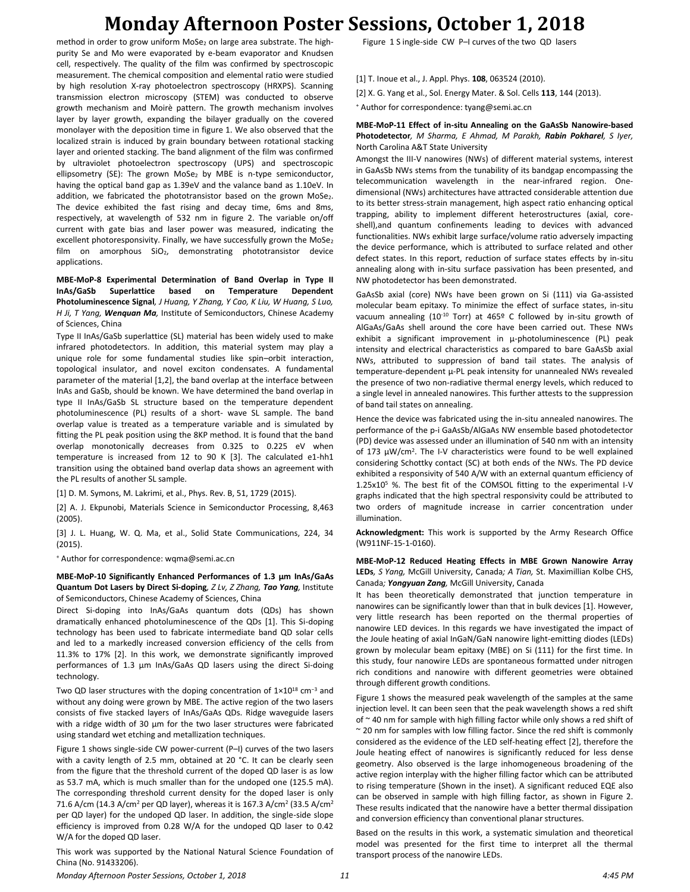method in order to grow uniform $MoSe_2$ on large area substrate. The high-purity Se and Mo were evaporated by e-beam evaporator and Knudsen cell, respectively. The quality of the film was confirmed by spectroscopic measurement. The chemical composition and elemental ratio were studied by high resolution X-ray photoelectron spectroscopy (HRXPS). Scanning transmission electron microscopy (STEM) was conducted to observe growth mechanism and Moirè pattern. The growth mechanism involves layer by layer growth, expanding the bilayer gradually on the covered monolayer with the deposition time in figure 1. We also observed that the localized strain is induced by grain boundary between rotational stacking layer and oriented stacking. The band alignment of the film was confirmed by ultraviolet photoelectron spectroscopy (UPS) and spectroscopic ellipsometry (SE): The grown $MoSe_2$ by MBE is n-type semiconductor, having the optical band gap as 1.39eV and the valance band as 1.10eV. In addition, we fabricated the phototransistor based on the grown $MoSe_2$. The device exhibited the fast rising and decay time, 6ms and 8ms, respectively, at wavelength of 532 nm in figure 2. The variable on/off current with gate bias and laser power was measured, indicating the excellent photoresponsivity. Finally, we have successfully grown the $MoSe_2$ film on amorphous $SiO_2$, demonstrating phototransistor device applications.

**MBE-MoP-8 Experimental Determination of Band Overlap in Type II InAs/GaSb Superlattice based on Temperature Dependent Photoluminescence Signal**, *J Huang, Y Zhang, Y Cao, K Liu, W Huang, S Luo, H Ji, T Yang,* ***Wenquan Ma,*** Institute of Semiconductors, Chinese Academy of Sciences, China

Type II InAs/GaSb superlattice (SL) material has been widely used to make infrared photodetectors. In addition, this material system may play a unique role for some fundamental studies like spin–orbit interaction, topological insulator, and novel exciton condensates. A fundamental parameter of the material [1,2], the band overlap at the interface between InAs and GaSb, should be known. We have determined the band overlap in type II InAs/GaSb SL structure based on the temperature dependent photoluminescence (PL) results of a short- wave SL sample. The band overlap value is treated as a temperature variable and is simulated by fitting the PL peak position using the 8KP method. It is found that the band overlap monotonically decreases from 0.325 to 0.225 eV when temperature is increased from 12 to 90 K [3]. The calculated e1-hh1 transition using the obtained band overlap data shows an agreement with the PL results of another SL sample.

[1] D. M. Symons, M. Lakrimi, et al., Phys. Rev. B, 51, 1729 (2015).

[2] A. J. Ekpunobi, Materials Science in Semiconductor Processing, 8,463 (2005).

[3] J. L. Huang, W. Q. Ma, et al., Solid State Communications, 224, 34 (2015).

[+] Author for correspondence: wqma@semi.ac.cn

**MBE-MoP-10 Significantly Enhanced Performances of 1.3 µm InAs/GaAs Quantum Dot Lasers by Direct Si-doping**, *Z Lv, Z Zhang,* ***Tao Yang,*** Institute of Semiconductors, Chinese Academy of Sciences, China

Direct Si-doping into InAs/GaAs quantum dots (QDs) has shown dramatically enhanced photoluminescence of the QDs [1]. This Si-doping technology has been used to fabricate intermediate band QD solar cells and led to a markedly increased conversion efficiency of the cells from 11.3% to 17% [2]. In this work, we demonstrate significantly improved performances of 1.3 µm InAs/GaAs QD lasers using the direct Si-doing technology.

Two QD laser structures with the doping concentration of $1\times10^{18}$ cm$^{-3}$ and without any doing were grown by MBE. The active region of the two lasers consists of five stacked layers of InAs/GaAs QDs. Ridge waveguide lasers with a ridge width of 30 µm for the two laser structures were fabricated using standard wet etching and metallization techniques.

Figure 1 shows single-side CW power-current (P–I) curves of the two lasers with a cavity length of 2.5 mm, obtained at 20 °C. It can be clearly seen from the figure that the threshold current of the doped QD laser is as low as 53.7 mA, which is much smaller than for the undoped one (125.5 mA). The corresponding threshold current density for the doped laser is only 71.6 A/cm (14.3 A/cm$^2$ per QD layer), whereas it is 167.3 A/cm$^2$ (33.5 A/cm$^2$ per QD layer) for the undoped QD laser. In addition, the single-side slope efficiency is improved from 0.28 W/A for the undoped QD laser to 0.42 W/A for the doped QD laser.

This work was supported by the National Natural Science Foundation of China (No. 91433206).

Figure 1 S ingle-side CW P–I curves of the two QD lasers

[1] T. Inoue et al., J. Appl. Phys. **108**, 063524 (2010).

[2] X. G. Yang et al., Sol. Energy Mater. & Sol. Cells **113**, 144 (2013).

[+] Author for correspondence: tyang@semi.ac.cn

**MBE-MoP-11 Effect of in-situ Annealing on the GaAsSb Nanowire-based Photodetector**, *M Sharma, E Ahmad, M Parakh,* ***Rabin Pokharel,*** *S Iyer,* North Carolina A&T State University

Amongst the III-V nanowires (NWs) of different material systems, interest in GaAsSb NWs stems from the tunability of its bandgap encompassing the telecommunication wavelength in the near-infrared region. One-dimensional (NWs) architectures have attracted considerable attention due to its better stress-strain management, high aspect ratio enhancing optical trapping, ability to implement different heterostructures (axial, core-shell),and quantum confinements leading to devices with advanced functionalities. NWs exhibit large surface/volume ratio adversely impacting the device performance, which is attributed to surface related and other defect states. In this report, reduction of surface states effects by in-situ annealing along with in-situ surface passivation has been presented, and NW photodetector has been demonstrated.

GaAsSb axial (core) NWs have been grown on Si (111) via Ga-assisted molecular beam epitaxy. To minimize the effect of surface states, in-situ vacuum annealing ($10^{-10}$ Torr) at 465º C followed by in-situ growth of AlGaAs/GaAs shell around the core have been carried out. These NWs exhibit a significant improvement in µ-photoluminescence (PL) peak intensity and electrical characteristics as compared to bare GaAsSb axial NWs, attributed to suppression of band tail states. The analysis of temperature-dependent µ-PL peak intensity for unannealed NWs revealed the presence of two non-radiative thermal energy levels, which reduced to a single level in annealed nanowires. This further attests to the suppression of band tail states on annealing.

Hence the device was fabricated using the in-situ annealed nanowires. The performance of the p-i GaAsSb/AlGaAs NW ensemble based photodetector (PD) device was assessed under an illumination of 540 nm with an intensity of 173 µW/cm$^2$. The I-V characteristics were found to be well explained considering Schottky contact (SC) at both ends of the NWs. The PD device exhibited a responsivity of 540 A/W with an external quantum efficiency of $1.25\times10^5$ %. The best fit of the COMSOL fitting to the experimental I-V graphs indicated that the high spectral responsivity could be attributed to two orders of magnitude increase in carrier concentration under illumination.

**Acknowledgment:** This work is supported by the Army Research Office (W911NF-15-1-0160).

**MBE-MoP-12 Reduced Heating Effects in MBE Grown Nanowire Array LEDs**, *S Yang,* McGill University, Canada*; A Tian,* St. Maximillian Kolbe CHS, Canada*;* ***Yongyuan Zang,*** McGill University, Canada

It has been theoretically demonstrated that junction temperature in nanowires can be significantly lower than that in bulk devices [1]. However, very little research has been reported on the thermal properties of nanowire LED devices. In this regards we have investigated the impact of the Joule heating of axial InGaN/GaN nanowire light-emitting diodes (LEDs) grown by molecular beam epitaxy (MBE) on Si (111) for the first time. In this study, four nanowire LEDs are spontaneous formatted under nitrogen rich conditions and nanowire with different geometries were obtained through different growth conditions.

Figure 1 shows the measured peak wavelength of the samples at the same injection level. It can been seen that the peak wavelength shows a red shift of ~ 40 nm for sample with high filling factor while only shows a red shift of ~ 20 nm for samples with low filling factor. Since the red shift is commonly considered as the evidence of the LED self-heating effect [2], therefore the Joule heating effect of nanowires is significantly reduced for less dense geometry. Also observed is the large inhomogeneous broadening of the active region interplay with the higher filling factor which can be attributed to rising temperature (Shown in the inset). A significant reduced EQE also can be observed in sample with high filling factor, as shown in Figure 2. These results indicated that the nanowire have a better thermal dissipation and conversion efficiency than conventional planar structures.

Based on the results in this work, a systematic simulation and theoretical model was presented for the first time to interpret all the thermal transport process of the nanowire LEDs.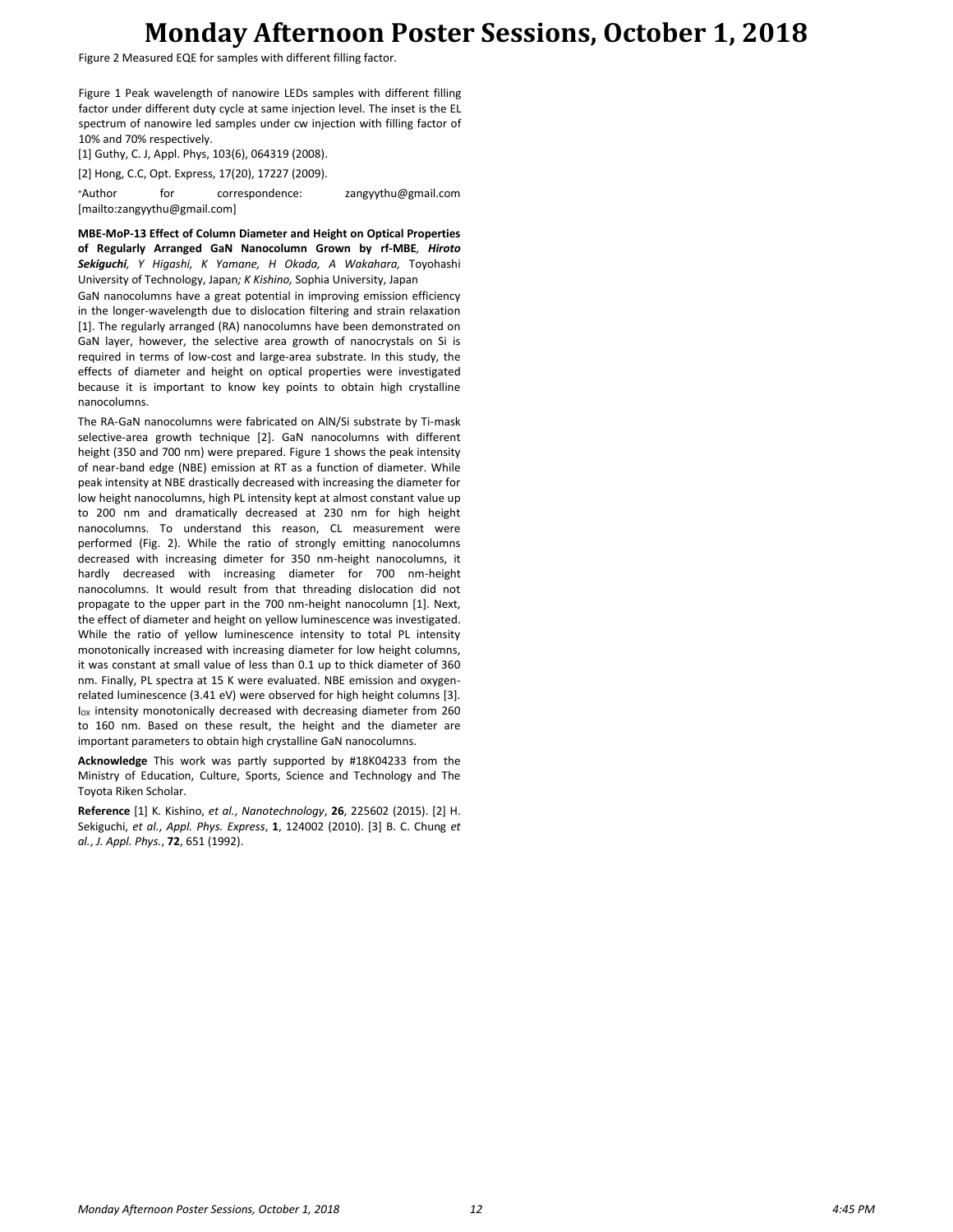Figure 2 Measured EQE for samples with different filling factor.

Figure 1 Peak wavelength of nanowire LEDs samples with different filling factor under different duty cycle at same injection level. The inset is the EL spectrum of nanowire led samples under cw injection with filling factor of 10% and 70% respectively.

[1] Guthy, C. J, Appl. Phys, 103(6), 064319 (2008).

[2] Hong, C.C, Opt. Express, 17(20), 17227 (2009).

+Author for correspondence: zangyythu@gmail.com [mailto:zangyythu@gmail.com]

**MBE-MoP-13 Effect of Column Diameter and Height on Optical Properties of Regularly Arranged GaN Nanocolumn Grown by rf-MBE**, ***Hiroto Sekiguchi***, *Y Higashi, K Yamane, H Okada, A Wakahara,* Toyohashi University of Technology, Japan*; K Kishino,* Sophia University, Japan

GaN nanocolumns have a great potential in improving emission efficiency in the longer-wavelength due to dislocation filtering and strain relaxation [1]. The regularly arranged (RA) nanocolumns have been demonstrated on GaN layer, however, the selective area growth of nanocrystals on Si is required in terms of low-cost and large-area substrate. In this study, the effects of diameter and height on optical properties were investigated because it is important to know key points to obtain high crystalline nanocolumns.

The RA-GaN nanocolumns were fabricated on AlN/Si substrate by Ti-mask selective-area growth technique [2]. GaN nanocolumns with different height (350 and 700 nm) were prepared. Figure 1 shows the peak intensity of near-band edge (NBE) emission at RT as a function of diameter. While peak intensity at NBE drastically decreased with increasing the diameter for low height nanocolumns, high PL intensity kept at almost constant value up to 200 nm and dramatically decreased at 230 nm for high height nanocolumns. To understand this reason, CL measurement were performed (Fig. 2). While the ratio of strongly emitting nanocolumns decreased with increasing dimeter for 350 nm-height nanocolumns, it hardly decreased with increasing diameter for 700 nm-height nanocolumns. It would result from that threading dislocation did not propagate to the upper part in the 700 nm-height nanocolumn [1]. Next, the effect of diameter and height on yellow luminescence was investigated. While the ratio of yellow luminescence intensity to total PL intensity monotonically increased with increasing diameter for low height columns, it was constant at small value of less than 0.1 up to thick diameter of 360 nm. Finally, PL spectra at 15 K were evaluated. NBE emission and oxygen-related luminescence (3.41 eV) were observed for high height columns [3]. $I_{OX}$ intensity monotonically decreased with decreasing diameter from 260 to 160 nm. Based on these result, the height and the diameter are important parameters to obtain high crystalline GaN nanocolumns.

**Acknowledge** This work was partly supported by #18K04233 from the Ministry of Education, Culture, Sports, Science and Technology and The Toyota Riken Scholar.

**Reference** [1] K. Kishino, *et al.*, *Nanotechnology*, **26**, 225602 (2015). [2] H. Sekiguchi, *et al.*, *Appl. Phys. Express*, **1**, 124002 (2010). [3] B. C. Chung *et al.*, *J. Appl. Phys.*, **72**, 651 (1992).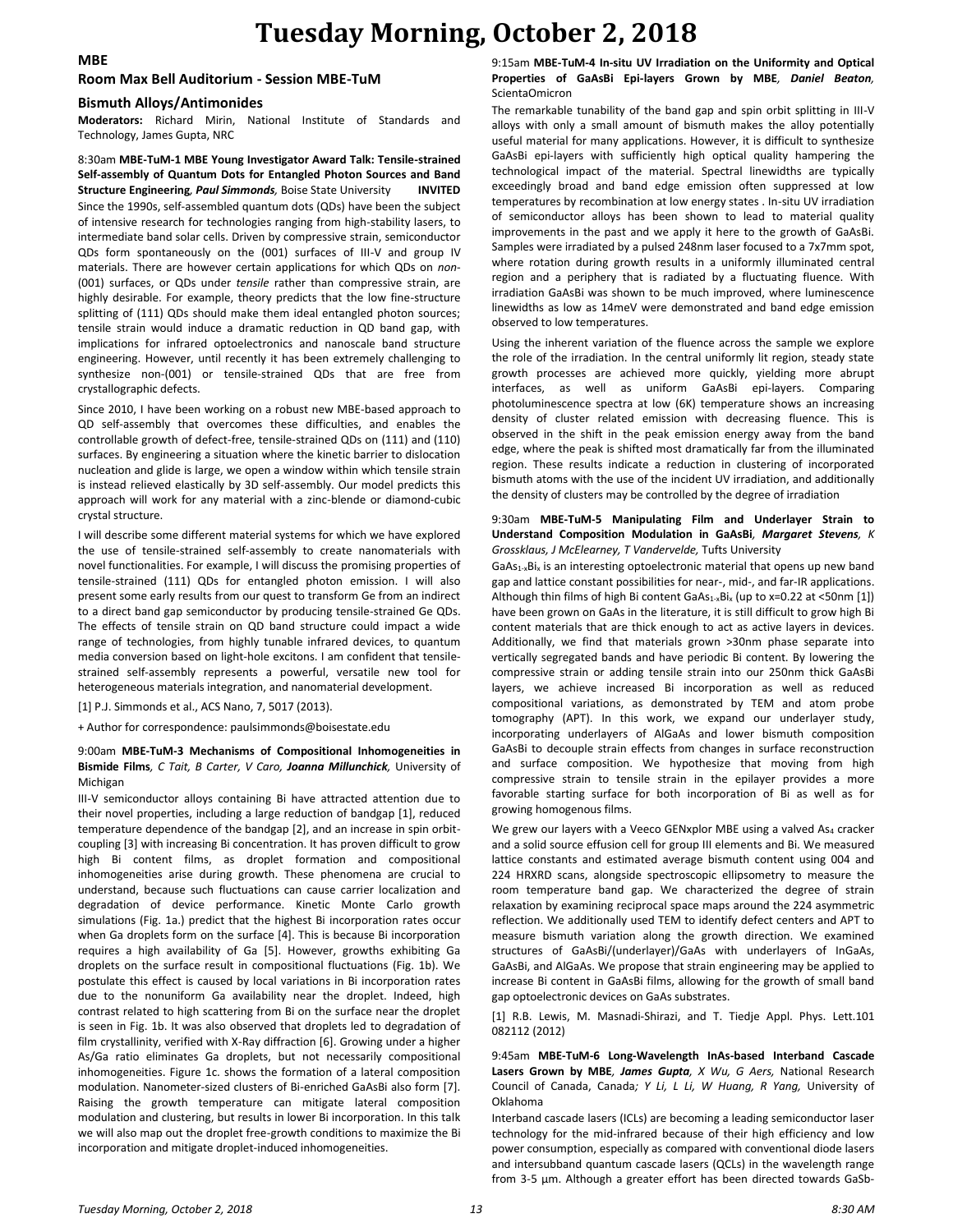# Tuesday Morning, October 2, 2018

## MBE

### Room Max Bell Auditorium - Session MBE-TuM

### Bismuth Alloys/Antimonides

**Moderators:** Richard Mirin, National Institute of Standards and Technology, James Gupta, NRC

8:30am **MBE-TuM-1 MBE Young Investigator Award Talk: Tensile-strained Self-assembly of Quantum Dots for Entangled Photon Sources and Band Structure Engineering**, ***Paul Simmonds***, Boise State University **INVITED**

Since the 1990s, self-assembled quantum dots (QDs) have been the subject of intensive research for technologies ranging from high-stability lasers, to intermediate band solar cells. Driven by compressive strain, semiconductor QDs form spontaneously on the (001) surfaces of III-V and group IV materials. There are however certain applications for which QDs on *non*-(001) surfaces, or QDs under *tensile* rather than compressive strain, are highly desirable. For example, theory predicts that the low fine-structure splitting of (111) QDs should make them ideal entangled photon sources; tensile strain would induce a dramatic reduction in QD band gap, with implications for infrared optoelectronics and nanoscale band structure engineering. However, until recently it has been extremely challenging to synthesize non-(001) or tensile-strained QDs that are free from crystallographic defects.

Since 2010, I have been working on a robust new MBE-based approach to QD self-assembly that overcomes these difficulties, and enables the controllable growth of defect-free, tensile-strained QDs on (111) and (110) surfaces. By engineering a situation where the kinetic barrier to dislocation nucleation and glide is large, we open a window within which tensile strain is instead relieved elastically by 3D self-assembly. Our model predicts this approach will work for any material with a zinc-blende or diamond-cubic crystal structure.

I will describe some different material systems for which we have explored the use of tensile-strained self-assembly to create nanomaterials with novel functionalities. For example, I will discuss the promising properties of tensile-strained (111) QDs for entangled photon emission. I will also present some early results from our quest to transform Ge from an indirect to a direct band gap semiconductor by producing tensile-strained Ge QDs. The effects of tensile strain on QD band structure could impact a wide range of technologies, from highly tunable infrared devices, to quantum media conversion based on light-hole excitons. I am confident that tensile-strained self-assembly represents a powerful, versatile new tool for heterogeneous materials integration, and nanomaterial development.

[1] P.J. Simmonds et al., ACS Nano, 7, 5017 (2013).

+ Author for correspondence: paulsimmonds@boisestate.edu

9:00am **MBE-TuM-3 Mechanisms of Compositional Inhomogeneities in Bismide Films**, *C Tait, B Carter, V Caro,* ***Joanna Millunchick***, University of Michigan

III-V semiconductor alloys containing Bi have attracted attention due to their novel properties, including a large reduction of bandgap [1], reduced temperature dependence of the bandgap [2], and an increase in spin orbit-coupling [3] with increasing Bi concentration. It has proven difficult to grow high Bi content films, as droplet formation and compositional inhomogeneities arise during growth. These phenomena are crucial to understand, because such fluctuations can cause carrier localization and degradation of device performance. Kinetic Monte Carlo growth simulations (Fig. 1a.) predict that the highest Bi incorporation rates occur when Ga droplets form on the surface [4]. This is because Bi incorporation requires a high availability of Ga [5]. However, growths exhibiting Ga droplets on the surface result in compositional fluctuations (Fig. 1b). We postulate this effect is caused by local variations in Bi incorporation rates due to the nonuniform Ga availability near the droplet. Indeed, high contrast related to high scattering from Bi on the surface near the droplet is seen in Fig. 1b. It was also observed that droplets led to degradation of film crystallinity, verified with X-Ray diffraction [6]. Growing under a higher As/Ga ratio eliminates Ga droplets, but not necessarily compositional inhomogeneities. Figure 1c. shows the formation of a lateral composition modulation. Nanometer-sized clusters of Bi-enriched GaAsBi also form [7]. Raising the growth temperature can mitigate lateral composition modulation and clustering, but results in lower Bi incorporation. In this talk we will also map out the droplet free-growth conditions to maximize the Bi incorporation and mitigate droplet-induced inhomogeneities.

9:15am **MBE-TuM-4 In-situ UV Irradiation on the Uniformity and Optical Properties of GaAsBi Epi-layers Grown by MBE**, ***Daniel Beaton***, ScientaOmicron

The remarkable tunability of the band gap and spin orbit splitting in III-V alloys with only a small amount of bismuth makes the alloy potentially useful material for many applications. However, it is difficult to synthesize GaAsBi epi-layers with sufficiently high optical quality hampering the technological impact of the material. Spectral linewidths are typically exceedingly broad and band edge emission often suppressed at low temperatures by recombination at low energy states . In-situ UV irradiation of semiconductor alloys has been shown to lead to material quality improvements in the past and we apply it here to the growth of GaAsBi. Samples were irradiated by a pulsed 248nm laser focused to a 7x7mm spot, where rotation during growth results in a uniformly illuminated central region and a periphery that is radiated by a fluctuating fluence. With irradiation GaAsBi was shown to be much improved, where luminescence linewidths as low as 14meV were demonstrated and band edge emission observed to low temperatures.

Using the inherent variation of the fluence across the sample we explore the role of the irradiation. In the central uniformly lit region, steady state growth processes are achieved more quickly, yielding more abrupt interfaces, as well as uniform GaAsBi epi-layers. Comparing photoluminescence spectra at low (6K) temperature shows an increasing density of cluster related emission with decreasing fluence. This is observed in the shift in the peak emission energy away from the band edge, where the peak is shifted most dramatically far from the illuminated region. These results indicate a reduction in clustering of incorporated bismuth atoms with the use of the incident UV irradiation, and additionally the density of clusters may be controlled by the degree of irradiation

9:30am **MBE-TuM-5 Manipulating Film and Underlayer Strain to Understand Composition Modulation in GaAsBi**, ***Margaret Stevens***, *K Grossklaus, J McElearney, T Vandervelde,* Tufts University

$GaAs_{1-x}Bi_x$ is an interesting optoelectronic material that opens up new band gap and lattice constant possibilities for near-, mid-, and far-IR applications. Although thin films of high Bi content $GaAs_{1-x}Bi_x$ (up to x=0.22 at <50nm [1]) have been grown on GaAs in the literature, it is still difficult to grow high Bi content materials that are thick enough to act as active layers in devices. Additionally, we find that materials grown >30nm phase separate into vertically segregated bands and have periodic Bi content. By lowering the compressive strain or adding tensile strain into our 250nm thick GaAsBi layers, we achieve increased Bi incorporation as well as reduced compositional variations, as demonstrated by TEM and atom probe tomography (APT). In this work, we expand our underlayer study, incorporating underlayers of AlGaAs and lower bismuth composition GaAsBi to decouple strain effects from changes in surface reconstruction and surface composition. We hypothesize that moving from high compressive strain to tensile strain in the epilayer provides a more favorable starting surface for both incorporation of Bi as well as for growing homogenous films.

We grew our layers with a Veeco GENxplor MBE using a valved $As_4$ cracker and a solid source effusion cell for group III elements and Bi. We measured lattice constants and estimated average bismuth content using 004 and 224 HRXRD scans, alongside spectroscopic ellipsometry to measure the room temperature band gap. We characterized the degree of strain relaxation by examining reciprocal space maps around the 224 asymmetric reflection. We additionally used TEM to identify defect centers and APT to measure bismuth variation along the growth direction. We examined structures of GaAsBi/(underlayer)/GaAs with underlayers of InGaAs, GaAsBi, and AlGaAs. We propose that strain engineering may be applied to increase Bi content in GaAsBi films, allowing for the growth of small band gap optoelectronic devices on GaAs substrates.

[1] R.B. Lewis, M. Masnadi-Shirazi, and T. Tiedje Appl. Phys. Lett.101 082112 (2012)

9:45am **MBE-TuM-6 Long-Wavelength InAs-based Interband Cascade Lasers Grown by MBE**, ***James Gupta***, *X Wu, G Aers,* National Research Council of Canada, Canada*; Y Li, L Li, W Huang, R Yang,* University of Oklahoma

Interband cascade lasers (ICLs) are becoming a leading semiconductor laser technology for the mid-infrared because of their high efficiency and low power consumption, especially as compared with conventional diode lasers and intersubband quantum cascade lasers (QCLs) in the wavelength range from 3-5 µm. Although a greater effort has been directed towards GaSb-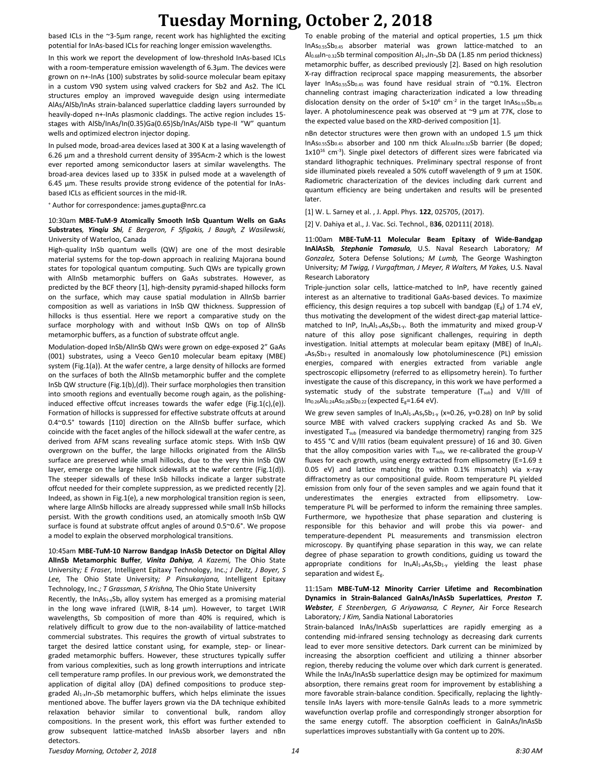based ICLs in the ~3-5µm range, recent work has highlighted the exciting potential for InAs-based ICLs for reaching longer emission wavelengths.

In this work we report the development of low-threshold InAs-based ICLs with a room-temperature emission wavelength of 6.3µm. The devices were grown on n+-InAs (100) substrates by solid-source molecular beam epitaxy in a custom V90 system using valved crackers for Sb2 and As2. The ICL structures employ an improved waveguide design using intermediate AlAs/AlSb/InAs strain-balanced superlattice cladding layers surrounded by heavily-doped n+-InAs plasmonic claddings. The active region includes 15-stages with AlSb/InAs/In(0.35)Ga(0.65)Sb/InAs/AlSb type-II "W" quantum wells and optimized electron injector doping.

In pulsed mode, broad-area devices lased at 300 K at a lasing wavelength of 6.26 µm and a threshold current density of 395Acm-2 which is the lowest ever reported among semiconductor lasers at similar wavelengths. The broad-area devices lased up to 335K in pulsed mode at a wavelength of 6.45 µm. These results provide strong evidence of the potential for InAs-based ICLs as efficient sources in the mid-IR.

[+] Author for correspondence: james.gupta@nrc.ca

10:30am **MBE-TuM-9 Atomically Smooth InSb Quantum Wells on GaAs Substrates**, ***Yinqiu Shi**, E Bergeron, F Sfigakis, J Baugh, Z Wasilewski,* University of Waterloo, Canada

High-quality InSb quantum wells (QW) are one of the most desirable material systems for the top-down approach in realizing Majorana bound states for topological quantum computing. Such QWs are typically grown with AlInSb metamorphic buffers on GaAs substrates. However, as predicted by the BCF theory [1], high-density pyramid-shaped hillocks form on the surface, which may cause spatial modulation in AlInSb barrier composition as well as variations in InSb QW thickness. Suppression of hillocks is thus essential. Here we report a comparative study on the surface morphology with and without InSb QWs on top of AlInSb metamorphic buffers, as a function of substrate offcut angle.

Modulation-doped InSb/AlInSb QWs were grown on edge-exposed 2" GaAs (001) substrates, using a Veeco Gen10 molecular beam epitaxy (MBE) system (Fig.1(a)). At the wafer centre, a large density of hillocks are formed on the surfaces of both the AlInSb metamorphic buffer and the complete InSb QW structure (Fig.1(b),(d)). Their surface morphologies then transition into smooth regions and eventually become rough again, as the polishing-induced effective offcut increases towards the wafer edge (Fig.1(c),(e)). Formation of hillocks is suppressed for effective substrate offcuts at around 0.4~0.5° towards [110] direction on the AlInSb buffer surface, which coincide with the facet angles of the hillock sidewall at the wafer centre, as derived from AFM scans revealing surface atomic steps. With InSb QW overgrown on the buffer, the large hillocks originated from the AlInSb surface are preserved while small hillocks, due to the very thin InSb QW layer, emerge on the large hillock sidewalls at the wafer centre (Fig.1(d)). The steeper sidewalls of these InSb hillocks indicate a larger substrate offcut needed for their complete suppression, as we predicted recently [2]. Indeed, as shown in Fig.1(e), a new morphological transition region is seen, where large AlInSb hillocks are already suppressed while small InSb hillocks persist. With the growth conditions used, an atomically smooth InSb QW surface is found at substrate offcut angles of around 0.5~0.6°. We propose a model to explain the observed morphological transitions.

10:45am **MBE-TuM-10 Narrow Bandgap InAsSb Detector on Digital Alloy AlInSb Metamorphic Buffer**, ***Vinita Dahiya**, A Kazemi,* The Ohio State University*; E Fraser,* Intelligent Epitaxy Technology, Inc.*; J Deitz, J Boyer, S Lee,* The Ohio State University*; P Pinsukanjana,* Intelligent Epitaxy Technology, Inc.*; T Grassman, S Krishna,* The Ohio State University

Recently, the $InAs_{1-y}Sb_y$ alloy system has emerged as a promising material in the long wave infrared (LWIR, 8-14 µm). However, to target LWIR wavelengths, Sb composition of more than 40% is required, which is relatively difficult to grow due to the non-availability of lattice-matched commercial substrates. This requires the growth of virtual substrates to target the desired lattice constant using, for example, step- or linear-graded metamorphic buffers. However, these structures typically suffer from various complexities, such as long growth interruptions and intricate cell temperature ramp profiles. In our previous work, we demonstrated the application of digital alloy (DA) defined compositions to produce step-graded $Al_{1-x}In_xSb$ metamorphic buffers, which helps eliminate the issues mentioned above. The buffer layers grown via the DA technique exhibited relaxation behavior similar to conventional bulk, random alloy compositions. In the present work, this effort was further extended to grow subsequent lattice-matched InAsSb absorber layers and nBn detectors.

To enable probing of the material and optical properties, 1.5 µm thick $InAs_{0.55}Sb_{0.45}$ absorber material was grown lattice-matched to an $Al_{0.68}In_{0.32}Sb$ terminal composition $Al_{1-x}In_xSb$ DA (1.85 nm period thickness) metamorphic buffer, as described previously [2]. Based on high resolution X-ray diffraction reciprocal space mapping measurements, the absorber layer $InAs_{0.55}Sb_{0.45}$ was found have residual strain of ~0.1%. Electron channeling contrast imaging characterization indicated a low threading dislocation density on the order of $5\times10^6$ cm$^{-2}$ in the target $InAs_{0.55}Sb_{0.45}$ layer. A photoluminescence peak was observed at ~9 µm at 77K, close to the expected value based on the XRD-derived composition [1].

nBn detector structures were then grown with an undoped 1.5 µm thick $InAs_{0.55}Sb_{0.45}$ absorber and 100 nm thick $Al_{0.68}In_{0.32}Sb$ barrier (Be doped; $1\times10^{16}$ cm$^{-3}$). Single pixel detectors of different sizes were fabricated via standard lithographic techniques. Preliminary spectral response of front side illuminated pixels revealed a 50% cutoff wavelength of 9 µm at 150K. Radiometric characterization of the devices including dark current and quantum efficiency are being undertaken and results will be presented later.

[1] W. L. Sarney et al. , J. Appl. Phys. **122**, 025705, (2017).

[2] V. Dahiya et al., J. Vac. Sci. Technol., B**36**, 02D111( 2018).

11:00am **MBE-TuM-11 Molecular Beam Epitaxy of Wide-Bandgap InAlAsSb**, ***Stephanie Tomasulo**,* U.S. Naval Research Laboratory*; M Gonzalez,* Sotera Defense Solutions*; M Lumb,* The George Washington University*; M Twigg, I Vurgaftman, J Meyer, R Walters, M Yakes,* U.S. Naval Research Laboratory

Triple-junction solar cells, lattice-matched to InP, have recently gained interest as an alternative to traditional GaAs-based devices. To maximize efficiency, this design requires a top subcell with bandgap ($E_g$) of 1.74 eV, thus motivating the development of the widest direct-gap material lattice-matched to InP, $In_xAl_{1-x}As_ySb_{1-y}$. Both the immaturity and mixed group-V nature of this alloy pose significant challenges, requiring in depth investigation. Initial attempts at molecular beam epitaxy (MBE) of $In_xAl_{1-x}As_ySb_{1-y}$ resulted in anomalously low photoluminescence (PL) emission energies, compared with energies extracted from variable angle spectroscopic ellipsometry (referred to as ellipsometry herein). To further investigate the cause of this discrepancy, in this work we have performed a systematic study of the substrate temperature ($T_{sub}$) and V/III of $In_{0.26}Al_{0.24}As_{0.28}Sb_{0.22}$ (expected $E_g$=1.64 eV).

We grew seven samples of $In_xAl_{1-x}As_ySb_{1-y}$ (x≈0.26, y≈0.28) on InP by solid source MBE with valved crackers supplying cracked As and Sb. We investigated $T_{sub}$ (measured via bandedge thermometry) ranging from 325 to 455 °C and V/III ratios (beam equivalent pressure) of 16 and 30. Given that the alloy composition varies with $T_{sub}$, we re-calibrated the group-V fluxes for each growth, using energy extracted from ellipsometry (E=1.69 ± 0.05 eV) and lattice matching (to within 0.1% mismatch) via x-ray diffractometry as our compositional guide. Room temperature PL yielded emission from only four of the seven samples and we again found that it underestimates the energies extracted from ellipsometry. Low-temperature PL will be performed to inform the remaining three samples. Furthermore, we hypothesize that phase separation and clustering is responsible for this behavior and will probe this via power- and temperature-dependent PL measurements and transmission electron microscopy. By quantifying phase separation in this way, we can relate degree of phase separation to growth conditions, guiding us toward the appropriate conditions for $In_xAl_{1-x}As_ySb_{1-y}$ yielding the least phase separation and widest $E_g$.

11:15am **MBE-TuM-12 Minority Carrier Lifetime and Recombination Dynamics in Strain-Balanced GaInAs/InAsSb Superlattices**, ***Preston T. Webster**, E Steenbergen, G Ariyawansa, C Reyner,* Air Force Research Laboratory*; J Kim,* Sandia National Laboratories

Strain-balanced InAs/InAsSb superlattices are rapidly emerging as a contending mid-infrared sensing technology as decreasing dark currents lead to ever more sensitive detectors. Dark current can be minimized by increasing the absorption coefficient and utilizing a thinner absorber region, thereby reducing the volume over which dark current is generated. While the InAs/InAsSb superlattice design may be optimized for maximum absorption, there remains great room for improvement by establishing a more favorable strain-balance condition. Specifically, replacing the lightly-tensile InAs layers with more-tensile GaInAs leads to a more symmetric wavefunction overlap profile and correspondingly stronger absorption for the same energy cutoff. The absorption coefficient in GaInAs/InAsSb superlattices improves substantially with Ga content up to 20%.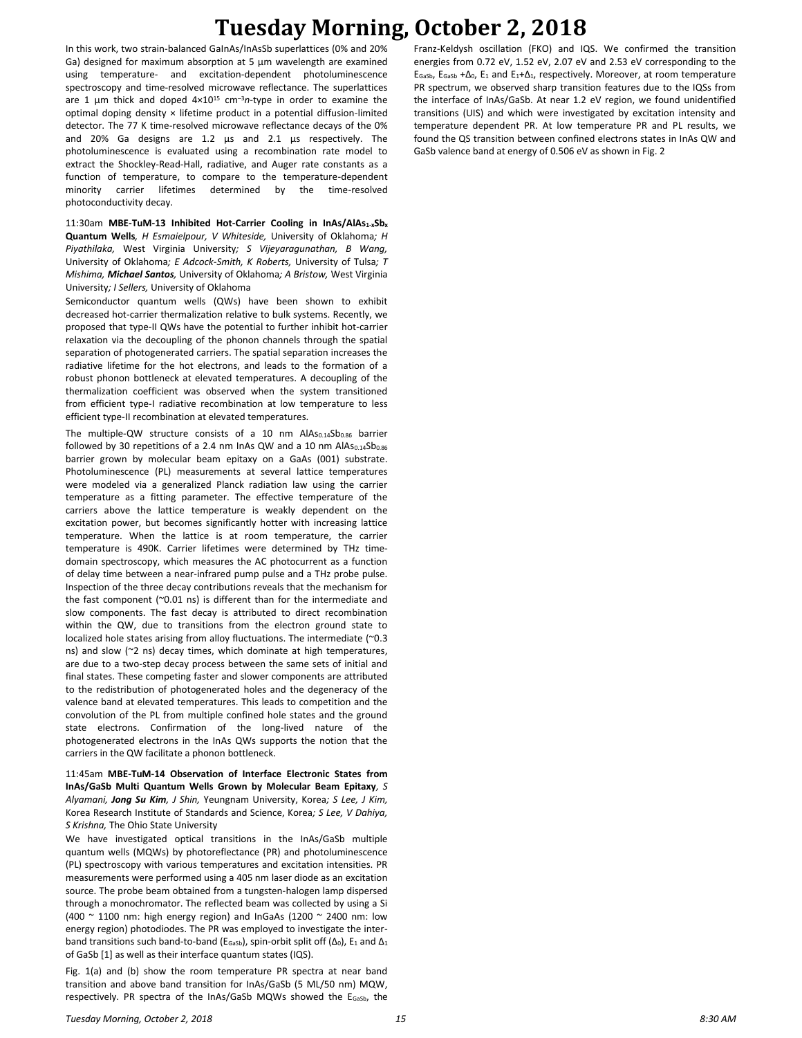In this work, two strain-balanced GaInAs/InAsSb superlattices (0% and 20% Ga) designed for maximum absorption at 5 µm wavelength are examined using temperature- and excitation-dependent photoluminescence spectroscopy and time-resolved microwave reflectance. The superlattices are 1 µm thick and doped $4{\times}10^{15}$ $cm^{-3}$*n*-type in order to examine the optimal doping density × lifetime product in a potential diffusion-limited detector. The 77 K time-resolved microwave reflectance decays of the 0% and 20% Ga designs are 1.2 µs and 2.1 µs respectively. The photoluminescence is evaluated using a recombination rate model to extract the Shockley-Read-Hall, radiative, and Auger rate constants as a function of temperature, to compare to the temperature-dependent minority carrier lifetimes determined by the time-resolved photoconductivity decay.

11:30am **MBE-TuM-13 Inhibited Hot-Carrier Cooling in InAs/AlAs$_{1-x}$Sb$_x$ Quantum Wells**, *H Esmaielpour, V Whiteside,* University of Oklahoma*; H Piyathilaka,* West Virginia University*; S Vijeyaragunathan, B Wang,* University of Oklahoma*; E Adcock-Smith, K Roberts,* University of Tulsa*; T Mishima,* ***Michael Santos****,* University of Oklahoma*; A Bristow,* West Virginia University*; I Sellers,* University of Oklahoma

Semiconductor quantum wells (QWs) have been shown to exhibit decreased hot-carrier thermalization relative to bulk systems. Recently, we proposed that type-II QWs have the potential to further inhibit hot-carrier relaxation via the decoupling of the phonon channels through the spatial separation of photogenerated carriers. The spatial separation increases the radiative lifetime for the hot electrons, and leads to the formation of a robust phonon bottleneck at elevated temperatures. A decoupling of the thermalization coefficient was observed when the system transitioned from efficient type-I radiative recombination at low temperature to less efficient type-II recombination at elevated temperatures.

The multiple-QW structure consists of a 10 nm $AlAs_{0.14}Sb_{0.86}$ barrier followed by 30 repetitions of a 2.4 nm InAs QW and a 10 nm $AlAs_{0.14}Sb_{0.86}$ barrier grown by molecular beam epitaxy on a GaAs (001) substrate. Photoluminescence (PL) measurements at several lattice temperatures were modeled via a generalized Planck radiation law using the carrier temperature as a fitting parameter. The effective temperature of the carriers above the lattice temperature is weakly dependent on the excitation power, but becomes significantly hotter with increasing lattice temperature. When the lattice is at room temperature, the carrier temperature is 490K. Carrier lifetimes were determined by THz time-domain spectroscopy, which measures the AC photocurrent as a function of delay time between a near-infrared pump pulse and a THz probe pulse. Inspection of the three decay contributions reveals that the mechanism for the fast component (~0.01 ns) is different than for the intermediate and slow components. The fast decay is attributed to direct recombination within the QW, due to transitions from the electron ground state to localized hole states arising from alloy fluctuations. The intermediate (~0.3 ns) and slow (~2 ns) decay times, which dominate at high temperatures, are due to a two-step decay process between the same sets of initial and final states. These competing faster and slower components are attributed to the redistribution of photogenerated holes and the degeneracy of the valence band at elevated temperatures. This leads to competition and the convolution of the PL from multiple confined hole states and the ground state electrons. Confirmation of the long-lived nature of the photogenerated electrons in the InAs QWs supports the notion that the carriers in the QW facilitate a phonon bottleneck.

11:45am **MBE-TuM-14 Observation of Interface Electronic States from InAs/GaSb Multi Quantum Wells Grown by Molecular Beam Epitaxy**, *S Alyamani,* ***Jong Su Kim****, J Shin,* Yeungnam University, Korea*; S Lee, J Kim,* Korea Research Institute of Standards and Science, Korea*; S Lee, V Dahiya, S Krishna,* The Ohio State University

We have investigated optical transitions in the InAs/GaSb multiple quantum wells (MQWs) by photoreflectance (PR) and photoluminescence (PL) spectroscopy with various temperatures and excitation intensities. PR measurements were performed using a 405 nm laser diode as an excitation source. The probe beam obtained from a tungsten-halogen lamp dispersed through a monochromator. The reflected beam was collected by using a Si (400 ~ 1100 nm: high energy region) and InGaAs (1200 ~ 2400 nm: low energy region) photodiodes. The PR was employed to investigate the inter-band transitions such band-to-band ($E_{GaSb}$), spin-orbit split off ($\Delta_0$), $E_1$ and $\Delta_1$ of GaSb [1] as well as their interface quantum states (IQS).

Fig. 1(a) and (b) show the room temperature PR spectra at near band transition and above band transition for InAs/GaSb (5 ML/50 nm) MQW, respectively. PR spectra of the InAs/GaSb MQWs showed the $E_{GaSb}$, the Franz-Keldysh oscillation (FKO) and IQS. We confirmed the transition energies from 0.72 eV, 1.52 eV, 2.07 eV and 2.53 eV corresponding to the $E_{GaSb}$, $E_{GaSb}+\Delta_0$, $E_1$ and $E_1+\Delta_1$, respectively. Moreover, at room temperature PR spectrum, we observed sharp transition features due to the IQSs from the interface of InAs/GaSb. At near 1.2 eV region, we found unidentified transitions (UIS) and which were investigated by excitation intensity and temperature dependent PR. At low temperature PR and PL results, we found the QS transition between confined electrons states in InAs QW and GaSb valence band at energy of 0.506 eV as shown in Fig. 2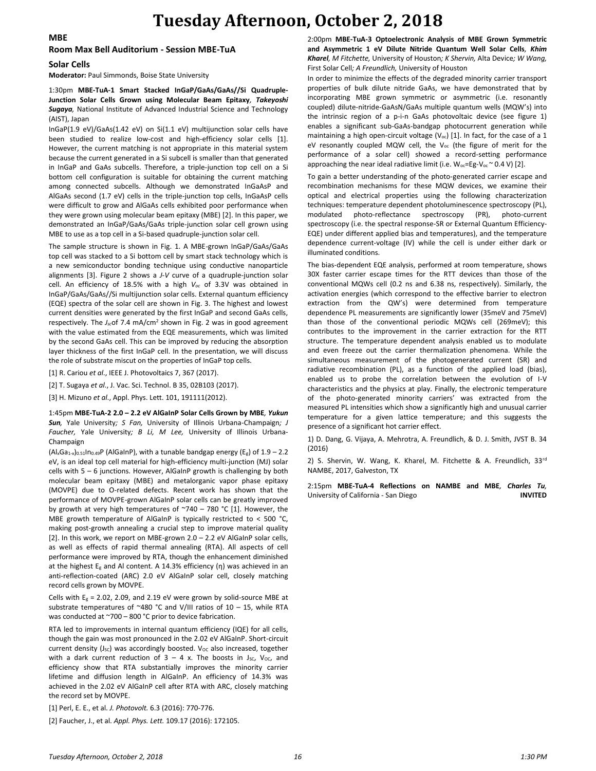# Tuesday Afternoon, October 2, 2018

## MBE

### Room Max Bell Auditorium - Session MBE-TuA

### Solar Cells

**Moderator:** Paul Simmonds, Boise State University

1:30pm **MBE-TuA-1 Smart Stacked InGaP/GaAs/GaAs//Si Quadruple-Junction Solar Cells Grown using Molecular Beam Epitaxy**, ***Takeyoshi Sugaya,*** National Institute of Advanced Industrial Science and Technology (AIST), Japan

InGaP(1.9 eV)/GaAs(1.42 eV) on Si(1.1 eV) multijunction solar cells have been studied to realize low-cost and high-efficiency solar cells [1]. However, the current matching is not appropriate in this material system because the current generated in a Si subcell is smaller than that generated in InGaP and GaAs subcells. Therefore, a triple-junction top cell on a Si bottom cell configuration is suitable for obtaining the current matching among connected subcells. Although we demonstrated InGaAsP and AlGaAs second (1.7 eV) cells in the triple-junction top cells, InGaAsP cells were difficult to grow and AlGaAs cells exhibited poor performance when they were grown using molecular beam epitaxy (MBE) [2]. In this paper, we demonstrated an InGaP/GaAs/GaAs triple-junction solar cell grown using MBE to use as a top cell in a Si-based quadruple-junction solar cell.

The sample structure is shown in Fig. 1. A MBE-grown InGaP/GaAs/GaAs top cell was stacked to a Si bottom cell by smart stack technology which is a new semiconductor bonding technique using conductive nanoparticle alignments [3]. Figure 2 shows a *J-V* curve of a quadruple-junction solar cell. An efficiency of 18.5% with a high $V_{oc}$ of 3.3V was obtained in InGaP/GaAs/GaAs//Si multijunction solar cells. External quantum efficiency (EQE) spectra of the solar cell are shown in Fig. 3. The highest and lowest current densities were generated by the first InGaP and second GaAs cells, respectively. The $J_{sc}$ of 7.4 mA/cm$^2$ shown in Fig. 2 was in good agreement with the value estimated from the EQE measurements, which was limited by the second GaAs cell. This can be improved by reducing the absorption layer thickness of the first InGaP cell. In the presentation, we will discuss the role of substrate miscut on the properties of InGaP top cells.

[1] R. Cariou *et al.*, IEEE J. Photovoltaics 7, 367 (2017).

[2] T. Sugaya *et al.*, J. Vac. Sci. Technol. B 35, 02B103 (2017).

[3] H. Mizuno *et al.*, Appl. Phys. Lett. 101, 191111(2012).

1:45pm **MBE-TuA-2 2.0 – 2.2 eV AlGaInP Solar Cells Grown by MBE**, ***Yukun Sun,*** Yale University; *S Fan,* University of Illinois Urbana-Champaign; *J Faucher,* Yale University; *B Li, M Lee,* University of Illinois Urbana-Champaign

$(Al_xGa_{1-x})_{0.51}In_{0.49}P$ (AlGaInP), with a tunable bandgap energy ($E_g$) of 1.9 – 2.2 eV, is an ideal top cell material for high-efficiency multi-junction (MJ) solar cells with 5 – 6 junctions. However, AlGaInP growth is challenging by both molecular beam epitaxy (MBE) and metalorganic vapor phase epitaxy (MOVPE) due to O-related defects. Recent work has shown that the performance of MOVPE-grown AlGaInP solar cells can be greatly improved by growth at very high temperatures of ~740 – 780 °C [1]. However, the MBE growth temperature of AlGaInP is typically restricted to < 500 °C, making post-growth annealing a crucial step to improve material quality [2]. In this work, we report on MBE-grown 2.0 – 2.2 eV AlGaInP solar cells, as well as effects of rapid thermal annealing (RTA). All aspects of cell performance were improved by RTA, though the enhancement diminished at the highest $E_g$ and Al content. A 14.3% efficiency (η) was achieved in an anti-reflection-coated (ARC) 2.0 eV AlGaInP solar cell, closely matching record cells grown by MOVPE.

Cells with $E_g$ = 2.02, 2.09, and 2.19 eV were grown by solid-source MBE at substrate temperatures of ~480 °C and V/III ratios of 10 – 15, while RTA was conducted at ~700 – 800 °C prior to device fabrication.

RTA led to improvements in internal quantum efficiency (IQE) for all cells, though the gain was most pronounced in the 2.02 eV AlGaInP. Short-circuit current density ($J_{SC}$) was accordingly boosted. $V_{OC}$ also increased, together with a dark current reduction of 3 – 4 x. The boosts in $J_{SC}$, $V_{OC}$, and efficiency show that RTA substantially improves the minority carrier lifetime and diffusion length in AlGaInP. An efficiency of 14.3% was achieved in the 2.02 eV AlGaInP cell after RTA with ARC, closely matching the record set by MOVPE.

[1] Perl, E. E., et al. *J. Photovolt.* 6.3 (2016): 770-776.

[2] Faucher, J., et al. *Appl. Phys. Lett.* 109.17 (2016): 172105.

2:00pm **MBE-TuA-3 Optoelectronic Analysis of MBE Grown Symmetric and Asymmetric 1 eV Dilute Nitride Quantum Well Solar Cells**, ***Khim Kharel,*** *M Fitchette,* University of Houston; *K Shervin,* Alta Device; *W Wang,* First Solar Cell; *A Freundlich,* University of Houston

In order to minimize the effects of the degraded minority carrier transport properties of bulk dilute nitride GaAs, we have demonstrated that by incorporating MBE grown symmetric or asymmetric (i.e. resonantly coupled) dilute-nitride-GaAsN/GaAs multiple quantum wells (MQW's) into the intrinsic region of a p-i-n GaAs photovoltaic device (see figure 1) enables a significant sub-GaAs-bandgap photocurrent generation while maintaining a high open-circuit voltage ($V_{oc}$) [1]. In fact, for the case of a 1 eV resonantly coupled MQW cell, the $V_{oc}$ (the figure of merit for the performance of a solar cell) showed a record-setting performance approaching the near ideal radiative limit (i.e. $W_{oc}=E_g-V_{oc} \sim 0.4$ V) [2].

To gain a better understanding of the photo-generated carrier escape and recombination mechanisms for these MQW devices, we examine their optical and electrical properties using the following characterization techniques: temperature dependent photoluminescence spectroscopy (PL), modulated photo-reflectance spectroscopy (PR), photo-current spectroscopy (i.e. the spectral response-SR or External Quantum Efficiency-EQE) under different applied bias and temperatures), and the temperature dependence current-voltage (IV) while the cell is under either dark or illuminated conditions.

The bias-dependent EQE analysis, performed at room temperature, shows 30X faster carrier escape times for the RTT devices than those of the conventional MQWs cell (0.2 ns and 6.38 ns, respectively). Similarly, the activation energies (which correspond to the effective barrier to electron extraction from the QW's) were determined from temperature dependence PL measurements are significantly lower (35meV and 75meV) than those of the conventional periodic MQWs cell (269meV); this contributes to the improvement in the carrier extraction for the RTT structure. The temperature dependent analysis enabled us to modulate and even freeze out the carrier thermalization phenomena. While the simultaneous measurement of the photogenerated current (SR) and radiative recombination (PL), as a function of the applied load (bias), enabled us to probe the correlation between the evolution of I-V characteristics and the physics at play. Finally, the electronic temperature of the photo-generated minority carriers' was extracted from the measured PL intensities which show a significantly high and unusual carrier temperature for a given lattice temperature; and this suggests the presence of a significant hot carrier effect.

1) D. Dang, G. Vijaya, A. Mehrotra, A. Freundlich, & D. J. Smith, JVST B. 34 (2016)

2) S. Shervin, W. Wang, K. Kharel, M. Fitchette & A. Freundlich, 33[rd] NAMBE, 2017, Galveston, TX

2:15pm **MBE-TuA-4 Reflections on NAMBE and MBE**, ***Charles Tu,*** University of California - San Diego **INVITED**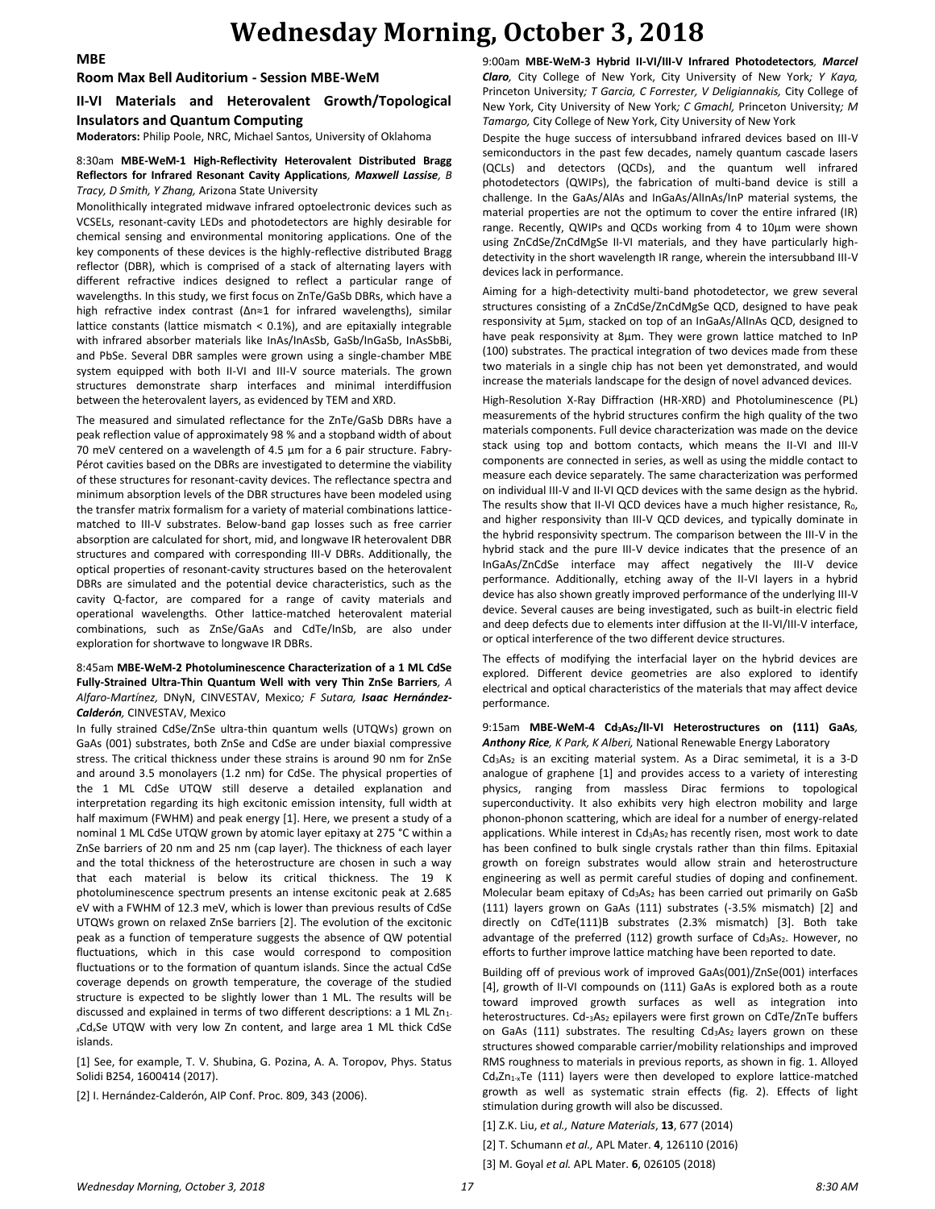# Wednesday Morning, October 3, 2018

## MBE

### Room Max Bell Auditorium - Session MBE-WeM

### II-VI Materials and Heterovalent Growth/Topological Insulators and Quantum Computing

**Moderators:** Philip Poole, NRC, Michael Santos, University of Oklahoma

8:30am **MBE-WeM-1 High-Reflectivity Heterovalent Distributed Bragg Reflectors for Infrared Resonant Cavity Applications**, ***Maxwell Lassise**, B Tracy, D Smith, Y Zhang,* Arizona State University

Monolithically integrated midwave infrared optoelectronic devices such as VCSELs, resonant-cavity LEDs and photodetectors are highly desirable for chemical sensing and environmental monitoring applications. One of the key components of these devices is the highly-reflective distributed Bragg reflector (DBR), which is comprised of a stack of alternating layers with different refractive indices designed to reflect a particular range of wavelengths. In this study, we first focus on ZnTe/GaSb DBRs, which have a high refractive index contrast ($\Delta n \approx 1$ for infrared wavelengths), similar lattice constants (lattice mismatch < 0.1%), and are epitaxially integrable with infrared absorber materials like InAs/InAsSb, GaSb/InGaSb, InAsSbBi, and PbSe. Several DBR samples were grown using a single-chamber MBE system equipped with both II-VI and III-V source materials. The grown structures demonstrate sharp interfaces and minimal interdiffusion between the heterovalent layers, as evidenced by TEM and XRD.

The measured and simulated reflectance for the ZnTe/GaSb DBRs have a peak reflection value of approximately 98 % and a stopband width of about 70 meV centered on a wavelength of 4.5 µm for a 6 pair structure. Fabry-Pérot cavities based on the DBRs are investigated to determine the viability of these structures for resonant-cavity devices. The reflectance spectra and minimum absorption levels of the DBR structures have been modeled using the transfer matrix formalism for a variety of material combinations lattice-matched to III-V substrates. Below-band gap losses such as free carrier absorption are calculated for short, mid, and longwave IR heterovalent DBR structures and compared with corresponding III-V DBRs. Additionally, the optical properties of resonant-cavity structures based on the heterovalent DBRs are simulated and the potential device characteristics, such as the cavity Q-factor, are compared for a range of cavity materials and operational wavelengths. Other lattice-matched heterovalent material combinations, such as ZnSe/GaAs and CdTe/InSb, are also under exploration for shortwave to longwave IR DBRs.

8:45am **MBE-WeM-2 Photoluminescence Characterization of a 1 ML CdSe Fully-Strained Ultra-Thin Quantum Well with very Thin ZnSe Barriers**, *A Alfaro-Martínez,* DNyN, CINVESTAV, Mexico*; F Sutara,* ***Isaac Hernández-Calderón**,* CINVESTAV, Mexico

In fully strained CdSe/ZnSe ultra-thin quantum wells (UTQWs) grown on GaAs (001) substrates, both ZnSe and CdSe are under biaxial compressive stress. The critical thickness under these strains is around 90 nm for ZnSe and around 3.5 monolayers (1.2 nm) for CdSe. The physical properties of the 1 ML CdSe UTQW still deserve a detailed explanation and interpretation regarding its high excitonic emission intensity, full width at half maximum (FWHM) and peak energy [1]. Here, we present a study of a nominal 1 ML CdSe UTQW grown by atomic layer epitaxy at 275 °C within a ZnSe barriers of 20 nm and 25 nm (cap layer). The thickness of each layer and the total thickness of the heterostructure are chosen in such a way that each material is below its critical thickness. The 19 K photoluminescence spectrum presents an intense excitonic peak at 2.685 eV with a FWHM of 12.3 meV, which is lower than previous results of CdSe UTQWs grown on relaxed ZnSe barriers [2]. The evolution of the excitonic peak as a function of temperature suggests the absence of QW potential fluctuations, which in this case would correspond to composition fluctuations or to the formation of quantum islands. Since the actual CdSe coverage depends on growth temperature, the coverage of the studied structure is expected to be slightly lower than 1 ML. The results will be discussed and explained in terms of two different descriptions: a 1 ML $Zn_{1-x}Cd_xSe$ UTQW with very low Zn content, and large area 1 ML thick CdSe islands.

[1] See, for example, T. V. Shubina, G. Pozina, A. A. Toropov, Phys. Status Solidi B254, 1600414 (2017).

[2] I. Hernández-Calderón, AIP Conf. Proc. 809, 343 (2006).

9:00am **MBE-WeM-3 Hybrid II-VI/III-V Infrared Photodetectors**, ***Marcel Claro**,* City College of New York, City University of New York*; Y Kaya,* Princeton University*; T Garcia, C Forrester, V Deligiannakis,* City College of New York, City University of New York*; C Gmachl,* Princeton University*; M Tamargo,* City College of New York, City University of New York

Despite the huge success of intersubband infrared devices based on III-V semiconductors in the past few decades, namely quantum cascade lasers (QCLs) and detectors (QCDs), and the quantum well infrared photodetectors (QWIPs), the fabrication of multi-band device is still a challenge. In the GaAs/AlAs and InGaAs/AlInAs/InP material systems, the material properties are not the optimum to cover the entire infrared (IR) range. Recently, QWIPs and QCDs working from 4 to 10µm were shown using ZnCdSe/ZnCdMgSe II-VI materials, and they have particularly high-detectivity in the short wavelength IR range, wherein the intersubband III-V devices lack in performance.

Aiming for a high-detectivity multi-band photodetector, we grew several structures consisting of a ZnCdSe/ZnCdMgSe QCD, designed to have peak responsivity at 5µm, stacked on top of an InGaAs/AlInAs QCD, designed to have peak responsivity at 8µm. They were grown lattice matched to InP (100) substrates. The practical integration of two devices made from these two materials in a single chip has not been yet demonstrated, and would increase the materials landscape for the design of novel advanced devices.

High-Resolution X-Ray Diffraction (HR-XRD) and Photoluminescence (PL) measurements of the hybrid structures confirm the high quality of the two materials components. Full device characterization was made on the device stack using top and bottom contacts, which means the II-VI and III-V components are connected in series, as well as using the middle contact to measure each device separately. The same characterization was performed on individual III-V and II-VI QCD devices with the same design as the hybrid. The results show that II-VI QCD devices have a much higher resistance, $R_0$, and higher responsivity than III-V QCD devices, and typically dominate in the hybrid responsivity spectrum. The comparison between the III-V in the hybrid stack and the pure III-V device indicates that the presence of an InGaAs/ZnCdSe interface may affect negatively the III-V device performance. Additionally, etching away of the II-VI layers in a hybrid device has also shown greatly improved performance of the underlying III-V device. Several causes are being investigated, such as built-in electric field and deep defects due to elements inter diffusion at the II-VI/III-V interface, or optical interference of the two different device structures.

The effects of modifying the interfacial layer on the hybrid devices are explored. Different device geometries are also explored to identify electrical and optical characteristics of the materials that may affect device performance.

9:15am **MBE-WeM-4 $Cd_3As_2$/II-VI Heterostructures on (111) GaAs**, ***Anthony Rice**, K Park, K Alberi,* National Renewable Energy Laboratory

$Cd_3As_2$ is an exciting material system. As a Dirac semimetal, it is a 3-D analogue of graphene [1] and provides access to a variety of interesting physics, ranging from massless Dirac fermions to topological superconductivity. It also exhibits very high electron mobility and large phonon-phonon scattering, which are ideal for a number of energy-related applications. While interest in $Cd_3As_2$ has recently risen, most work to date has been confined to bulk single crystals rather than thin films. Epitaxial growth on foreign substrates would allow strain and heterostructure engineering as well as permit careful studies of doping and confinement. Molecular beam epitaxy of $Cd_3As_2$ has been carried out primarily on GaSb (111) layers grown on GaAs (111) substrates (-3.5% mismatch) [2] and directly on CdTe(111)B substrates (2.3% mismatch) [3]. Both take advantage of the preferred (112) growth surface of $Cd_3As_2$. However, no efforts to further improve lattice matching have been reported to date.

Building off of previous work of improved GaAs(001)/ZnSe(001) interfaces [4], growth of II-VI compounds on (111) GaAs is explored both as a route toward improved growth surfaces as well as integration into heterostructures. Cd-$_3$As$_2$ epilayers were first grown on CdTe/ZnTe buffers on GaAs (111) substrates. The resulting $Cd_3As_2$ layers grown on these structures showed comparable carrier/mobility relationships and improved RMS roughness to materials in previous reports, as shown in fig. 1. Alloyed $Cd_xZn_{1-x}Te$ (111) layers were then developed to explore lattice-matched growth as well as systematic strain effects (fig. 2). Effects of light stimulation during growth will also be discussed.

[1] Z.K. Liu, *et al., Nature Materials*, **13**, 677 (2014)

[2] T. Schumann *et al.,* APL Mater. **4**, 126110 (2016)

[3] M. Goyal *et al.* APL Mater. **6**, 026105 (2018)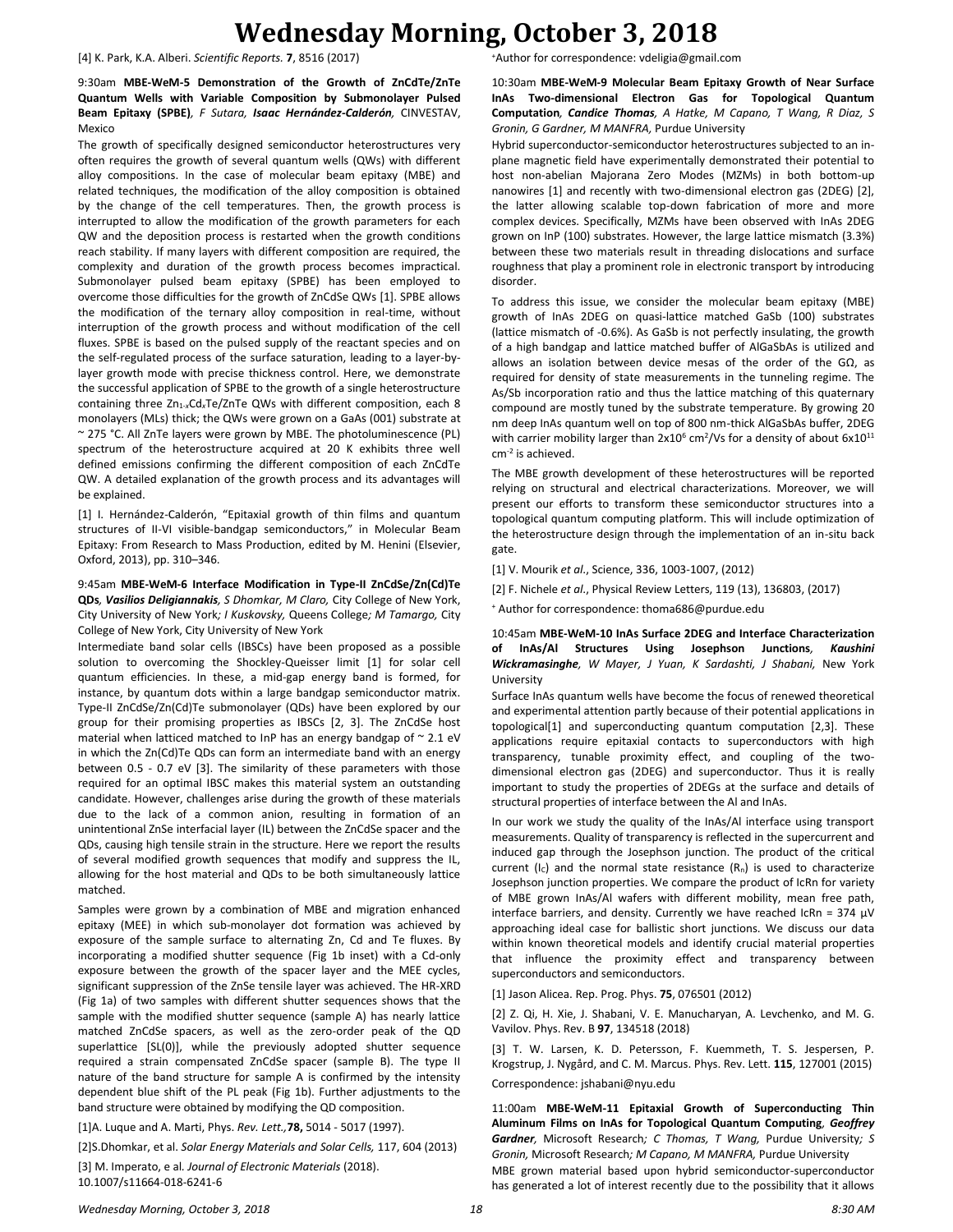[4] K. Park, K.A. Alberi. *Scientific Reports.* **7**, 8516 (2017)

[+]Author for correspondence: vdeligia@gmail.com

9:30am **MBE-WeM-5 Demonstration of the Growth of ZnCdTe/ZnTe Quantum Wells with Variable Composition by Submonolayer Pulsed Beam Epitaxy (SPBE)**, *F Sutara, **Isaac Hernández-Calderón**,* CINVESTAV, Mexico

The growth of specifically designed semiconductor heterostructures very often requires the growth of several quantum wells (QWs) with different alloy compositions. In the case of molecular beam epitaxy (MBE) and related techniques, the modification of the alloy composition is obtained by the change of the cell temperatures. Then, the growth process is interrupted to allow the modification of the growth parameters for each QW and the deposition process is restarted when the growth conditions reach stability. If many layers with different composition are required, the complexity and duration of the growth process becomes impractical. Submonolayer pulsed beam epitaxy (SPBE) has been employed to overcome those difficulties for the growth of ZnCdSe QWs [1]. SPBE allows the modification of the ternary alloy composition in real-time, without interruption of the growth process and without modification of the cell fluxes. SPBE is based on the pulsed supply of the reactant species and on the self-regulated process of the surface saturation, leading to a layer-by-layer growth mode with precise thickness control. Here, we demonstrate the successful application of SPBE to the growth of a single heterostructure containing three $Zn_{1-x}Cd_xTe$/ZnTe QWs with different composition, each 8 monolayers (MLs) thick; the QWs were grown on a GaAs (001) substrate at ~ 275 °C. All ZnTe layers were grown by MBE. The photoluminescence (PL) spectrum of the heterostructure acquired at 20 K exhibits three well defined emissions confirming the different composition of each ZnCdTe QW. A detailed explanation of the growth process and its advantages will be explained.

[1] I. Hernández-Calderón, "Epitaxial growth of thin films and quantum structures of II-VI visible-bandgap semiconductors," in Molecular Beam Epitaxy: From Research to Mass Production, edited by M. Henini (Elsevier, Oxford, 2013), pp. 310–346.

9:45am **MBE-WeM-6 Interface Modification in Type-II ZnCdSe/Zn(Cd)Te QDs**, ***Vasilios Deligiannakis**, S Dhomkar, M Claro,* City College of New York, City University of New York*; I Kuskovsky,* Queens College*; M Tamargo,* City College of New York, City University of New York

Intermediate band solar cells (IBSCs) have been proposed as a possible solution to overcoming the Shockley-Queisser limit [1] for solar cell quantum efficiencies. In these, a mid-gap energy band is formed, for instance, by quantum dots within a large bandgap semiconductor matrix. Type-II ZnCdSe/Zn(Cd)Te submonolayer (QDs) have been explored by our group for their promising properties as IBSCs [2, 3]. The ZnCdSe host material when latticed matched to InP has an energy bandgap of ~ 2.1 eV in which the Zn(Cd)Te QDs can form an intermediate band with an energy between 0.5 - 0.7 eV [3]. The similarity of these parameters with those required for an optimal IBSC makes this material system an outstanding candidate. However, challenges arise during the growth of these materials due to the lack of a common anion, resulting in formation of an unintentional ZnSe interfacial layer (IL) between the ZnCdSe spacer and the QDs, causing high tensile strain in the structure. Here we report the results of several modified growth sequences that modify and suppress the IL, allowing for the host material and QDs to be both simultaneously lattice matched.

Samples were grown by a combination of MBE and migration enhanced epitaxy (MEE) in which sub-monolayer dot formation was achieved by exposure of the sample surface to alternating Zn, Cd and Te fluxes. By incorporating a modified shutter sequence (Fig 1b inset) with a Cd-only exposure between the growth of the spacer layer and the MEE cycles, significant suppression of the ZnSe tensile layer was achieved. The HR-XRD (Fig 1a) of two samples with different shutter sequences shows that the sample with the modified shutter sequence (sample A) has nearly lattice matched ZnCdSe spacers, as well as the zero-order peak of the QD superlattice [SL(0)], while the previously adopted shutter sequence required a strain compensated ZnCdSe spacer (sample B). The type II nature of the band structure for sample A is confirmed by the intensity dependent blue shift of the PL peak (Fig 1b). Further adjustments to the band structure were obtained by modifying the QD composition.

[1]A. Luque and A. Marti, Phys. *Rev. Lett.,***78,** 5014 - 5017 (1997).

[2]S.Dhomkar, et al. *Solar Energy Materials and Solar Cells,* 117, 604 (2013)

[3] M. Imperato, e al. *Journal of Electronic Materials* (2018). 10.1007/s11664-018-6241-6

10:30am **MBE-WeM-9 Molecular Beam Epitaxy Growth of Near Surface InAs Two-dimensional Electron Gas for Topological Quantum Computation**, ***Candice Thomas**, A Hatke, M Capano, T Wang, R Diaz, S Gronin, G Gardner, M MANFRA,* Purdue University

Hybrid superconductor-semiconductor heterostructures subjected to an in-plane magnetic field have experimentally demonstrated their potential to host non-abelian Majorana Zero Modes (MZMs) in both bottom-up nanowires [1] and recently with two-dimensional electron gas (2DEG) [2], the latter allowing scalable top-down fabrication of more and more complex devices. Specifically, MZMs have been observed with InAs 2DEG grown on InP (100) substrates. However, the large lattice mismatch (3.3%) between these two materials result in threading dislocations and surface roughness that play a prominent role in electronic transport by introducing disorder.

To address this issue, we consider the molecular beam epitaxy (MBE) growth of InAs 2DEG on quasi-lattice matched GaSb (100) substrates (lattice mismatch of -0.6%). As GaSb is not perfectly insulating, the growth of a high bandgap and lattice matched buffer of AlGaSbAs is utilized and allows an isolation between device mesas of the order of the GΩ, as required for density of state measurements in the tunneling regime. The As/Sb incorporation ratio and thus the lattice matching of this quaternary compound are mostly tuned by the substrate temperature. By growing 20 nm deep InAs quantum well on top of 800 nm-thick AlGaSbAs buffer, 2DEG with carrier mobility larger than $2x10^6$ $cm^2$/Vs for a density of about $6x10^{11}$ $cm^{-2}$ is achieved.

The MBE growth development of these heterostructures will be reported relying on structural and electrical characterizations. Moreover, we will present our efforts to transform these semiconductor structures into a topological quantum computing platform. This will include optimization of the heterostructure design through the implementation of an in-situ back gate.

[1] V. Mourik *et al.*, Science, 336, 1003-1007, (2012)

[2] F. Nichele *et al.*, Physical Review Letters, 119 (13), 136803, (2017)

[+] Author for correspondence: thoma686@purdue.edu

10:45am **MBE-WeM-10 InAs Surface 2DEG and Interface Characterization of InAs/Al Structures Using Josephson Junctions**, ***Kaushini Wickramasinghe**, W Mayer, J Yuan, K Sardashti, J Shabani,* New York University

Surface InAs quantum wells have become the focus of renewed theoretical and experimental attention partly because of their potential applications in topological[1] and superconducting quantum computation [2,3]. These applications require epitaxial contacts to superconductors with high transparency, tunable proximity effect, and coupling of the two-dimensional electron gas (2DEG) and superconductor. Thus it is really important to study the properties of 2DEGs at the surface and details of structural properties of interface between the Al and InAs.

In our work we study the quality of the InAs/Al interface using transport measurements. Quality of transparency is reflected in the supercurrent and induced gap through the Josephson junction. The product of the critical current ($I_c$) and the normal state resistance ($R_n$) is used to characterize Josephson junction properties. We compare the product of IcRn for variety of MBE grown InAs/Al wafers with different mobility, mean free path, interface barriers, and density. Currently we have reached IcRn = 374 µV approaching ideal case for ballistic short junctions. We discuss our data within known theoretical models and identify crucial material properties that influence the proximity effect and transparency between superconductors and semiconductors.

[1] Jason Alicea. Rep. Prog. Phys. **75**, 076501 (2012)

[2] Z. Qi, H. Xie, J. Shabani, V. E. Manucharyan, A. Levchenko, and M. G. Vavilov. Phys. Rev. B **97**, 134518 (2018)

[3] T. W. Larsen, K. D. Petersson, F. Kuemmeth, T. S. Jespersen, P. Krogstrup, J. Nygård, and C. M. Marcus. Phys. Rev. Lett. **115**, 127001 (2015)

Correspondence: jshabani@nyu.edu

11:00am **MBE-WeM-11 Epitaxial Growth of Superconducting Thin Aluminum Films on InAs for Topological Quantum Computing**, ***Geoffrey Gardner**,* Microsoft Research*; C Thomas, T Wang,* Purdue University*; S Gronin,* Microsoft Research*; M Capano, M MANFRA,* Purdue University

MBE grown material based upon hybrid semiconductor-superconductor has generated a lot of interest recently due to the possibility that it allows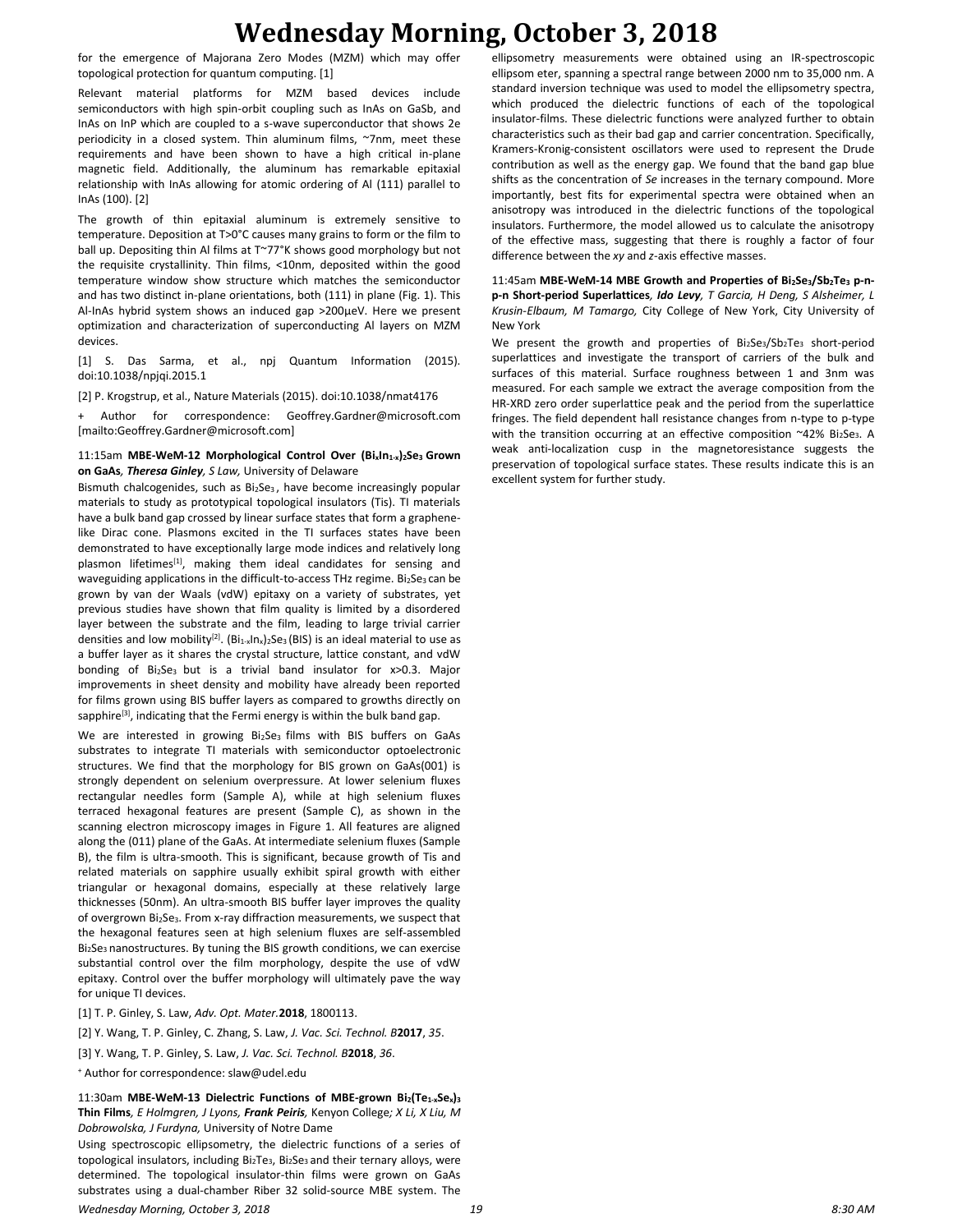for the emergence of Majorana Zero Modes (MZM) which may offer topological protection for quantum computing. [1]

Relevant material platforms for MZM based devices include semiconductors with high spin-orbit coupling such as InAs on GaSb, and InAs on InP which are coupled to a s-wave superconductor that shows 2e periodicity in a closed system. Thin aluminum films, ~7nm, meet these requirements and have been shown to have a high critical in-plane magnetic field. Additionally, the aluminum has remarkable epitaxial relationship with InAs allowing for atomic ordering of Al (111) parallel to InAs (100). [2]

The growth of thin epitaxial aluminum is extremely sensitive to temperature. Deposition at T>0°C causes many grains to form or the film to ball up. Depositing thin Al films at T~77°K shows good morphology but not the requisite crystallinity. Thin films, <10nm, deposited within the good temperature window show structure which matches the semiconductor and has two distinct in-plane orientations, both (111) in plane (Fig. 1). This Al-InAs hybrid system shows an induced gap >200μeV. Here we present optimization and characterization of superconducting Al layers on MZM devices.

[1] S. Das Sarma, et al., npj Quantum Information (2015). doi:10.1038/npjqi.2015.1

[2] P. Krogstrup, et al., Nature Materials (2015). doi:10.1038/nmat4176

+ Author for correspondence: Geoffrey.Gardner@microsoft.com [mailto:Geoffrey.Gardner@microsoft.com]

### 11:15am **MBE-WeM-12 Morphological Control Over $(Bi_xIn_{1-x})_2Se_3$ Grown on GaAs**, ***Theresa Ginley**, S Law,* University of Delaware

Bismuth chalcogenides, such as $Bi_2Se_3$, have become increasingly popular materials to study as prototypical topological insulators (Tis). TI materials have a bulk band gap crossed by linear surface states that form a graphene-like Dirac cone. Plasmons excited in the TI surfaces states have been demonstrated to have exceptionally large mode indices and relatively long plasmon lifetimes[1], making them ideal candidates for sensing and waveguiding applications in the difficult-to-access THz regime. $Bi_2Se_3$ can be grown by van der Waals (vdW) epitaxy on a variety of substrates, yet previous studies have shown that film quality is limited by a disordered layer between the substrate and the film, leading to large trivial carrier densities and low mobility[2]. $(Bi_{1-x}In_x)_2Se_3$ (BIS) is an ideal material to use as a buffer layer as it shares the crystal structure, lattice constant, and vdW bonding of $Bi_2Se_3$ but is a trivial band insulator for x>0.3. Major improvements in sheet density and mobility have already been reported for films grown using BIS buffer layers as compared to growths directly on sapphire[3], indicating that the Fermi energy is within the bulk band gap.

We are interested in growing $Bi_2Se_3$ films with BIS buffers on GaAs substrates to integrate TI materials with semiconductor optoelectronic structures. We find that the morphology for BIS grown on GaAs(001) is strongly dependent on selenium overpressure. At lower selenium fluxes rectangular needles form (Sample A), while at high selenium fluxes terraced hexagonal features are present (Sample C), as shown in the scanning electron microscopy images in Figure 1. All features are aligned along the (011) plane of the GaAs. At intermediate selenium fluxes (Sample B), the film is ultra-smooth. This is significant, because growth of Tis and related materials on sapphire usually exhibit spiral growth with either triangular or hexagonal domains, especially at these relatively large thicknesses (50nm). An ultra-smooth BIS buffer layer improves the quality of overgrown $Bi_2Se_3$. From x-ray diffraction measurements, we suspect that the hexagonal features seen at high selenium fluxes are self-assembled $Bi_2Se_3$ nanostructures. By tuning the BIS growth conditions, we can exercise substantial control over the film morphology, despite the use of vdW epitaxy. Control over the buffer morphology will ultimately pave the way for unique TI devices.

[1] T. P. Ginley, S. Law, *Adv. Opt. Mater.* **2018**, 1800113.

[2] Y. Wang, T. P. Ginley, C. Zhang, S. Law, *J. Vac. Sci. Technol. B* **2017**, *35*.

[3] Y. Wang, T. P. Ginley, S. Law, *J. Vac. Sci. Technol. B* **2018**, *36*.

+ Author for correspondence: slaw@udel.edu

### 11:30am **MBE-WeM-13 Dielectric Functions of MBE-grown $Bi_2(Te_{1-x}Se_x)_3$ Thin Films**, *E Holmgren, J Lyons, **Frank Peiris**,* Kenyon College*; X Li, X Liu, M Dobrowolska, J Furdyna,* University of Notre Dame

Using spectroscopic ellipsometry, the dielectric functions of a series of topological insulators, including $Bi_2Te_3$, $Bi_2Se_3$ and their ternary alloys, were determined. The topological insulator-thin films were grown on GaAs substrates using a dual-chamber Riber 32 solid-source MBE system. The ellipsometry measurements were obtained using an IR-spectroscopic ellipsom eter, spanning a spectral range between 2000 nm to 35,000 nm. A standard inversion technique was used to model the ellipsometry spectra, which produced the dielectric functions of each of the topological insulator-films. These dielectric functions were analyzed further to obtain characteristics such as their bad gap and carrier concentration. Specifically, Kramers-Kronig-consistent oscillators were used to represent the Drude contribution as well as the energy gap. We found that the band gap blue shifts as the concentration of *Se* increases in the ternary compound. More importantly, best fits for experimental spectra were obtained when an anisotropy was introduced in the dielectric functions of the topological insulators. Furthermore, the model allowed us to calculate the anisotropy of the effective mass, suggesting that there is roughly a factor of four difference between the *xy* and *z*-axis effective masses.

### 11:45am **MBE-WeM-14 MBE Growth and Properties of $Bi_2Se_3/Sb_2Te_3$ p-n-p-n Short-period Superlattices**, ***Ido Levy**, T Garcia, H Deng, S Alsheimer, L Krusin-Elbaum, M Tamargo,* City College of New York, City University of New York

We present the growth and properties of $Bi_2Se_3/Sb_2Te_3$ short-period superlattices and investigate the transport of carriers of the bulk and surfaces of this material. Surface roughness between 1 and 3nm was measured. For each sample we extract the average composition from the HR-XRD zero order superlattice peak and the period from the superlattice fringes. The field dependent hall resistance changes from n-type to p-type with the transition occurring at an effective composition ~42% $Bi_2Se_3$. A weak anti-localization cusp in the magnetoresistance suggests the preservation of topological surface states. These results indicate this is an excellent system for further study.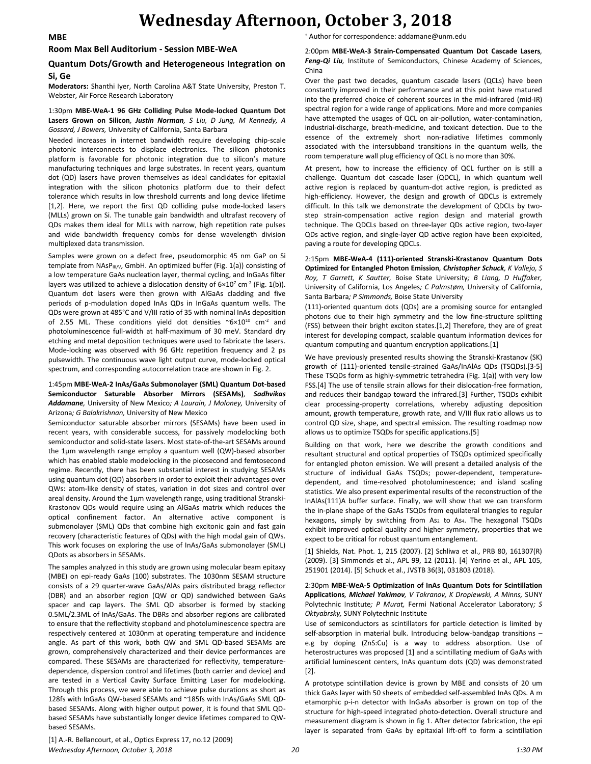# Wednesday Afternoon, October 3, 2018

## MBE

### Room Max Bell Auditorium - Session MBE-WeA

### Quantum Dots/Growth and Heterogeneous Integration on Si, Ge

**Moderators:** Shanthi Iyer, North Carolina A&T State University, Preston T. Webster, Air Force Research Laboratory

1:30pm **MBE-WeA-1 96 GHz Colliding Pulse Mode-locked Quantum Dot Lasers Grown on Silicon**, ***Justin Norman**, S Liu, D Jung, M Kennedy, A Gossard, J Bowers,* University of California, Santa Barbara

Needed increases in internet bandwidth require developing chip-scale photonic interconnects to displace electronics. The silicon photonics platform is favorable for photonic integration due to silicon's mature manufacturing techniques and large substrates. In recent years, quantum dot (QD) lasers have proven themselves as ideal candidates for epitaxial integration with the silicon photonics platform due to their defect tolerance which results in low threshold currents and long device lifetime [1,2]. Here, we report the first QD colliding pulse mode-locked lasers (MLLs) grown on Si. The tunable gain bandwidth and ultrafast recovery of QDs makes them ideal for MLLs with narrow, high repetition rate pulses and wide bandwidth frequency combs for dense wavelength division multiplexed data transmission.

Samples were grown on a defect free, pseudomorphic 45 nm GaP on Si template from NAsP$_{III/V}$, GmbH. An optimized buffer (Fig. 1(a)) consisting of a low temperature GaAs nucleation layer, thermal cycling, and InGaAs filter layers was utilized to achieve a dislocation density of $6\times10^7$ cm$^{-2}$ (Fig. 1(b)). Quantum dot lasers were then grown with AlGaAs cladding and five periods of p-modulation doped InAs QDs in InGaAs quantum wells. The QDs were grown at 485°C and V/III ratio of 35 with nominal InAs deposition of 2.55 ML. These conditions yield dot densities ~$6\times10^{10}$ cm$^{-2}$ and photoluminescence full-width at half-maximum of 30 meV. Standard dry etching and metal deposition techniques were used to fabricate the lasers. Mode-locking was observed with 96 GHz repetition frequency and 2 ps pulsewidth. The continuous wave light output curve, mode-locked optical spectrum, and corresponding autocorrelation trace are shown in Fig. 2.

1:45pm **MBE-WeA-2 InAs/GaAs Submonolayer (SML) Quantum Dot-based Semiconductor Saturable Absorber Mirrors (SESAMs)**, ***Sadhvikas Addamane**,* University of New Mexico*; A Laurain, J Moloney,* University of Arizona*; G Balakrishnan,* University of New Mexico

Semiconductor saturable absorber mirrors (SESAMs) have been used in recent years, with considerable success, for passively modelocking both semiconductor and solid-state lasers. Most state-of-the-art SESAMs around the 1μm wavelength range employ a quantum well (QW)-based absorber which has enabled stable modelocking in the picosecond and femtosecond regime. Recently, there has been substantial interest in studying SESAMs using quantum dot (QD) absorbers in order to exploit their advantages over QWs: atom-like density of states, variation in dot sizes and control over areal density. Around the 1μm wavelength range, using traditional Stranski-Krastonov QDs would require using an AlGaAs matrix which reduces the optical confinement factor. An alternative active component is submonolayer (SML) QDs that combine high excitonic gain and fast gain recovery (characteristic features of QDs) with the high modal gain of QWs. This work focuses on exploring the use of InAs/GaAs submonolayer (SML) QDots as absorbers in SESAMs.

The samples analyzed in this study are grown using molecular beam epitaxy (MBE) on epi-ready GaAs (100) substrates. The 1030nm SESAM structure consists of a 29 quarter-wave GaAs/AlAs pairs distributed bragg reflector (DBR) and an absorber region (QW or QD) sandwiched between GaAs spacer and cap layers. The SML QD absorber is formed by stacking 0.5ML/2.3ML of InAs/GaAs. The DBRs and absorber regions are calibrated to ensure that the reflectivity stopband and photoluminescence spectra are respectively centered at 1030nm at operating temperature and incidence angle. As part of this work, both QW and SML QD-based SESAMs are grown, comprehensively characterized and their device performances are compared. These SESAMs are characterized for reflectivity, temperature-dependence, dispersion control and lifetimes (both carrier and device) and are tested in a Vertical Cavity Surface Emitting Laser for modelocking. Through this process, we were able to achieve pulses as short as 128fs with InGaAs QW-based SESAMs and ~185fs with InAs/GaAs SML QD-based SESAMs. Along with higher output power, it is found that SML QD-based SESAMs have substantially longer device lifetimes compared to QW-based SESAMs.

[1] A.-R. Bellancourt, et al., Optics Express 17, no.12 (2009)

[+] Author for correspondence: addamane@unm.edu

2:00pm **MBE-WeA-3 Strain-Compensated Quantum Dot Cascade Lasers**, ***Feng-Qi Liu**,* Institute of Semiconductors, Chinese Academy of Sciences, China

Over the past two decades, quantum cascade lasers (QCLs) have been constantly improved in their performance and at this point have matured into the preferred choice of coherent sources in the mid-infrared (mid-IR) spectral region for a wide range of applications. More and more companies have attempted the usages of QCL on air-pollution, water-contamination, industrial-discharge, breath-medicine, and toxicant detection. Due to the essence of the extremely short non-radiative lifetimes commonly associated with the intersubband transitions in the quantum wells, the room temperature wall plug efficiency of QCL is no more than 30%.

At present, how to increase the efficiency of QCL further on is still a challenge. Quantum dot cascade laser (QDCL), in which quantum well active region is replaced by quantum-dot active region, is predicted as high-efficiency. However, the design and growth of QDCLs is extremely difficult. In this talk we demonstrate the development of QDCLs by two-step strain-compensation active region design and material growth technique. The QDCLs based on three-layer QDs active region, two-layer QDs active region, and single-layer QD active region have been exploited, paving a route for developing QDCLs.

2:15pm **MBE-WeA-4 (111)-oriented Stranski-Krastanov Quantum Dots Optimized for Entangled Photon Emission**, ***Christopher Schuck**, K Vallejo, S Roy, T Garrett, K Sautter,* Boise State University*; B Liang, D Huffaker,* University of California, Los Angeles*; C Palmstrøm,* University of California, Santa Barbara*; P Simmonds,* Boise State University

(111)-oriented quantum dots (QDs) are a promising source for entangled photons due to their high symmetry and the low fine-structure splitting (FSS) between their bright exciton states.[1,2] Therefore, they are of great interest for developing compact, scalable quantum information devices for quantum computing and quantum encryption applications.[1]

We have previously presented results showing the Stranski-Krastanov (SK) growth of (111)-oriented tensile-strained GaAs/InAlAs QDs (TSQDs).[3-5] These TSQDs form as highly-symmetric tetrahedra (Fig. 1(a)) with very low FSS.[4] The use of tensile strain allows for their dislocation-free formation, and reduces their bandgap toward the infrared.[3] Further, TSQDs exhibit clear processing-property correlations, whereby adjusting deposition amount, growth temperature, growth rate, and V/III flux ratio allows us to control QD size, shape, and spectral emission. The resulting roadmap now allows us to optimize TSQDs for specific applications.[5]

Building on that work, here we describe the growth conditions and resultant structural and optical properties of TSQDs optimized specifically for entangled photon emission. We will present a detailed analysis of the structure of individual GaAs TSQDs; power-dependent, temperature-dependent, and time-resolved photoluminescence; and island scaling statistics. We also present experimental results of the reconstruction of the InAlAs(111)A buffer surface. Finally, we will show that we can transform the in-plane shape of the GaAs TSQDs from equilateral triangles to regular hexagons, simply by switching from $As_2$ to $As_4$. The hexagonal TSQDs exhibit improved optical quality and higher symmetry, properties that we expect to be critical for robust quantum entanglement.

[1] Shields, Nat. Phot. 1, 215 (2007). [2] Schliwa et al., PRB 80, 161307(R) (2009). [3] Simmonds et al., APL 99, 12 (2011). [4] Yerino et al., APL 105, 251901 (2014). [5] Schuck et al., JVSTB 36(3), 031803 (2018).

2:30pm **MBE-WeA-5 Optimization of InAs Quantum Dots for Scintillation Applications**, ***Michael Yakimov**, V Tokranov, K Dropiewski, A Minns,* SUNY Polytechnic Institute*; P Murat,* Fermi National Accelerator Laboratory*; S Oktyabrsky,* SUNY Polytechnic Institute

Use of semiconductors as scintillators for particle detection is limited by self-absorption in material bulk. Introducing below-bandgap transitions – e.g by doping (ZnS:Cu) is a way to address absorption. Use of heterostructures was proposed [1] and a scintillating medium of GaAs with artificial luminescent centers, InAs quantum dots (QD) was demonstrated [2].

A prototype scintillation device is grown by MBE and consists of 20 um thick GaAs layer with 50 sheets of embedded self-assembled InAs QDs. A m etamorphic p-i-n detector with InGaAs absorber is grown on top of the structure for high-speed integrated photo-detection. Overall structure and measurement diagram is shown in fig 1. After detector fabrication, the epi layer is separated from GaAs by epitaxial lift-off to form a scintillation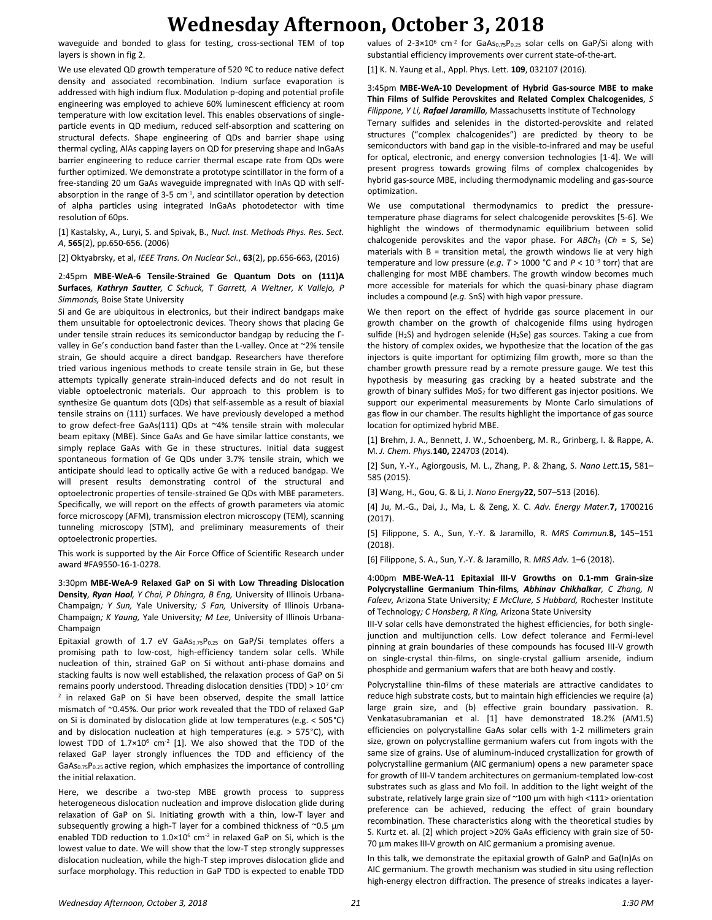waveguide and bonded to glass for testing, cross-sectional TEM of top layers is shown in fig 2.

We use elevated QD growth temperature of 520 ºC to reduce native defect density and associated recombination. Indium surface evaporation is addressed with high indium flux. Modulation p-doping and potential profile engineering was employed to achieve 60% luminescent efficiency at room temperature with low excitation level. This enables observations of single-particle events in QD medium, reduced self-absorption and scattering on structural defects. Shape engineering of QDs and barrier shape using thermal cycling, AlAs capping layers on QD for preserving shape and InGaAs barrier engineering to reduce carrier thermal escape rate from QDs were further optimized. We demonstrate a prototype scintillator in the form of a free-standing 20 um GaAs waveguide impregnated with InAs QD with self-absorption in the range of 3-5 $cm^{-1}$, and scintillator operation by detection of alpha particles using integrated InGaAs photodetector with time resolution of 60ps.

[1] Kastalsky, A., Luryi, S. and Spivak, B., *Nucl. Inst. Methods Phys. Res. Sect. A*, **565**(2), pp.650-656. (2006)

[2] Oktyabrsky, et al, *IEEE Trans. On Nuclear Sci.*, **63**(2), pp.656-663, (2016)

2:45pm **MBE-WeA-6 Tensile-Strained Ge Quantum Dots on (111)A Surfaces**, ***Kathryn Sautter***, *C Schuck, T Garrett, A Weltner, K Vallejo, P Simmonds,* Boise State University

Si and Ge are ubiquitous in electronics, but their indirect bandgaps make them unsuitable for optoelectronic devices. Theory shows that placing Ge under tensile strain reduces its semiconductor bandgap by reducing the Γ-valley in Ge's conduction band faster than the L-valley. Once at ~2% tensile strain, Ge should acquire a direct bandgap. Researchers have therefore tried various ingenious methods to create tensile strain in Ge, but these attempts typically generate strain-induced defects and do not result in viable optoelectronic materials. Our approach to this problem is to synthesize Ge quantum dots (QDs) that self-assemble as a result of biaxial tensile strains on (111) surfaces. We have previously developed a method to grow defect-free GaAs(111) QDs at ~4% tensile strain with molecular beam epitaxy (MBE). Since GaAs and Ge have similar lattice constants, we simply replace GaAs with Ge in these structures. Initial data suggest spontaneous formation of Ge QDs under 3.7% tensile strain, which we anticipate should lead to optically active Ge with a reduced bandgap. We will present results demonstrating control of the structural and optoelectronic properties of tensile-strained Ge QDs with MBE parameters. Specifically, we will report on the effects of growth parameters via atomic force microscopy (AFM), transmission electron microscopy (TEM), scanning tunneling microscopy (STM), and preliminary measurements of their optoelectronic properties.

This work is supported by the Air Force Office of Scientific Research under award #FA9550-16-1-0278.

3:30pm **MBE-WeA-9 Relaxed GaP on Si with Low Threading Dislocation Density**, ***Ryan Hool***, *Y Chai, P Dhingra, B Eng,* University of Illinois Urbana-Champaign*; Y Sun,* Yale University*; S Fan,* University of Illinois Urbana-Champaign*; K Yaung,* Yale University*; M Lee,* University of Illinois Urbana-Champaign

Epitaxial growth of 1.7 eV $GaAs_{0.75}P_{0.25}$ on GaP/Si templates offers a promising path to low-cost, high-efficiency tandem solar cells. While nucleation of thin, strained GaP on Si without anti-phase domains and stacking faults is now well established, the relaxation process of GaP on Si remains poorly understood. Threading dislocation densities (TDD) > $10^7$ $cm^{-2}$ in relaxed GaP on Si have been observed, despite the small lattice mismatch of ~0.45%. Our prior work revealed that the TDD of relaxed GaP on Si is dominated by dislocation glide at low temperatures (e.g. < 505°C) and by dislocation nucleation at high temperatures (e.g. > 575°C), with lowest TDD of $1.7\times10^6$ $cm^{-2}$ [1]. We also showed that the TDD of the relaxed GaP layer strongly influences the TDD and efficiency of the $GaAs_{0.75}P_{0.25}$ active region, which emphasizes the importance of controlling the initial relaxation.

Here, we describe a two-step MBE growth process to suppress heterogeneous dislocation nucleation and improve dislocation glide during relaxation of GaP on Si. Initiating growth with a thin, low-T layer and subsequently growing a high-T layer for a combined thickness of ~0.5 µm enabled TDD reduction to $1.0\times10^6$ $cm^{-2}$ in relaxed GaP on Si, which is the lowest value to date. We will show that the low-T step strongly suppresses dislocation nucleation, while the high-T step improves dislocation glide and surface morphology. This reduction in GaP TDD is expected to enable TDD values of 2-$3\times10^6$ $cm^{-2}$ for $GaAs_{0.75}P_{0.25}$ solar cells on GaP/Si along with substantial efficiency improvements over current state-of-the-art.

[1] K. N. Yaung et al., Appl. Phys. Lett. **109**, 032107 (2016).

3:45pm **MBE-WeA-10 Development of Hybrid Gas-source MBE to make Thin Films of Sulfide Perovskites and Related Complex Chalcogenides**, *S Filippone, Y Li,* ***Rafael Jaramillo***, Massachusetts Institute of Technology

Ternary sulfides and selenides in the distorted-perovskite and related structures ("complex chalcogenides") are predicted by theory to be semiconductors with band gap in the visible-to-infrared and may be useful for optical, electronic, and energy conversion technologies [1-4]. We will present progress towards growing films of complex chalcogenides by hybrid gas-source MBE, including thermodynamic modeling and gas-source optimization.

We use computational thermodynamics to predict the pressure-temperature phase diagrams for select chalcogenide perovskites [5-6]. We highlight the windows of thermodynamic equilibrium between solid chalcogenide perovskites and the vapor phase. For $ABCh_3$ ($Ch$ = S, Se) materials with B = transition metal, the growth windows lie at very high temperature and low pressure (*e.g.* $T > 1000$ °C and $P < 10^{-9}$ torr) that are challenging for most MBE chambers. The growth window becomes much more accessible for materials for which the quasi-binary phase diagram includes a compound (*e.g.* SnS) with high vapor pressure.

We then report on the effect of hydride gas source placement in our growth chamber on the growth of chalcogenide films using hydrogen sulfide ($H_2S$) and hydrogen selenide ($H_2Se$) gas sources. Taking a cue from the history of complex oxides, we hypothesize that the location of the gas injectors is quite important for optimizing film growth, more so than the chamber growth pressure read by a remote pressure gauge. We test this hypothesis by measuring gas cracking by a heated substrate and the growth of binary sulfides $MoS_2$ for two different gas injector positions. We support our experimental measurements by Monte Carlo simulations of gas flow in our chamber. The results highlight the importance of gas source location for optimized hybrid MBE.

[1] Brehm, J. A., Bennett, J. W., Schoenberg, M. R., Grinberg, I. & Rappe, A. M. *J. Chem. Phys.***140,** 224703 (2014).

[2] Sun, Y.-Y., Agiorgousis, M. L., Zhang, P. & Zhang, S. *Nano Lett.***15,** 581–585 (2015).

[3] Wang, H., Gou, G. & Li, J. *Nano Energy***22,** 507–513 (2016).

[4] Ju, M.-G., Dai, J., Ma, L. & Zeng, X. C. *Adv. Energy Mater.***7,** 1700216 (2017).

[5] Filippone, S. A., Sun, Y.-Y. & Jaramillo, R. *MRS Commun.***8,** 145–151 (2018).

[6] Filippone, S. A., Sun, Y.-Y. & Jaramillo, R. *MRS Adv.* 1–6 (2018).

4:00pm **MBE-WeA-11 Epitaxial III-V Growths on 0.1-mm Grain-size Polycrystalline Germanium Thin-films**, ***Abhinav Chikhalkar***, *C Zhang, N Faleev,* Arizona State University*; E McClure, S Hubbard,* Rochester Institute of Technology*; C Honsberg, R King,* Arizona State University

III-V solar cells have demonstrated the highest efficiencies, for both single-junction and multijunction cells. Low defect tolerance and Fermi-level pinning at grain boundaries of these compounds has focused III-V growth on single-crystal thin-films, on single-crystal gallium arsenide, indium phosphide and germanium wafers that are both heavy and costly.

Polycrystalline thin-films of these materials are attractive candidates to reduce high substrate costs, but to maintain high efficiencies we require (a) large grain size, and (b) effective grain boundary passivation. R. Venkatasubramanian et al. [1] have demonstrated 18.2% (AM1.5) efficiencies on polycrystalline GaAs solar cells with 1-2 millimeters grain size, grown on polycrystalline germanium wafers cut from ingots with the same size of grains. Use of aluminum-induced crystallization for growth of polycrystalline germanium (AIC germanium) opens a new parameter space for growth of III-V tandem architectures on germanium-templated low-cost substrates such as glass and Mo foil. In addition to the light weight of the substrate, relatively large grain size of ~100 µm with high <111> orientation preference can be achieved, reducing the effect of grain boundary recombination. These characteristics along with the theoretical studies by S. Kurtz et. al. [2] which project >20% GaAs efficiency with grain size of 50-70 µm makes III-V growth on AIC germanium a promising avenue.

In this talk, we demonstrate the epitaxial growth of GaInP and Ga(In)As on AIC germanium. The growth mechanism was studied in situ using reflection high-energy electron diffraction. The presence of streaks indicates a layer-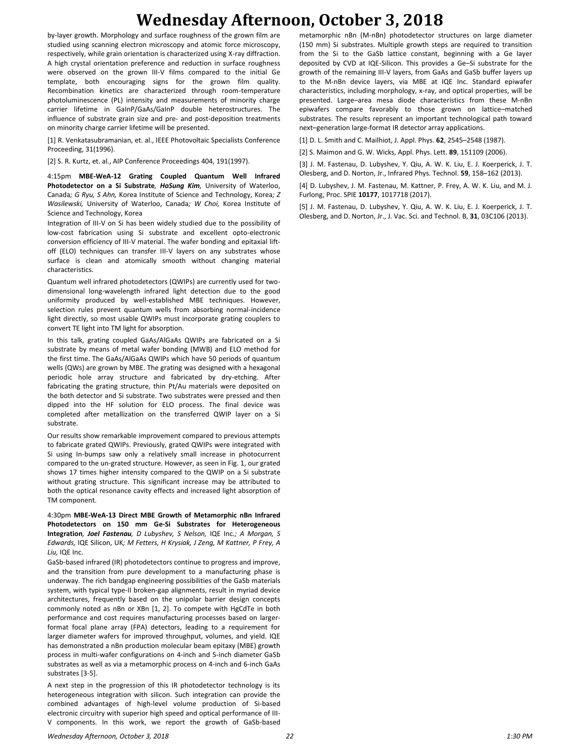by-layer growth. Morphology and surface roughness of the grown film are studied using scanning electron microscopy and atomic force microscopy, respectively, while grain orientation is characterized using X-ray diffraction. A high crystal orientation preference and reduction in surface roughness were observed on the grown III-V films compared to the initial Ge template, both encouraging signs for the grown film quality. Recombination kinetics are characterized through room-temperature photoluminescence (PL) intensity and measurements of minority carrier lifetime in GaInP/GaAs/GaInP double heterostructures. The influence of substrate grain size and pre- and post-deposition treatments on minority charge carrier lifetime will be presented.

[1] R. Venkatasubramanian, et. al., IEEE Photovoltaic Specialists Conference Proceeding, 31(1996).

[2] S. R. Kurtz, et. al., AIP Conference Proceedings 404, 191(1997).

4:15pm **MBE-WeA-12 Grating Coupled Quantum Well Infrared Photodetector on a Si Substrate**, ***HoSung Kim***, University of Waterloo, Canada; *G Ryu, S Ahn,* Korea Institute of Science and Technology, Korea; *Z Wasilewski,* University of Waterloo, Canada; *W Choi,* Korea Institute of Science and Technology, Korea

Integration of III-V on Si has been widely studied due to the possibility of low-cost fabrication using Si substrate and excellent opto-electronic conversion efficiency of III-V material. The wafer bonding and epitaxial lift-off (ELO) techniques can transfer III-V layers on any substrates whose surface is clean and atomically smooth without changing material characteristics.

Quantum well infrared photodetectors (QWIPs) are currently used for two-dimensional long-wavelength infrared light detection due to the good uniformity produced by well-established MBE techniques. However, selection rules prevent quantum wells from absorbing normal-incidence light directly, so most usable QWIPs must incorporate grating couplers to convert TE light into TM light for absorption.

In this talk, grating coupled GaAs/AlGaAs QWIPs are fabricated on a Si substrate by means of metal wafer bonding (MWB) and ELO method for the first time. The GaAs/AlGaAs QWIPs which have 50 periods of quantum wells (QWs) are grown by MBE. The grating was designed with a hexagonal periodic hole array structure and fabricated by dry-etching. After fabricating the grating structure, thin Pt/Au materials were deposited on the both detector and Si substrate. Two substrates were pressed and then dipped into the HF solution for ELO process. The final device was completed after metallization on the transferred QWIP layer on a Si substrate.

Our results show remarkable improvement compared to previous attempts to fabricate grated QWIPs. Previously, grated QWIPs were integrated with Si using In-bumps saw only a relatively small increase in photocurrent compared to the un-grated structure. However, as seen in Fig. 1, our grated shows 17 times higher intensity compared to the QWIP on a Si substrate without grating structure. This significant increase may be attributed to both the optical resonance cavity effects and increased light absorption of TM component.

4:30pm **MBE-WeA-13 Direct MBE Growth of Metamorphic nBn Infrared Photodetectors on 150 mm Ge-Si Substrates for Heterogeneous Integration**, ***Joel Fastenau***, *D Lubyshev, S Nelson,* IQE Inc.; *A Morgan, S Edwards,* IQE Silicon, UK; *M Fetters, H Krysiak, J Zeng, M Kattner, P Frey, A Liu,* IQE Inc.

GaSb-based infrared (IR) photodetectors continue to progress and improve, and the transition from pure development to a manufacturing phase is underway. The rich bandgap engineering possibilities of the GaSb materials system, with typical type-II broken-gap alignments, result in myriad device architectures, frequently based on the unipolar barrier design concepts commonly noted as nBn or XBn [1, 2]. To compete with HgCdTe in both performance and cost requires manufacturing processes based on larger-format focal plane array (FPA) detectors, leading to a requirement for larger diameter wafers for improved throughput, volumes, and yield. IQE has demonstrated a nBn production molecular beam epitaxy (MBE) growth process in multi-wafer configurations on 4-inch and 5-inch diameter GaSb substrates as well as via a metamorphic process on 4-inch and 6-inch GaAs substrates [3-5].

A next step in the progression of this IR photodetector technology is its heterogeneous integration with silicon. Such integration can provide the combined advantages of high-level volume production of Si-based electronic circuitry with superior high speed and optical performance of III-V components. In this work, we report the growth of GaSb-based metamorphic nBn (M-nBn) photodetector structures on large diameter (150 mm) Si substrates. Multiple growth steps are required to transition from the Si to the GaSb lattice constant, beginning with a Ge layer deposited by CVD at IQE-Silicon. This provides a Ge–Si substrate for the growth of the remaining III-V layers, from GaAs and GaSb buffer layers up to the M-nBn device layers, via MBE at IQE Inc. Standard epiwafer characteristics, including morphology, x-ray, and optical properties, will be presented. Large–area mesa diode characteristics from these M-nBn epiwafers compare favorably to those grown on lattice–matched substrates. The results represent an important technological path toward next–generation large-format IR detector array applications.

[1] D. L. Smith and C. Mailhiot, J. Appl. Phys. **62**, 2545–2548 (1987).

[2] S. Maimon and G. W. Wicks, Appl. Phys. Lett. **89**, 151109 (2006).

[3] J. M. Fastenau, D. Lubyshev, Y. Qiu, A. W. K. Liu, E. J. Koerperick, J. T. Olesberg, and D. Norton, Jr., Infrared Phys. Technol. **59**, 158–162 (2013).

[4] D. Lubyshev, J. M. Fastenau, M. Kattner, P. Frey, A. W. K. Liu, and M. J. Furlong, Proc. SPIE **10177**, 1017718 (2017).

[5] J. M. Fastenau, D. Lubyshev, Y. Qiu, A. W. K. Liu, E. J. Koerperick, J. T. Olesberg, and D. Norton, Jr., J. Vac. Sci. and Technol. B, **31**, 03C106 (2013).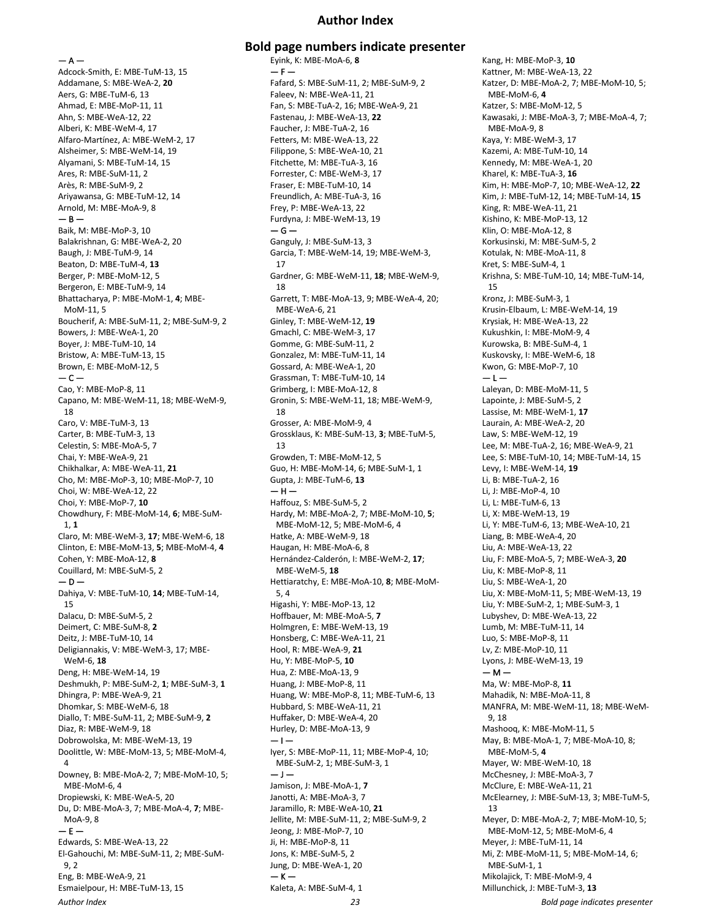# Author Index

## Bold page numbers indicate presenter

— A —
Adcock-Smith, E: MBE-TuM-13, 15
Addamane, S: MBE-WeA-2, **20**
Aers, G: MBE-TuM-6, 13
Ahmad, E: MBE-MoP-11, 11
Ahn, S: MBE-WeA-12, 22
Alberi, K: MBE-WeM-4, 17
Alfaro-Martínez, A: MBE-WeM-2, 17
Alsheimer, S: MBE-WeM-14, 19
Alyamani, S: MBE-TuM-14, 15
Ares, R: MBE-SuM-11, 2
Arès, R: MBE-SuM-9, 2
Ariyawansa, G: MBE-TuM-12, 14
Arnold, M: MBE-MoA-9, 8

— B —
Baik, M: MBE-MoP-3, 10
Balakrishnan, G: MBE-WeA-2, 20
Baugh, J: MBE-TuM-9, 14
Beaton, D: MBE-TuM-4, **13**
Berger, P: MBE-MoM-12, 5
Bergeron, E: MBE-TuM-9, 14
Bhattacharya, P: MBE-MoM-1, **4**; MBE-MoM-11, 5
Boucherif, A: MBE-SuM-11, 2; MBE-SuM-9, 2
Bowers, J: MBE-WeA-1, 20
Boyer, J: MBE-TuM-10, 14
Bristow, A: MBE-TuM-13, 15
Brown, E: MBE-MoM-12, 5

— C —
Cao, Y: MBE-MoP-8, 11
Capano, M: MBE-WeM-11, 18; MBE-WeM-9, 18
Caro, V: MBE-TuM-3, 13
Carter, B: MBE-TuM-3, 13
Celestin, S: MBE-MoA-5, 7
Chai, Y: MBE-WeA-9, 21
Chikhalkar, A: MBE-WeA-11, **21**
Cho, M: MBE-MoP-3, 10; MBE-MoP-7, 10
Choi, W: MBE-WeA-12, 22
Choi, Y: MBE-MoP-7, **10**
Chowdhury, F: MBE-MoM-14, **6**; MBE-SuM-1, **1**
Claro, M: MBE-WeM-3, **17**; MBE-WeM-6, 18
Clinton, E: MBE-MoM-13, **5**; MBE-MoM-4, **4**
Cohen, Y: MBE-MoA-12, **8**
Couillard, M: MBE-SuM-5, 2

— D —
Dahiya, V: MBE-TuM-10, **14**; MBE-TuM-14, 15
Dalacu, D: MBE-SuM-5, 2
Deimert, C: MBE-SuM-8, **2**
Deitz, J: MBE-TuM-10, 14
Deligiannakis, V: MBE-WeM-3, 17; MBE-WeM-6, **18**
Deng, H: MBE-WeM-14, 19
Deshmukh, P: MBE-SuM-2, **1**; MBE-SuM-3, **1**
Dhingra, P: MBE-WeA-9, 21
Dhomkar, S: MBE-WeM-6, 18
Diallo, T: MBE-SuM-11, 2; MBE-SuM-9, **2**
Diaz, R: MBE-WeM-9, 18
Dobrowolska, M: MBE-WeM-13, 19
Doolittle, W: MBE-MoM-13, 5; MBE-MoM-4, 4
Downey, B: MBE-MoA-2, 7; MBE-MoM-10, 5; MBE-MoM-6, 4
Dropiewski, K: MBE-WeA-5, 20
Du, D: MBE-MoA-3, 7; MBE-MoA-4, **7**; MBE-MoA-9, 8

— E —
Edwards, S: MBE-WeA-13, 22
El-Gahouchi, M: MBE-SuM-11, 2; MBE-SuM-9, 2
Eng, B: MBE-WeA-9, 21
Esmaielpour, H: MBE-TuM-13, 15
Eyink, K: MBE-MoA-6, **8**

— F —
Fafard, S: MBE-SuM-11, 2; MBE-SuM-9, 2
Faleev, N: MBE-WeA-11, 21
Fan, S: MBE-TuA-2, 16; MBE-WeA-9, 21
Fastenau, J: MBE-WeA-13, **22**
Faucher, J: MBE-TuA-2, 16
Fetters, M: MBE-WeA-13, 22
Filippone, S: MBE-WeA-10, 21
Fitchette, M: MBE-TuA-3, 16
Forrester, C: MBE-WeM-3, 17
Fraser, E: MBE-TuM-10, 14
Freundlich, A: MBE-TuA-3, 16
Frey, P: MBE-WeA-13, 22
Furdyna, J: MBE-WeM-13, 19

— G —
Ganguly, J: MBE-SuM-13, 3
Garcia, T: MBE-WeM-14, 19; MBE-WeM-3, 17
Gardner, G: MBE-WeM-11, **18**; MBE-WeM-9, 18
Garrett, T: MBE-MoA-13, 9; MBE-WeA-4, 20; MBE-WeA-6, 21
Ginley, T: MBE-WeM-12, **19**
Gmachl, C: MBE-WeM-3, 17
Gomme, G: MBE-SuM-11, 2
Gonzalez, M: MBE-TuM-11, 14
Gossard, A: MBE-WeA-1, 20
Grassman, T: MBE-TuM-10, 14
Grimberg, I: MBE-MoA-12, 8
Gronin, S: MBE-WeM-11, 18; MBE-WeM-9, 18
Grosser, A: MBE-MoM-9, 4
Grossklaus, K: MBE-SuM-13, **3**; MBE-TuM-5, 13
Growden, T: MBE-MoM-12, 5
Guo, H: MBE-MoM-14, 6; MBE-SuM-1, 1
Gupta, J: MBE-TuM-6, **13**

— H —
Haffouz, S: MBE-SuM-5, 2
Hardy, M: MBE-MoA-2, 7; MBE-MoM-10, **5**; MBE-MoM-12, 5; MBE-MoM-6, 4
Hatke, A: MBE-WeM-9, 18
Haugan, H: MBE-MoA-6, 8
Hernández-Calderón, I: MBE-WeM-2, **17**; MBE-WeM-5, **18**
Hettiaratchy, E: MBE-MoA-10, **8**; MBE-MoM-5, 4
Higashi, Y: MBE-MoP-13, 12
Hoffbauer, M: MBE-MoA-5, **7**
Holmgren, E: MBE-WeM-13, 19
Honsberg, C: MBE-WeA-11, 21
Hool, R: MBE-WeA-9, **21**
Hu, Y: MBE-MoP-5, **10**
Hua, Z: MBE-MoA-13, 9
Huang, J: MBE-MoP-8, 11
Huang, W: MBE-MoP-8, 11; MBE-TuM-6, 13
Hubbard, S: MBE-WeA-11, 21
Huffaker, D: MBE-WeA-4, 20
Hurley, D: MBE-MoA-13, 9

— I —
Iyer, S: MBE-MoP-11, 11; MBE-MoP-4, 10; MBE-SuM-2, 1; MBE-SuM-3, 1

— J —
Jamison, J: MBE-MoA-1, **7**
Janotti, A: MBE-MoA-3, 7
Jaramillo, R: MBE-WeA-10, **21**
Jellite, M: MBE-SuM-11, 2; MBE-SuM-9, 2
Jeong, J: MBE-MoP-7, 10
Ji, H: MBE-MoP-8, 11
Jons, K: MBE-SuM-5, 2
Jung, D: MBE-WeA-1, 20

— K —
Kaleta, A: MBE-SuM-4, 1
Kang, H: MBE-MoP-3, **10**
Kattner, M: MBE-WeA-13, 22
Katzer, D: MBE-MoA-2, 7; MBE-MoM-10, 5; MBE-MoM-6, **4**
Katzer, S: MBE-MoM-12, 5
Kawasaki, J: MBE-MoA-3, 7; MBE-MoA-4, 7; MBE-MoA-9, 8
Kaya, Y: MBE-WeM-3, 17
Kazemi, A: MBE-TuM-10, 14
Kennedy, M: MBE-WeA-1, 20
Kharel, K: MBE-TuA-3, **16**
Kim, H: MBE-MoP-7, 10; MBE-WeA-12, **22**
Kim, J: MBE-TuM-12, 14; MBE-TuM-14, **15**
King, R: MBE-WeA-11, 21
Kishino, K: MBE-MoP-13, 12
Klin, O: MBE-MoA-12, 8
Korkusinski, M: MBE-SuM-5, 2
Kotulak, N: MBE-MoA-11, 8
Kret, S: MBE-SuM-4, 1
Krishna, S: MBE-TuM-10, 14; MBE-TuM-14, 15
Kronz, J: MBE-SuM-3, 1
Krusin-Elbaum, L: MBE-WeM-14, 19
Krysiak, H: MBE-WeA-13, 22
Kukushkin, I: MBE-MoM-9, 4
Kurowska, B: MBE-SuM-4, 1
Kuskovsky, I: MBE-WeM-6, 18
Kwon, G: MBE-MoP-7, 10

— L —
Laleyan, D: MBE-MoM-11, 5
Lapointe, J: MBE-SuM-5, 2
Lassise, M: MBE-WeM-1, **17**
Laurain, A: MBE-WeA-2, 20
Law, S: MBE-WeM-12, 19
Lee, M: MBE-TuA-2, 16; MBE-WeA-9, 21
Lee, S: MBE-TuM-10, 14; MBE-TuM-14, 15
Levy, I: MBE-WeM-14, **19**
Li, B: MBE-TuA-2, 16
Li, J: MBE-MoP-4, 10
Li, L: MBE-TuM-6, 13
Li, X: MBE-WeM-13, 19
Li, Y: MBE-TuM-6, 13; MBE-WeA-10, 21
Liang, B: MBE-WeA-4, 20
Liu, A: MBE-WeA-13, 22
Liu, F: MBE-MoA-5, 7; MBE-WeA-3, **20**
Liu, K: MBE-MoP-8, 11
Liu, S: MBE-WeA-1, 20
Liu, X: MBE-MoM-11, 5; MBE-WeM-13, 19
Liu, Y: MBE-SuM-2, 1; MBE-SuM-3, 1
Lubyshev, D: MBE-WeA-13, 22
Lumb, M: MBE-TuM-11, 14
Luo, S: MBE-MoP-8, 11
Lv, Z: MBE-MoP-10, 11
Lyons, J: MBE-WeM-13, 19

— M —
Ma, W: MBE-MoP-8, **11**
Mahadik, N: MBE-MoA-11, 8
MANFRA, M: MBE-WeM-11, 18; MBE-WeM-9, 18
Mashooq, K: MBE-MoM-11, 5
May, B: MBE-MoA-1, 7; MBE-MoA-10, 8; MBE-MoM-5, **4**
Mayer, W: MBE-WeM-10, 18
McChesney, J: MBE-MoA-3, 7
McClure, E: MBE-WeA-11, 21
McElearney, J: MBE-SuM-13, 3; MBE-TuM-5, 13
Meyer, D: MBE-MoA-2, 7; MBE-MoM-10, 5; MBE-MoM-12, 5; MBE-MoM-6, 4
Meyer, J: MBE-TuM-11, 14
Mi, Z: MBE-MoM-11, 5; MBE-MoM-14, 6; MBE-SuM-1, 1
Mikolajick, T: MBE-MoM-9, 4
Millunchick, J: MBE-TuM-3, **13**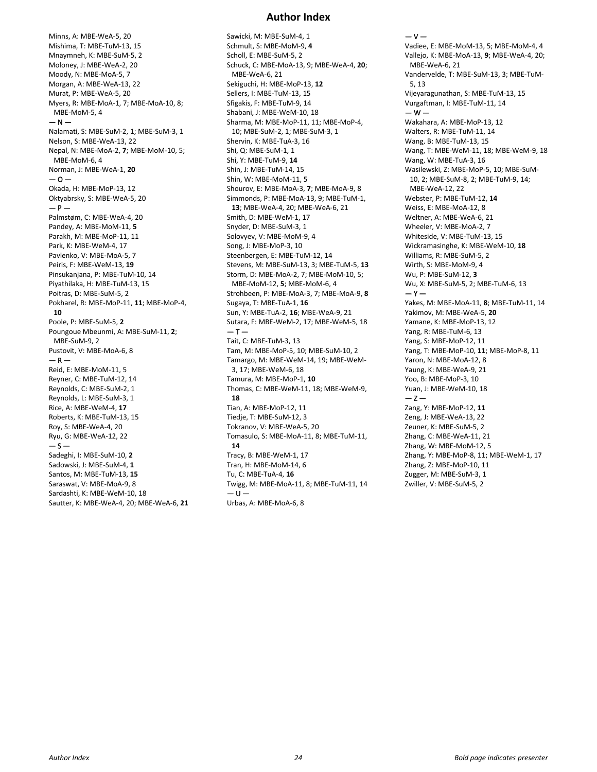# Author Index

Minns, A: MBE-WeA-5, 20
Mishima, T: MBE-TuM-13, 15
Mnaymneh, K: MBE-SuM-5, 2
Moloney, J: MBE-WeA-2, 20
Moody, N: MBE-MoA-5, 7
Morgan, A: MBE-WeA-13, 22
Murat, P: MBE-WeA-5, 20
Myers, R: MBE-MoA-1, 7; MBE-MoA-10, 8; MBE-MoM-5, 4

**— N —**

Nalamati, S: MBE-SuM-2, 1; MBE-SuM-3, 1
Nelson, S: MBE-WeA-13, 22
Nepal, N: MBE-MoA-2, **7**; MBE-MoM-10, 5; MBE-MoM-6, 4
Norman, J: MBE-WeA-1, **20**

— O —

Okada, H: MBE-MoP-13, 12
Oktyabrsky, S: MBE-WeA-5, 20

— P —

Palmstøm, C: MBE-WeA-4, 20
Pandey, A: MBE-MoM-11, **5**
Parakh, M: MBE-MoP-11, 11
Park, K: MBE-WeM-4, 17
Pavlenko, V: MBE-MoA-5, 7
Peiris, F: MBE-WeM-13, **19**
Pinsukanjana, P: MBE-TuM-10, 14
Piyathilaka, H: MBE-TuM-13, 15
Poitras, D: MBE-SuM-5, 2
Pokharel, R: MBE-MoP-11, **11**; MBE-MoP-4, **10**
Poole, P: MBE-SuM-5, **2**
Poungoue Mbeunmi, A: MBE-SuM-11, **2**; MBE-SuM-9, 2
Pustovit, V: MBE-MoA-6, 8

— R —

Reid, E: MBE-MoM-11, 5
Reyner, C: MBE-TuM-12, 14
Reynolds, C: MBE-SuM-2, 1
Reynolds, L: MBE-SuM-3, 1
Rice, A: MBE-WeM-4, **17**
Roberts, K: MBE-TuM-13, 15
Roy, S: MBE-WeA-4, 20
Ryu, G: MBE-WeA-12, 22

— S —

Sadeghi, I: MBE-SuM-10, **2**
Sadowski, J: MBE-SuM-4, **1**
Santos, M: MBE-TuM-13, **15**
Saraswat, V: MBE-MoA-9, 8
Sardashti, K: MBE-WeM-10, 18
Sautter, K: MBE-WeA-4, 20; MBE-WeA-6, **21**
Sawicki, M: MBE-SuM-4, 1
Schmult, S: MBE-MoM-9, **4**
Scholl, E: MBE-SuM-5, 2
Schuck, C: MBE-MoA-13, 9; MBE-WeA-4, **20**; MBE-WeA-6, 21
Sekiguchi, H: MBE-MoP-13, **12**
Sellers, I: MBE-TuM-13, 15
Sfigakis, F: MBE-TuM-9, 14
Shabani, J: MBE-WeM-10, 18
Sharma, M: MBE-MoP-11, 11; MBE-MoP-4, 10; MBE-SuM-2, 1; MBE-SuM-3, 1
Shervin, K: MBE-TuA-3, 16
Shi, Q: MBE-SuM-1, 1
Shi, Y: MBE-TuM-9, **14**
Shin, J: MBE-TuM-14, 15
Shin, W: MBE-MoM-11, 5
Shourov, E: MBE-MoA-3, **7**; MBE-MoA-9, 8
Simmonds, P: MBE-MoA-13, 9; MBE-TuM-1, **13**; MBE-WeA-4, 20; MBE-WeA-6, 21
Smith, D: MBE-WeM-1, 17
Snyder, D: MBE-SuM-3, 1
Solovyev, V: MBE-MoM-9, 4
Song, J: MBE-MoP-3, 10
Steenbergen, E: MBE-TuM-12, 14
Stevens, M: MBE-SuM-13, 3; MBE-TuM-5, **13**
Storm, D: MBE-MoA-2, 7; MBE-MoM-10, 5; MBE-MoM-12, **5**; MBE-MoM-6, 4
Strohbeen, P: MBE-MoA-3, 7; MBE-MoA-9, **8**
Sugaya, T: MBE-TuA-1, **16**
Sun, Y: MBE-TuA-2, **16**; MBE-WeA-9, 21
Sutara, F: MBE-WeM-2, 17; MBE-WeM-5, 18

— T —

Tait, C: MBE-TuM-3, 13
Tam, M: MBE-MoP-5, 10; MBE-SuM-10, 2
Tamargo, M: MBE-WeM-14, 19; MBE-WeM-3, 17; MBE-WeM-6, 18
Tamura, M: MBE-MoP-1, **10**
Thomas, C: MBE-WeM-11, 18; MBE-WeM-9, **18**
Tian, A: MBE-MoP-12, 11
Tiedje, T: MBE-SuM-12, 3
Tokranov, V: MBE-WeA-5, 20
Tomasulo, S: MBE-MoA-11, 8; MBE-TuM-11, **14**
Tracy, B: MBE-WeM-1, 17
Tran, H: MBE-MoM-14, 6
Tu, C: MBE-TuA-4, **16**
Twigg, M: MBE-MoA-11, 8; MBE-TuM-11, 14

— U —

Urbas, A: MBE-MoA-6, 8

— V —

Vadiee, E: MBE-MoM-13, 5; MBE-MoM-4, 4
Vallejo, K: MBE-MoA-13, **9**; MBE-WeA-4, 20; MBE-WeA-6, 21
Vandervelde, T: MBE-SuM-13, 3; MBE-TuM-5, 13
Vijeyaragunathan, S: MBE-TuM-13, 15
Vurgaftman, I: MBE-TuM-11, 14

— W —

Wakahara, A: MBE-MoP-13, 12
Walters, R: MBE-TuM-11, 14
Wang, B: MBE-TuM-13, 15
Wang, T: MBE-WeM-11, 18; MBE-WeM-9, 18
Wang, W: MBE-TuA-3, 16
Wasilewski, Z: MBE-MoP-5, 10; MBE-SuM-10, 2; MBE-SuM-8, 2; MBE-TuM-9, 14; MBE-WeA-12, 22
Webster, P: MBE-TuM-12, **14**
Weiss, E: MBE-MoA-12, 8
Weltner, A: MBE-WeA-6, 21
Wheeler, V: MBE-MoA-2, 7
Whiteside, V: MBE-TuM-13, 15
Wickramasinghe, K: MBE-WeM-10, **18**
Williams, R: MBE-SuM-5, 2
Wirth, S: MBE-MoM-9, 4
Wu, P: MBE-SuM-12, **3**
Wu, X: MBE-SuM-5, 2; MBE-TuM-6, 13

— Y —

Yakes, M: MBE-MoA-11, **8**; MBE-TuM-11, 14
Yakimov, M: MBE-WeA-5, **20**
Yamane, K: MBE-MoP-13, 12
Yang, R: MBE-TuM-6, 13
Yang, S: MBE-MoP-12, 11
Yang, T: MBE-MoP-10, **11**; MBE-MoP-8, 11
Yaron, N: MBE-MoA-12, 8
Yaung, K: MBE-WeA-9, 21
Yoo, B: MBE-MoP-3, 10
Yuan, J: MBE-WeM-10, 18

— Z —

Zang, Y: MBE-MoP-12, **11**
Zeng, J: MBE-WeA-13, 22
Zeuner, K: MBE-SuM-5, 2
Zhang, C: MBE-WeA-11, 21
Zhang, W: MBE-MoM-12, 5
Zhang, Y: MBE-MoP-8, 11; MBE-WeM-1, 17
Zhang, Z: MBE-MoP-10, 11
Zugger, M: MBE-SuM-3, 1
Zwiller, V: MBE-SuM-5, 2